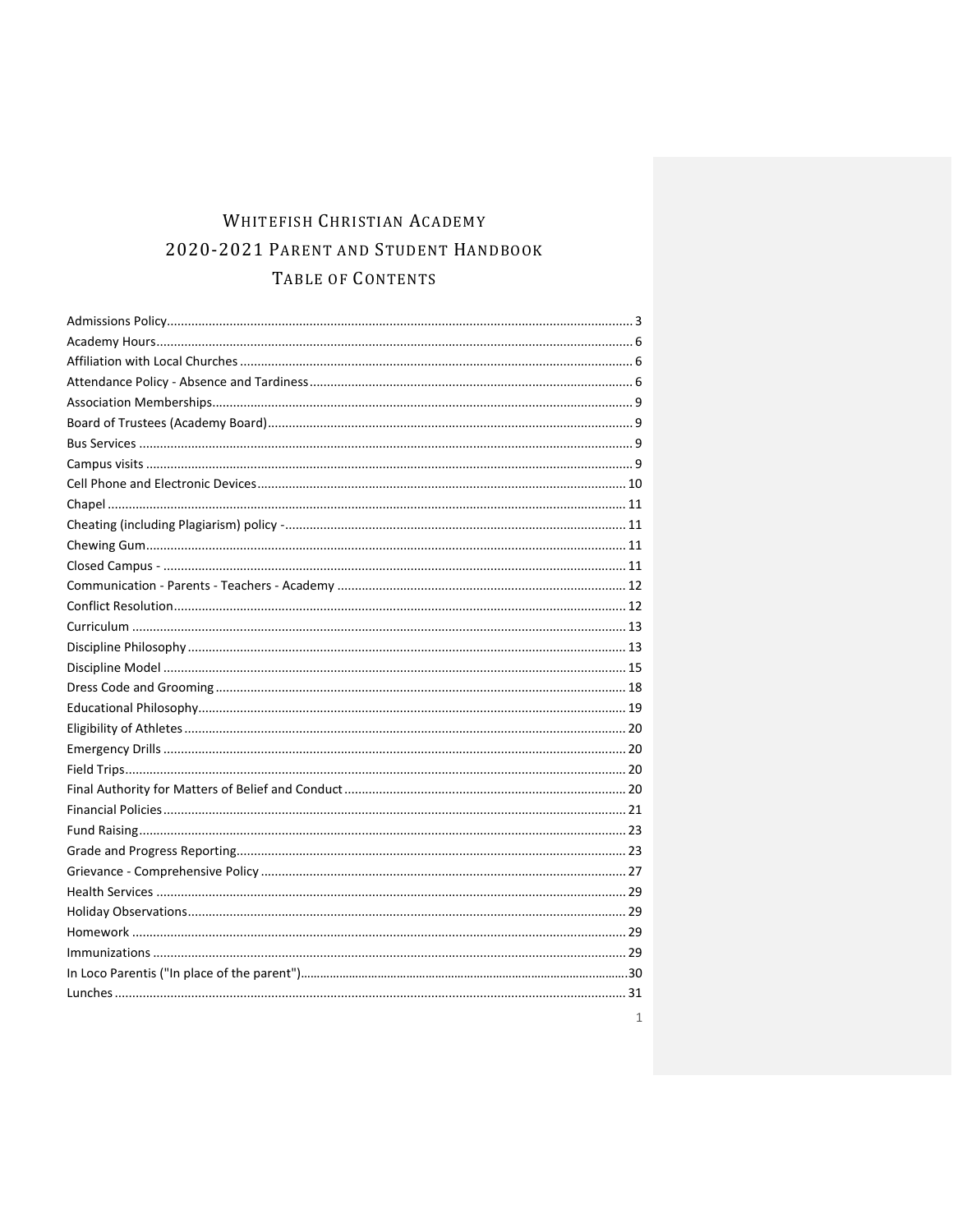# Whitefish Christian Academy

## 2020-2021 Parent and Student Handbook

### Table of Contents

| Section | Page |
|---|---|
| Admissions Policy | 3 |
| Academy Hours | 6 |
| Affiliation with Local Churches | 6 |
| Attendance Policy - Absence and Tardiness | 6 |
| Association Memberships | 9 |
| Board of Trustees (Academy Board) | 9 |
| Bus Services | 9 |
| Campus visits | 9 |
| Cell Phone and Electronic Devices | 10 |
| Chapel | 11 |
| Cheating (including Plagiarism) policy - | 11 |
| Chewing Gum | 11 |
| Closed Campus - | 11 |
| Communication - Parents - Teachers - Academy | 12 |
| Conflict Resolution | 12 |
| Curriculum | 13 |
| Discipline Philosophy | 13 |
| Discipline Model | 15 |
| Dress Code and Grooming | 18 |
| Educational Philosophy | 19 |
| Eligibility of Athletes | 20 |
| Emergency Drills | 20 |
| Field Trips | 20 |
| Final Authority for Matters of Belief and Conduct | 20 |
| Financial Policies | 21 |
| Fund Raising | 23 |
| Grade and Progress Reporting | 23 |
| Grievance - Comprehensive Policy | 27 |
| Health Services | 29 |
| Holiday Observations | 29 |
| Homework | 29 |
| Immunizations | 29 |
| In Loco Parentis ("In place of the parent") | 30 |
| Lunches | 31 |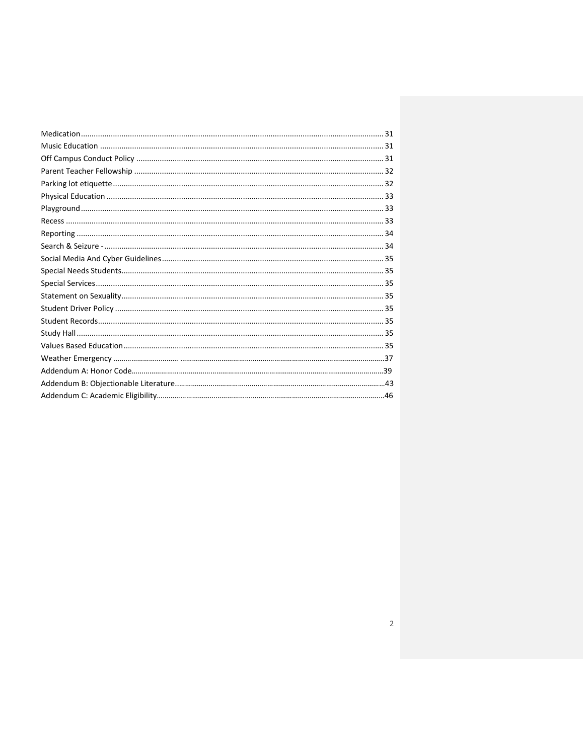Medication .......................................................................................................................................... 31
Music Education .................................................................................................................................. 31
Off Campus Conduct Policy ................................................................................................................. 31
Parent Teacher Fellowship .................................................................................................................. 32
Parking lot etiquette ............................................................................................................................ 32
Physical Education ............................................................................................................................... 33
Playground ........................................................................................................................................... 33
Recess .................................................................................................................................................. 33
Reporting ............................................................................................................................................. 34
Search & Seizure - ................................................................................................................................ 34
Social Media And Cyber Guidelines ...................................................................................................... 35
Special Needs Students ......................................................................................................................... 35
Special Services ..................................................................................................................................... 35
Statement on Sexuality ......................................................................................................................... 35
Student Driver Policy ............................................................................................................................ 35
Student Records .................................................................................................................................... 35
Study Hall .............................................................................................................................................. 35
Values Based Education ........................................................................................................................ 35
Weather Emergency ................................ ......................................................................................... 37
Addendum A: Honor Code .................................................................................................................... 39
Addendum B: Objectionable Literature ................................................................................................. 43
Addendum C: Academic Eligibility ......................................................................................................... 46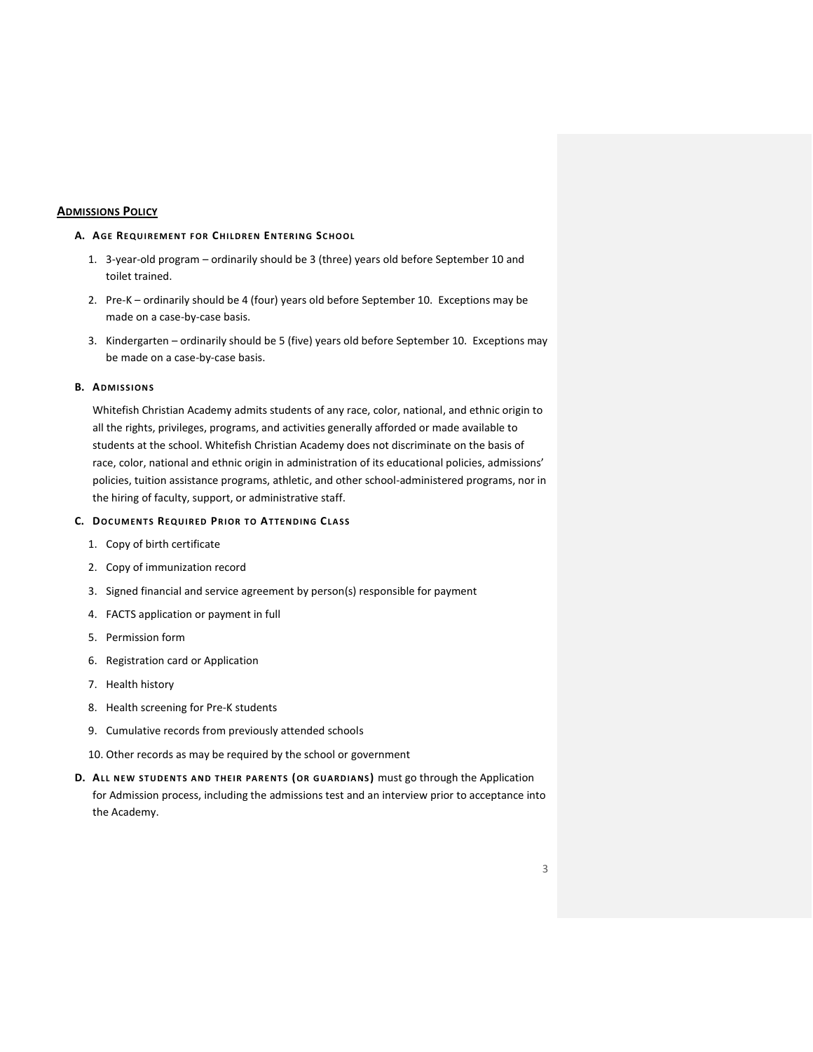## Admissions Policy

### A. Age Requirement for Children Entering School

1. 3-year-old program – ordinarily should be 3 (three) years old before September 10 and toilet trained.
2. Pre-K – ordinarily should be 4 (four) years old before September 10. Exceptions may be made on a case-by-case basis.
3. Kindergarten – ordinarily should be 5 (five) years old before September 10. Exceptions may be made on a case-by-case basis.

### B. Admissions

Whitefish Christian Academy admits students of any race, color, national, and ethnic origin to all the rights, privileges, programs, and activities generally afforded or made available to students at the school. Whitefish Christian Academy does not discriminate on the basis of race, color, national and ethnic origin in administration of its educational policies, admissions' policies, tuition assistance programs, athletic, and other school-administered programs, nor in the hiring of faculty, support, or administrative staff.

### C. Documents Required Prior to Attending Class

1. Copy of birth certificate
2. Copy of immunization record
3. Signed financial and service agreement by person(s) responsible for payment
4. FACTS application or payment in full
5. Permission form
6. Registration card or Application
7. Health history
8. Health screening for Pre-K students
9. Cumulative records from previously attended schools
10. Other records as may be required by the school or government

**D. All new students and their parents (or guardians)** must go through the Application for Admission process, including the admissions test and an interview prior to acceptance into the Academy.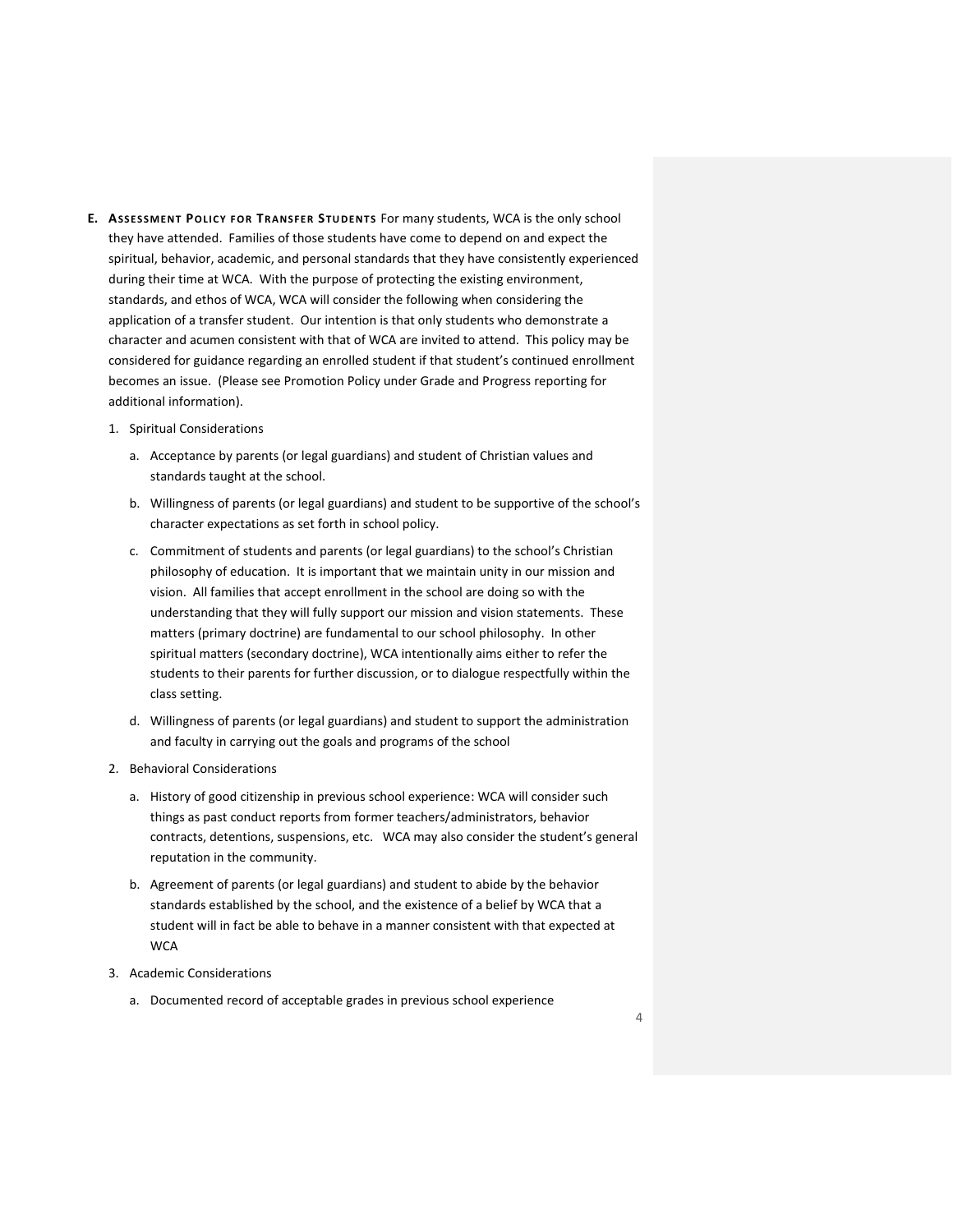**E. Assessment Policy for Transfer Students** For many students, WCA is the only school they have attended. Families of those students have come to depend on and expect the spiritual, behavior, academic, and personal standards that they have consistently experienced during their time at WCA. With the purpose of protecting the existing environment, standards, and ethos of WCA, WCA will consider the following when considering the application of a transfer student. Our intention is that only students who demonstrate a character and acumen consistent with that of WCA are invited to attend. This policy may be considered for guidance regarding an enrolled student if that student's continued enrollment becomes an issue. (Please see Promotion Policy under Grade and Progress reporting for additional information).

1. Spiritual Considerations
   a. Acceptance by parents (or legal guardians) and student of Christian values and standards taught at the school.
   b. Willingness of parents (or legal guardians) and student to be supportive of the school's character expectations as set forth in school policy.
   c. Commitment of students and parents (or legal guardians) to the school's Christian philosophy of education. It is important that we maintain unity in our mission and vision. All families that accept enrollment in the school are doing so with the understanding that they will fully support our mission and vision statements. These matters (primary doctrine) are fundamental to our school philosophy. In other spiritual matters (secondary doctrine), WCA intentionally aims either to refer the students to their parents for further discussion, or to dialogue respectfully within the class setting.
   d. Willingness of parents (or legal guardians) and student to support the administration and faculty in carrying out the goals and programs of the school
2. Behavioral Considerations
   a. History of good citizenship in previous school experience: WCA will consider such things as past conduct reports from former teachers/administrators, behavior contracts, detentions, suspensions, etc. WCA may also consider the student's general reputation in the community.
   b. Agreement of parents (or legal guardians) and student to abide by the behavior standards established by the school, and the existence of a belief by WCA that a student will in fact be able to behave in a manner consistent with that expected at WCA
3. Academic Considerations
   a. Documented record of acceptable grades in previous school experience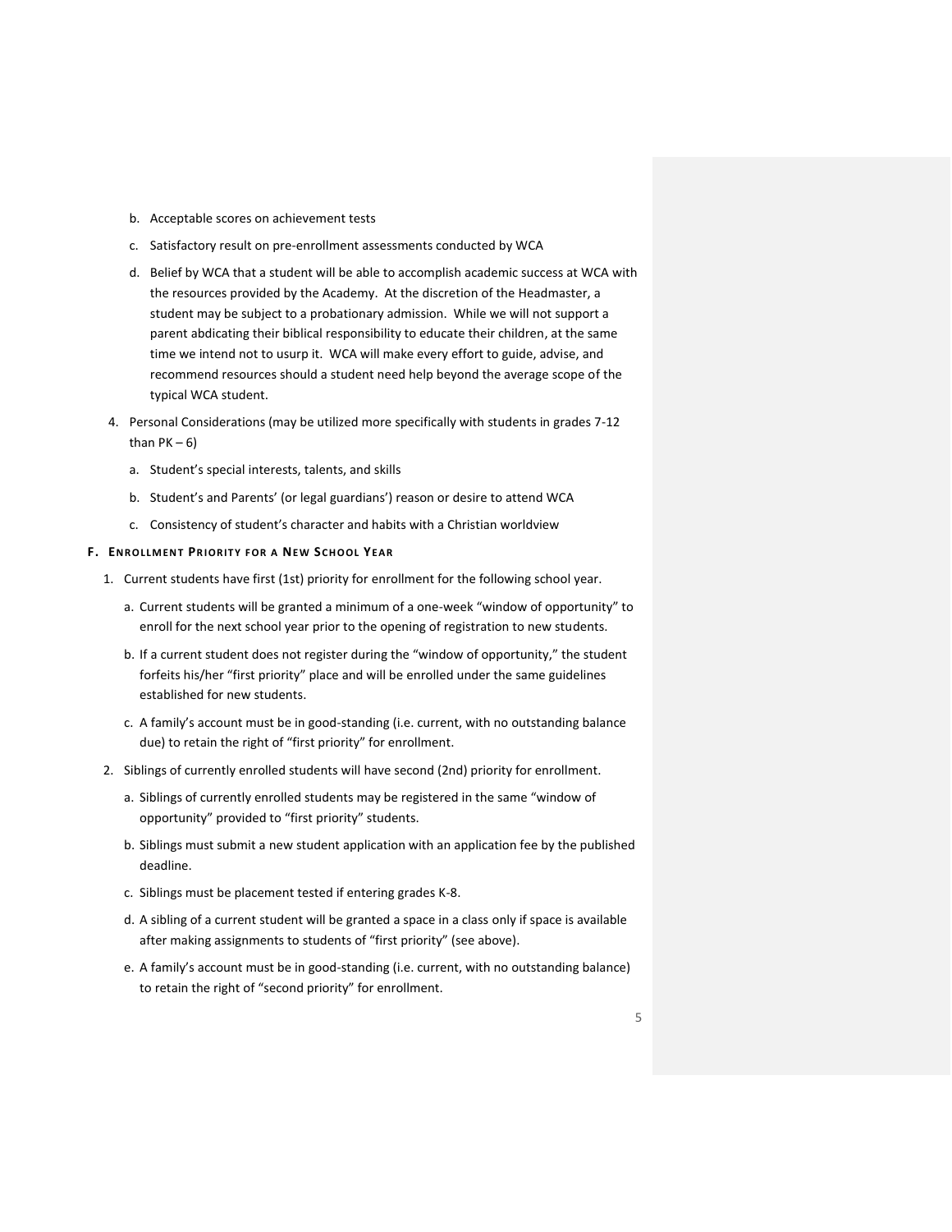b. Acceptable scores on achievement tests

c. Satisfactory result on pre-enrollment assessments conducted by WCA

d. Belief by WCA that a student will be able to accomplish academic success at WCA with the resources provided by the Academy. At the discretion of the Headmaster, a student may be subject to a probationary admission. While we will not support a parent abdicating their biblical responsibility to educate their children, at the same time we intend not to usurp it. WCA will make every effort to guide, advise, and recommend resources should a student need help beyond the average scope of the typical WCA student.

4. Personal Considerations (may be utilized more specifically with students in grades 7-12 than PK – 6)

   a. Student's special interests, talents, and skills

   b. Student's and Parents' (or legal guardians') reason or desire to attend WCA

   c. Consistency of student's character and habits with a Christian worldview

### F. Enrollment Priority for a New School Year

1. Current students have first (1st) priority for enrollment for the following school year.

   a. Current students will be granted a minimum of a one-week "window of opportunity" to enroll for the next school year prior to the opening of registration to new students.

   b. If a current student does not register during the "window of opportunity," the student forfeits his/her "first priority" place and will be enrolled under the same guidelines established for new students.

   c. A family's account must be in good-standing (i.e. current, with no outstanding balance due) to retain the right of "first priority" for enrollment.

2. Siblings of currently enrolled students will have second (2nd) priority for enrollment.

   a. Siblings of currently enrolled students may be registered in the same "window of opportunity" provided to "first priority" students.

   b. Siblings must submit a new student application with an application fee by the published deadline.

   c. Siblings must be placement tested if entering grades K-8.

   d. A sibling of a current student will be granted a space in a class only if space is available after making assignments to students of "first priority" (see above).

   e. A family's account must be in good-standing (i.e. current, with no outstanding balance) to retain the right of "second priority" for enrollment.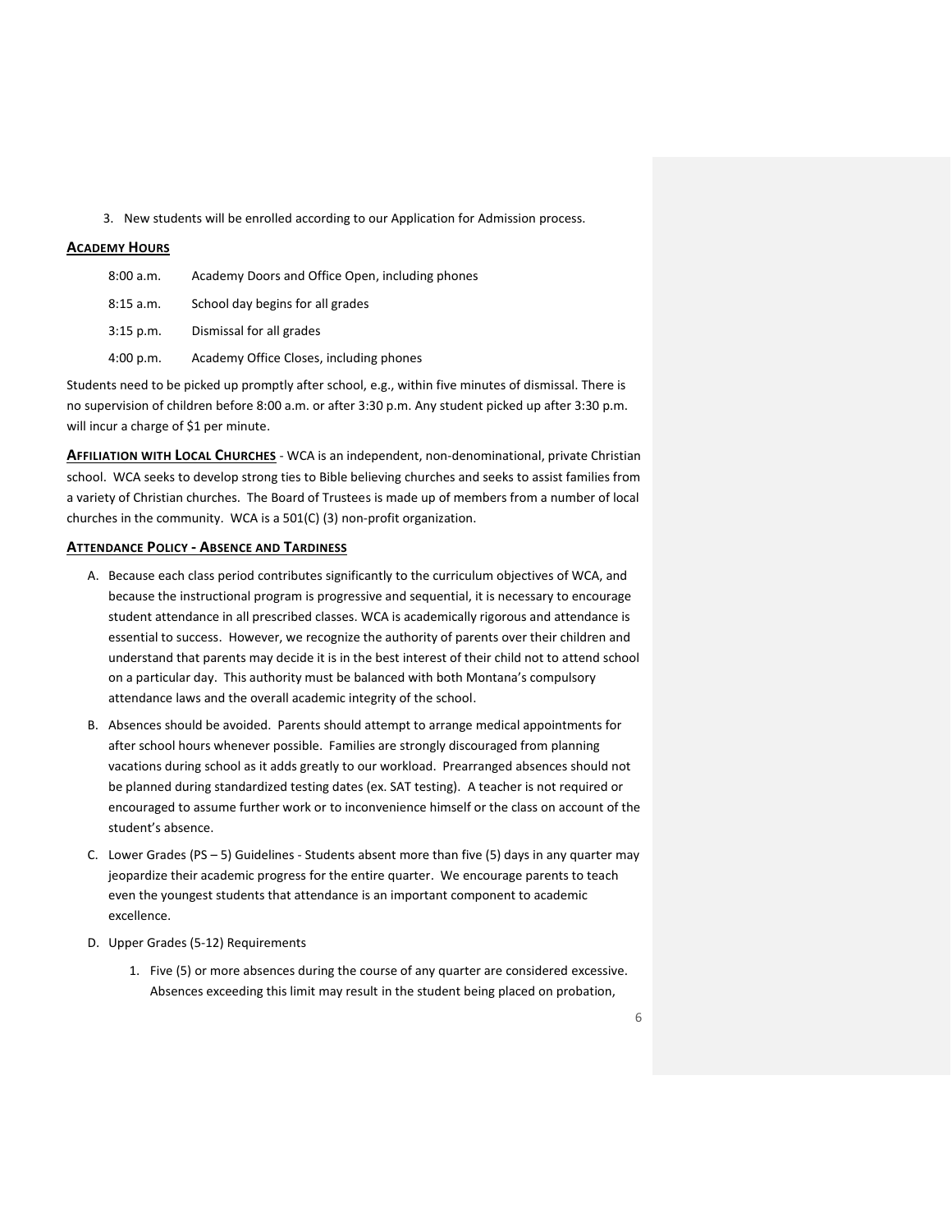3. New students will be enrolled according to our Application for Admission process.

## ACADEMY HOURS

| | |
|---|---|
| 8:00 a.m. | Academy Doors and Office Open, including phones |
| 8:15 a.m. | School day begins for all grades |
| 3:15 p.m. | Dismissal for all grades |
| 4:00 p.m. | Academy Office Closes, including phones |

Students need to be picked up promptly after school, e.g., within five minutes of dismissal. There is no supervision of children before 8:00 a.m. or after 3:30 p.m. Any student picked up after 3:30 p.m. will incur a charge of $1 per minute.

**AFFILIATION WITH LOCAL CHURCHES** - WCA is an independent, non-denominational, private Christian school. WCA seeks to develop strong ties to Bible believing churches and seeks to assist families from a variety of Christian churches. The Board of Trustees is made up of members from a number of local churches in the community. WCA is a 501(C) (3) non-profit organization.

## ATTENDANCE POLICY - ABSENCE AND TARDINESS

A. Because each class period contributes significantly to the curriculum objectives of WCA, and because the instructional program is progressive and sequential, it is necessary to encourage student attendance in all prescribed classes. WCA is academically rigorous and attendance is essential to success. However, we recognize the authority of parents over their children and understand that parents may decide it is in the best interest of their child not to attend school on a particular day. This authority must be balanced with both Montana's compulsory attendance laws and the overall academic integrity of the school.

B. Absences should be avoided. Parents should attempt to arrange medical appointments for after school hours whenever possible. Families are strongly discouraged from planning vacations during school as it adds greatly to our workload. Prearranged absences should not be planned during standardized testing dates (ex. SAT testing). A teacher is not required or encouraged to assume further work or to inconvenience himself or the class on account of the student's absence.

C. Lower Grades (PS – 5) Guidelines - Students absent more than five (5) days in any quarter may jeopardize their academic progress for the entire quarter. We encourage parents to teach even the youngest students that attendance is an important component to academic excellence.

D. Upper Grades (5-12) Requirements

   1. Five (5) or more absences during the course of any quarter are considered excessive. Absences exceeding this limit may result in the student being placed on probation,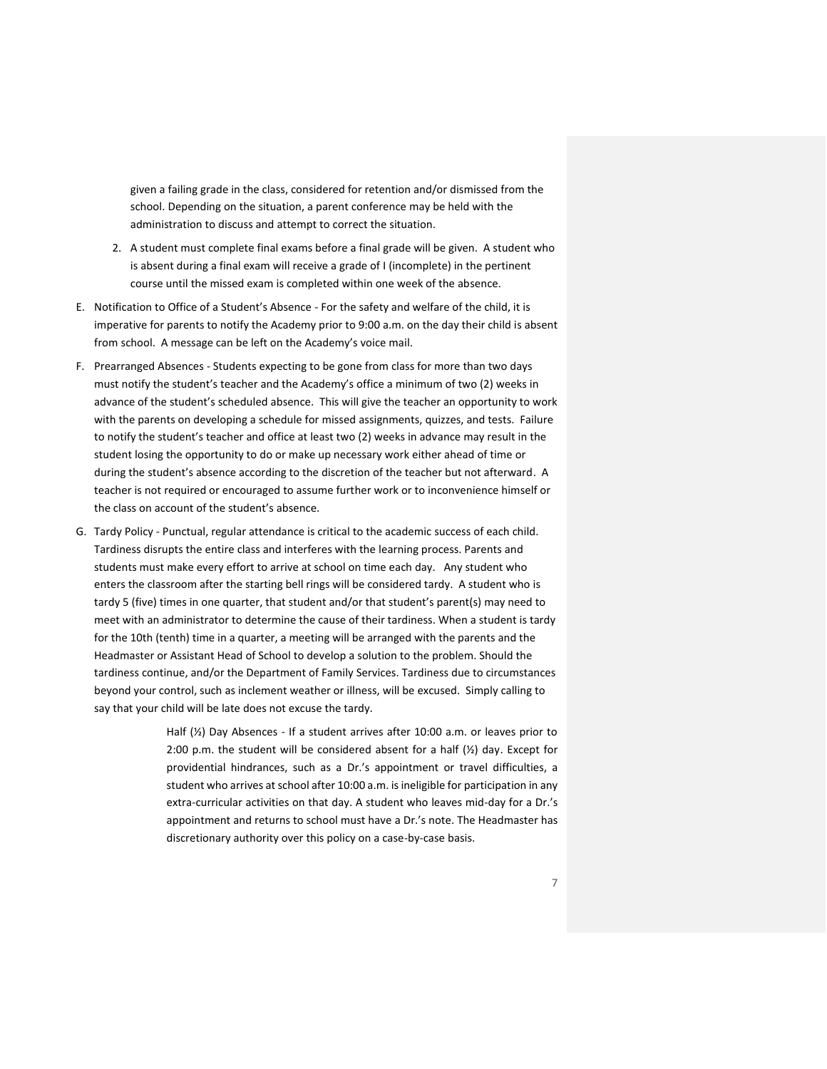given a failing grade in the class, considered for retention and/or dismissed from the school. Depending on the situation, a parent conference may be held with the administration to discuss and attempt to correct the situation.

2. A student must complete final exams before a final grade will be given. A student who is absent during a final exam will receive a grade of I (incomplete) in the pertinent course until the missed exam is completed within one week of the absence.

E. Notification to Office of a Student's Absence - For the safety and welfare of the child, it is imperative for parents to notify the Academy prior to 9:00 a.m. on the day their child is absent from school. A message can be left on the Academy's voice mail.

F. Prearranged Absences - Students expecting to be gone from class for more than two days must notify the student's teacher and the Academy's office a minimum of two (2) weeks in advance of the student's scheduled absence. This will give the teacher an opportunity to work with the parents on developing a schedule for missed assignments, quizzes, and tests. Failure to notify the student's teacher and office at least two (2) weeks in advance may result in the student losing the opportunity to do or make up necessary work either ahead of time or during the student's absence according to the discretion of the teacher but not afterward. A teacher is not required or encouraged to assume further work or to inconvenience himself or the class on account of the student's absence.

G. Tardy Policy - Punctual, regular attendance is critical to the academic success of each child. Tardiness disrupts the entire class and interferes with the learning process. Parents and students must make every effort to arrive at school on time each day. Any student who enters the classroom after the starting bell rings will be considered tardy. A student who is tardy 5 (five) times in one quarter, that student and/or that student's parent(s) may need to meet with an administrator to determine the cause of their tardiness. When a student is tardy for the 10th (tenth) time in a quarter, a meeting will be arranged with the parents and the Headmaster or Assistant Head of School to develop a solution to the problem. Should the tardiness continue, and/or the Department of Family Services. Tardiness due to circumstances beyond your control, such as inclement weather or illness, will be excused. Simply calling to say that your child will be late does not excuse the tardy.

Half (½) Day Absences - If a student arrives after 10:00 a.m. or leaves prior to 2:00 p.m. the student will be considered absent for a half (½) day. Except for providential hindrances, such as a Dr.'s appointment or travel difficulties, a student who arrives at school after 10:00 a.m. is ineligible for participation in any extra-curricular activities on that day. A student who leaves mid-day for a Dr.'s appointment and returns to school must have a Dr.'s note. The Headmaster has discretionary authority over this policy on a case-by-case basis.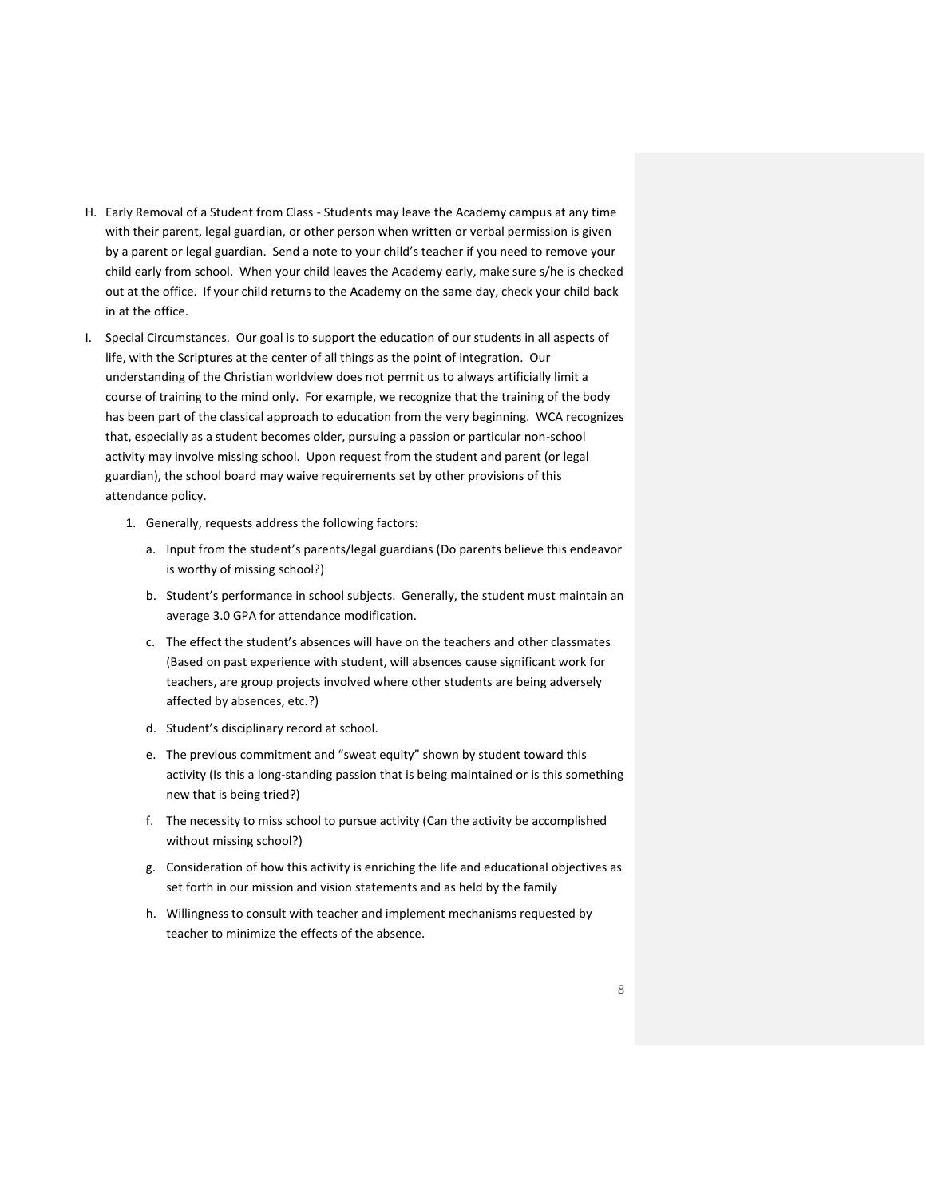H. Early Removal of a Student from Class - Students may leave the Academy campus at any time with their parent, legal guardian, or other person when written or verbal permission is given by a parent or legal guardian. Send a note to your child's teacher if you need to remove your child early from school. When your child leaves the Academy early, make sure s/he is checked out at the office. If your child returns to the Academy on the same day, check your child back in at the office.

I. Special Circumstances. Our goal is to support the education of our students in all aspects of life, with the Scriptures at the center of all things as the point of integration. Our understanding of the Christian worldview does not permit us to always artificially limit a course of training to the mind only. For example, we recognize that the training of the body has been part of the classical approach to education from the very beginning. WCA recognizes that, especially as a student becomes older, pursuing a passion or particular non-school activity may involve missing school. Upon request from the student and parent (or legal guardian), the school board may waive requirements set by other provisions of this attendance policy.

   1. Generally, requests address the following factors:

      a. Input from the student's parents/legal guardians (Do parents believe this endeavor is worthy of missing school?)

      b. Student's performance in school subjects. Generally, the student must maintain an average 3.0 GPA for attendance modification.

      c. The effect the student's absences will have on the teachers and other classmates (Based on past experience with student, will absences cause significant work for teachers, are group projects involved where other students are being adversely affected by absences, etc.?)

      d. Student's disciplinary record at school.

      e. The previous commitment and "sweat equity" shown by student toward this activity (Is this a long-standing passion that is being maintained or is this something new that is being tried?)

      f. The necessity to miss school to pursue activity (Can the activity be accomplished without missing school?)

      g. Consideration of how this activity is enriching the life and educational objectives as set forth in our mission and vision statements and as held by the family

      h. Willingness to consult with teacher and implement mechanisms requested by teacher to minimize the effects of the absence.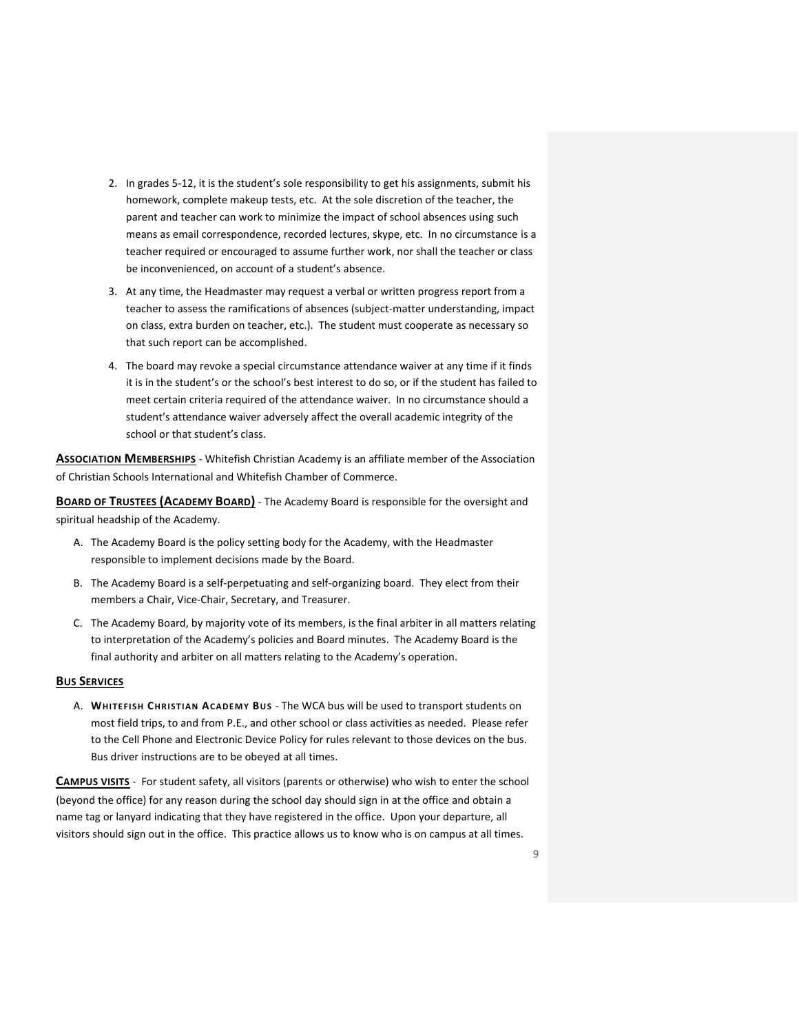2. In grades 5-12, it is the student's sole responsibility to get his assignments, submit his homework, complete makeup tests, etc. At the sole discretion of the teacher, the parent and teacher can work to minimize the impact of school absences using such means as email correspondence, recorded lectures, skype, etc. In no circumstance is a teacher required or encouraged to assume further work, nor shall the teacher or class be inconvenienced, on account of a student's absence.
3. At any time, the Headmaster may request a verbal or written progress report from a teacher to assess the ramifications of absences (subject-matter understanding, impact on class, extra burden on teacher, etc.). The student must cooperate as necessary so that such report can be accomplished.
4. The board may revoke a special circumstance attendance waiver at any time if it finds it is in the student's or the school's best interest to do so, or if the student has failed to meet certain criteria required of the attendance waiver. In no circumstance should a student's attendance waiver adversely affect the overall academic integrity of the school or that student's class.

**ASSOCIATION MEMBERSHIPS** - Whitefish Christian Academy is an affiliate member of the Association of Christian Schools International and Whitefish Chamber of Commerce.

**BOARD OF TRUSTEES (ACADEMY BOARD)** - The Academy Board is responsible for the oversight and spiritual headship of the Academy.

A. The Academy Board is the policy setting body for the Academy, with the Headmaster responsible to implement decisions made by the Board.
B. The Academy Board is a self-perpetuating and self-organizing board. They elect from their members a Chair, Vice-Chair, Secretary, and Treasurer.
C. The Academy Board, by majority vote of its members, is the final arbiter in all matters relating to interpretation of the Academy's policies and Board minutes. The Academy Board is the final authority and arbiter on all matters relating to the Academy's operation.

**BUS SERVICES**

A. **WHITEFISH CHRISTIAN ACADEMY BUS** - The WCA bus will be used to transport students on most field trips, to and from P.E., and other school or class activities as needed. Please refer to the Cell Phone and Electronic Device Policy for rules relevant to those devices on the bus. Bus driver instructions are to be obeyed at all times.

**CAMPUS VISITS** - For student safety, all visitors (parents or otherwise) who wish to enter the school (beyond the office) for any reason during the school day should sign in at the office and obtain a name tag or lanyard indicating that they have registered in the office. Upon your departure, all visitors should sign out in the office. This practice allows us to know who is on campus at all times.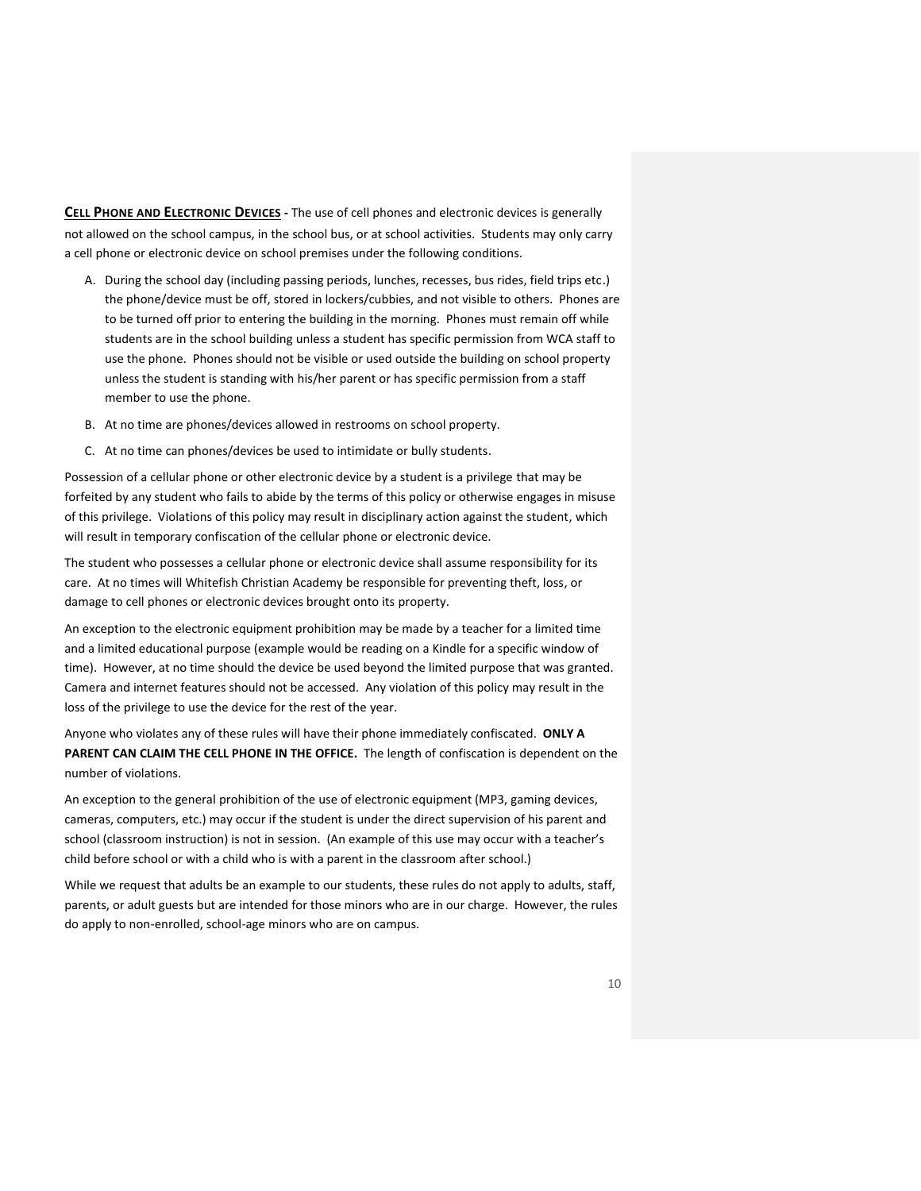**CELL PHONE AND ELECTRONIC DEVICES -** The use of cell phones and electronic devices is generally not allowed on the school campus, in the school bus, or at school activities. Students may only carry a cell phone or electronic device on school premises under the following conditions.

A. During the school day (including passing periods, lunches, recesses, bus rides, field trips etc.) the phone/device must be off, stored in lockers/cubbies, and not visible to others. Phones are to be turned off prior to entering the building in the morning. Phones must remain off while students are in the school building unless a student has specific permission from WCA staff to use the phone. Phones should not be visible or used outside the building on school property unless the student is standing with his/her parent or has specific permission from a staff member to use the phone.
B. At no time are phones/devices allowed in restrooms on school property.
C. At no time can phones/devices be used to intimidate or bully students.

Possession of a cellular phone or other electronic device by a student is a privilege that may be forfeited by any student who fails to abide by the terms of this policy or otherwise engages in misuse of this privilege. Violations of this policy may result in disciplinary action against the student, which will result in temporary confiscation of the cellular phone or electronic device.

The student who possesses a cellular phone or electronic device shall assume responsibility for its care. At no times will Whitefish Christian Academy be responsible for preventing theft, loss, or damage to cell phones or electronic devices brought onto its property.

An exception to the electronic equipment prohibition may be made by a teacher for a limited time and a limited educational purpose (example would be reading on a Kindle for a specific window of time). However, at no time should the device be used beyond the limited purpose that was granted. Camera and internet features should not be accessed. Any violation of this policy may result in the loss of the privilege to use the device for the rest of the year.

Anyone who violates any of these rules will have their phone immediately confiscated. **ONLY A PARENT CAN CLAIM THE CELL PHONE IN THE OFFICE.** The length of confiscation is dependent on the number of violations.

An exception to the general prohibition of the use of electronic equipment (MP3, gaming devices, cameras, computers, etc.) may occur if the student is under the direct supervision of his parent and school (classroom instruction) is not in session. (An example of this use may occur with a teacher's child before school or with a child who is with a parent in the classroom after school.)

While we request that adults be an example to our students, these rules do not apply to adults, staff, parents, or adult guests but are intended for those minors who are in our charge. However, the rules do apply to non-enrolled, school-age minors who are on campus.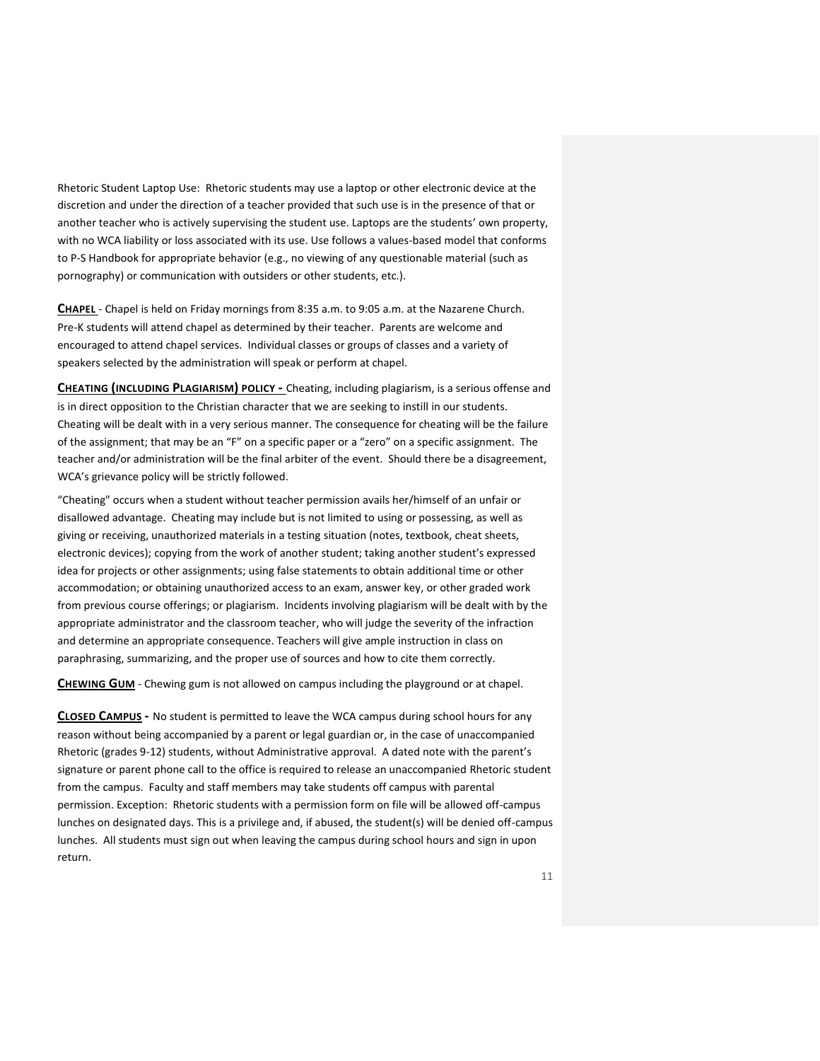Rhetoric Student Laptop Use: Rhetoric students may use a laptop or other electronic device at the discretion and under the direction of a teacher provided that such use is in the presence of that or another teacher who is actively supervising the student use. Laptops are the students' own property, with no WCA liability or loss associated with its use. Use follows a values-based model that conforms to P-S Handbook for appropriate behavior (e.g., no viewing of any questionable material (such as pornography) or communication with outsiders or other students, etc.).

**CHAPEL** - Chapel is held on Friday mornings from 8:35 a.m. to 9:05 a.m. at the Nazarene Church. Pre-K students will attend chapel as determined by their teacher. Parents are welcome and encouraged to attend chapel services. Individual classes or groups of classes and a variety of speakers selected by the administration will speak or perform at chapel.

**CHEATING (INCLUDING PLAGIARISM) POLICY -** Cheating, including plagiarism, is a serious offense and is in direct opposition to the Christian character that we are seeking to instill in our students. Cheating will be dealt with in a very serious manner. The consequence for cheating will be the failure of the assignment; that may be an "F" on a specific paper or a "zero" on a specific assignment. The teacher and/or administration will be the final arbiter of the event. Should there be a disagreement, WCA's grievance policy will be strictly followed.

"Cheating" occurs when a student without teacher permission avails her/himself of an unfair or disallowed advantage. Cheating may include but is not limited to using or possessing, as well as giving or receiving, unauthorized materials in a testing situation (notes, textbook, cheat sheets, electronic devices); copying from the work of another student; taking another student's expressed idea for projects or other assignments; using false statements to obtain additional time or other accommodation; or obtaining unauthorized access to an exam, answer key, or other graded work from previous course offerings; or plagiarism. Incidents involving plagiarism will be dealt with by the appropriate administrator and the classroom teacher, who will judge the severity of the infraction and determine an appropriate consequence. Teachers will give ample instruction in class on paraphrasing, summarizing, and the proper use of sources and how to cite them correctly.

**CHEWING GUM** - Chewing gum is not allowed on campus including the playground or at chapel.

**CLOSED CAMPUS -** No student is permitted to leave the WCA campus during school hours for any reason without being accompanied by a parent or legal guardian or, in the case of unaccompanied Rhetoric (grades 9-12) students, without Administrative approval. A dated note with the parent's signature or parent phone call to the office is required to release an unaccompanied Rhetoric student from the campus. Faculty and staff members may take students off campus with parental permission. Exception: Rhetoric students with a permission form on file will be allowed off-campus lunches on designated days. This is a privilege and, if abused, the student(s) will be denied off-campus lunches. All students must sign out when leaving the campus during school hours and sign in upon return.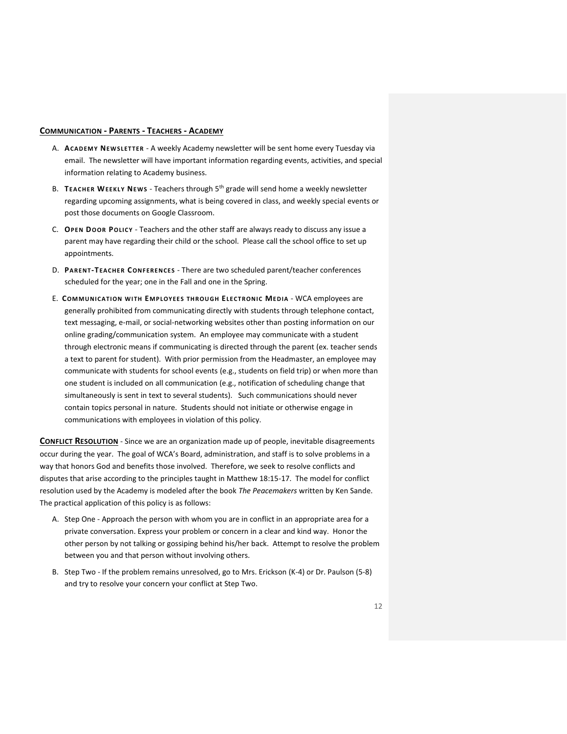## COMMUNICATION - PARENTS - TEACHERS - ACADEMY

A. **ACADEMY NEWSLETTER** - A weekly Academy newsletter will be sent home every Tuesday via email. The newsletter will have important information regarding events, activities, and special information relating to Academy business.

B. **TEACHER WEEKLY NEWS** - Teachers through 5th grade will send home a weekly newsletter regarding upcoming assignments, what is being covered in class, and weekly special events or post those documents on Google Classroom.

C. **OPEN DOOR POLICY** - Teachers and the other staff are always ready to discuss any issue a parent may have regarding their child or the school. Please call the school office to set up appointments.

D. **PARENT-TEACHER CONFERENCES** - There are two scheduled parent/teacher conferences scheduled for the year; one in the Fall and one in the Spring.

E. **COMMUNICATION WITH EMPLOYEES THROUGH ELECTRONIC MEDIA** - WCA employees are generally prohibited from communicating directly with students through telephone contact, text messaging, e-mail, or social-networking websites other than posting information on our online grading/communication system. An employee may communicate with a student through electronic means if communicating is directed through the parent (ex. teacher sends a text to parent for student). With prior permission from the Headmaster, an employee may communicate with students for school events (e.g., students on field trip) or when more than one student is included on all communication (e.g., notification of scheduling change that simultaneously is sent in text to several students). Such communications should never contain topics personal in nature. Students should not initiate or otherwise engage in communications with employees in violation of this policy.

**CONFLICT RESOLUTION** - Since we are an organization made up of people, inevitable disagreements occur during the year. The goal of WCA's Board, administration, and staff is to solve problems in a way that honors God and benefits those involved. Therefore, we seek to resolve conflicts and disputes that arise according to the principles taught in Matthew 18:15-17. The model for conflict resolution used by the Academy is modeled after the book *The Peacemakers* written by Ken Sande. The practical application of this policy is as follows:

A. Step One - Approach the person with whom you are in conflict in an appropriate area for a private conversation. Express your problem or concern in a clear and kind way. Honor the other person by not talking or gossiping behind his/her back. Attempt to resolve the problem between you and that person without involving others.

B. Step Two - If the problem remains unresolved, go to Mrs. Erickson (K-4) or Dr. Paulson (5-8) and try to resolve your concern your conflict at Step Two.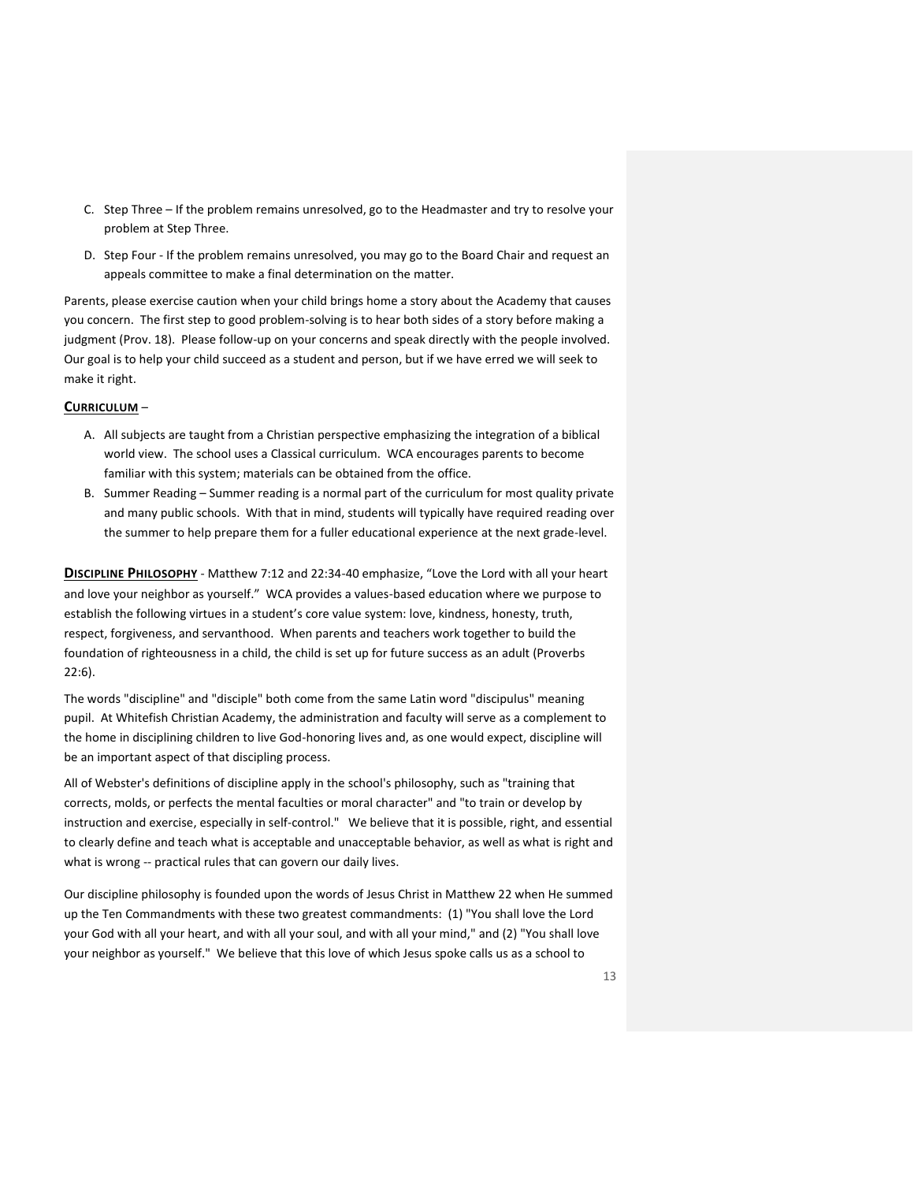C. Step Three – If the problem remains unresolved, go to the Headmaster and try to resolve your problem at Step Three.

D. Step Four - If the problem remains unresolved, you may go to the Board Chair and request an appeals committee to make a final determination on the matter.

Parents, please exercise caution when your child brings home a story about the Academy that causes you concern. The first step to good problem-solving is to hear both sides of a story before making a judgment (Prov. 18). Please follow-up on your concerns and speak directly with the people involved. Our goal is to help your child succeed as a student and person, but if we have erred we will seek to make it right.

**CURRICULUM** –

A. All subjects are taught from a Christian perspective emphasizing the integration of a biblical world view. The school uses a Classical curriculum. WCA encourages parents to become familiar with this system; materials can be obtained from the office.
B. Summer Reading – Summer reading is a normal part of the curriculum for most quality private and many public schools. With that in mind, students will typically have required reading over the summer to help prepare them for a fuller educational experience at the next grade-level.

**DISCIPLINE PHILOSOPHY** - Matthew 7:12 and 22:34-40 emphasize, "Love the Lord with all your heart and love your neighbor as yourself." WCA provides a values-based education where we purpose to establish the following virtues in a student's core value system: love, kindness, honesty, truth, respect, forgiveness, and servanthood. When parents and teachers work together to build the foundation of righteousness in a child, the child is set up for future success as an adult (Proverbs 22:6).

The words "discipline" and "disciple" both come from the same Latin word "discipulus" meaning pupil. At Whitefish Christian Academy, the administration and faculty will serve as a complement to the home in disciplining children to live God-honoring lives and, as one would expect, discipline will be an important aspect of that discipling process.

All of Webster's definitions of discipline apply in the school's philosophy, such as "training that corrects, molds, or perfects the mental faculties or moral character" and "to train or develop by instruction and exercise, especially in self-control." We believe that it is possible, right, and essential to clearly define and teach what is acceptable and unacceptable behavior, as well as what is right and what is wrong -- practical rules that can govern our daily lives.

Our discipline philosophy is founded upon the words of Jesus Christ in Matthew 22 when He summed up the Ten Commandments with these two greatest commandments: (1) "You shall love the Lord your God with all your heart, and with all your soul, and with all your mind," and (2) "You shall love your neighbor as yourself." We believe that this love of which Jesus spoke calls us as a school to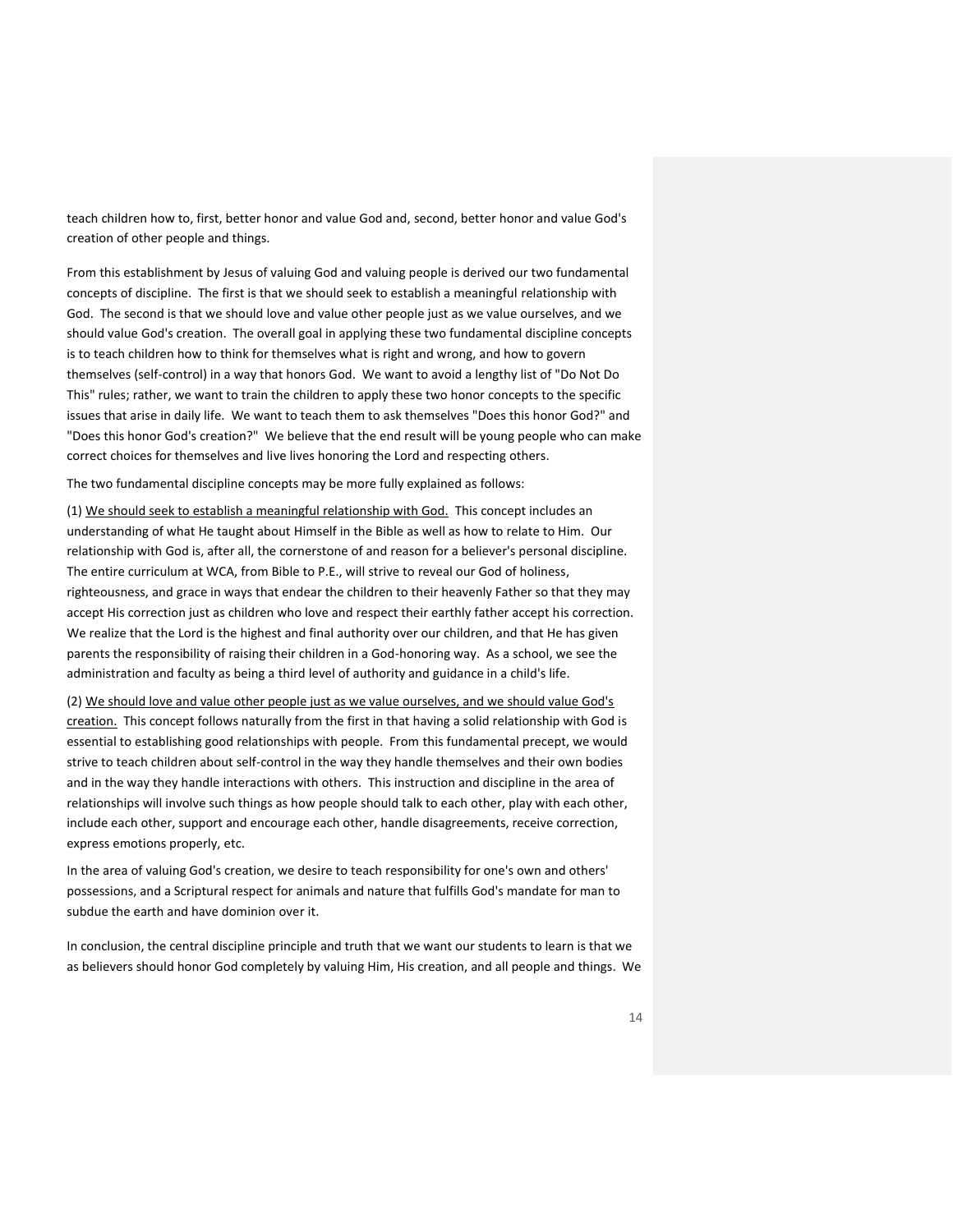teach children how to, first, better honor and value God and, second, better honor and value God's creation of other people and things.

From this establishment by Jesus of valuing God and valuing people is derived our two fundamental concepts of discipline. The first is that we should seek to establish a meaningful relationship with God. The second is that we should love and value other people just as we value ourselves, and we should value God's creation. The overall goal in applying these two fundamental discipline concepts is to teach children how to think for themselves what is right and wrong, and how to govern themselves (self-control) in a way that honors God. We want to avoid a lengthy list of "Do Not Do This" rules; rather, we want to train the children to apply these two honor concepts to the specific issues that arise in daily life. We want to teach them to ask themselves "Does this honor God?" and "Does this honor God's creation?" We believe that the end result will be young people who can make correct choices for themselves and live lives honoring the Lord and respecting others.

The two fundamental discipline concepts may be more fully explained as follows:

(1) <u>We should seek to establish a meaningful relationship with God.</u> This concept includes an understanding of what He taught about Himself in the Bible as well as how to relate to Him. Our relationship with God is, after all, the cornerstone of and reason for a believer's personal discipline. The entire curriculum at WCA, from Bible to P.E., will strive to reveal our God of holiness, righteousness, and grace in ways that endear the children to their heavenly Father so that they may accept His correction just as children who love and respect their earthly father accept his correction. We realize that the Lord is the highest and final authority over our children, and that He has given parents the responsibility of raising their children in a God-honoring way. As a school, we see the administration and faculty as being a third level of authority and guidance in a child's life.

(2) <u>We should love and value other people just as we value ourselves, and we should value God's creation.</u> This concept follows naturally from the first in that having a solid relationship with God is essential to establishing good relationships with people. From this fundamental precept, we would strive to teach children about self-control in the way they handle themselves and their own bodies and in the way they handle interactions with others. This instruction and discipline in the area of relationships will involve such things as how people should talk to each other, play with each other, include each other, support and encourage each other, handle disagreements, receive correction, express emotions properly, etc.

In the area of valuing God's creation, we desire to teach responsibility for one's own and others' possessions, and a Scriptural respect for animals and nature that fulfills God's mandate for man to subdue the earth and have dominion over it.

In conclusion, the central discipline principle and truth that we want our students to learn is that we as believers should honor God completely by valuing Him, His creation, and all people and things. We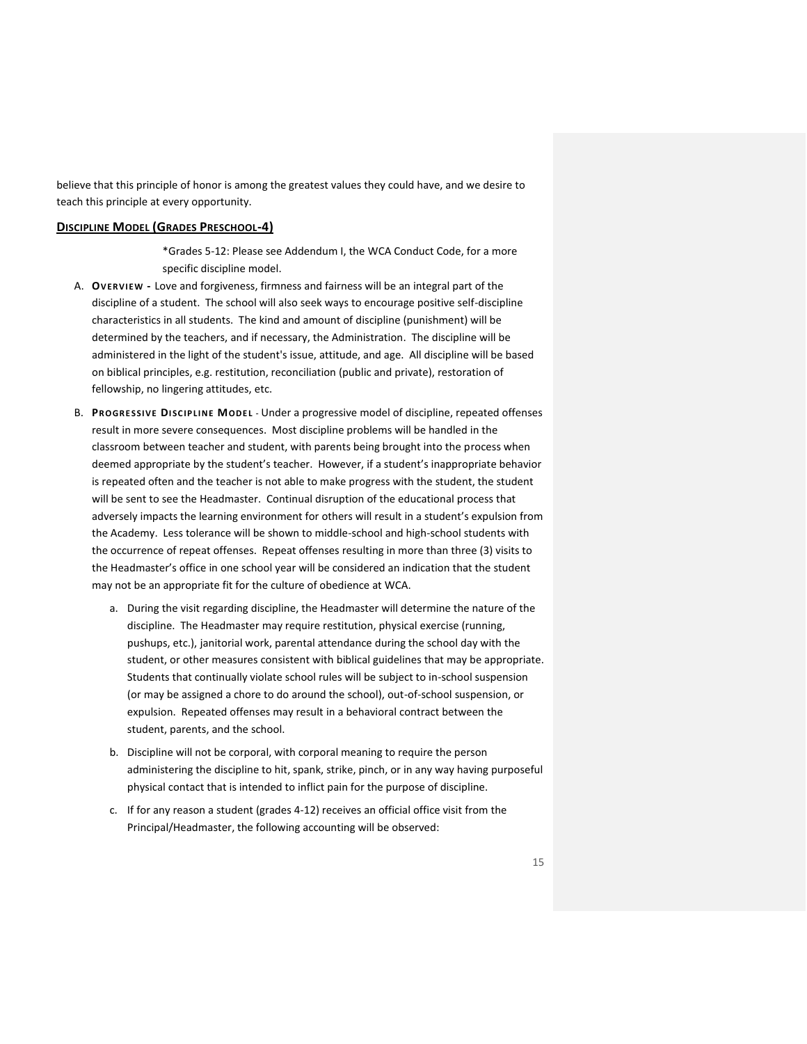believe that this principle of honor is among the greatest values they could have, and we desire to teach this principle at every opportunity.

## **Discipline Model (Grades Preschool-4)**

*Grades 5-12: Please see Addendum I, the WCA Conduct Code, for a more specific discipline model.

A. **Overview -** Love and forgiveness, firmness and fairness will be an integral part of the discipline of a student. The school will also seek ways to encourage positive self-discipline characteristics in all students. The kind and amount of discipline (punishment) will be determined by the teachers, and if necessary, the Administration. The discipline will be administered in the light of the student's issue, attitude, and age. All discipline will be based on biblical principles, e.g. restitution, reconciliation (public and private), restoration of fellowship, no lingering attitudes, etc.

B. **Progressive Discipline Model** - Under a progressive model of discipline, repeated offenses result in more severe consequences. Most discipline problems will be handled in the classroom between teacher and student, with parents being brought into the process when deemed appropriate by the student's teacher. However, if a student's inappropriate behavior is repeated often and the teacher is not able to make progress with the student, the student will be sent to see the Headmaster. Continual disruption of the educational process that adversely impacts the learning environment for others will result in a student's expulsion from the Academy. Less tolerance will be shown to middle-school and high-school students with the occurrence of repeat offenses. Repeat offenses resulting in more than three (3) visits to the Headmaster's office in one school year will be considered an indication that the student may not be an appropriate fit for the culture of obedience at WCA.

   a. During the visit regarding discipline, the Headmaster will determine the nature of the discipline. The Headmaster may require restitution, physical exercise (running, pushups, etc.), janitorial work, parental attendance during the school day with the student, or other measures consistent with biblical guidelines that may be appropriate. Students that continually violate school rules will be subject to in-school suspension (or may be assigned a chore to do around the school), out-of-school suspension, or expulsion. Repeated offenses may result in a behavioral contract between the student, parents, and the school.

   b. Discipline will not be corporal, with corporal meaning to require the person administering the discipline to hit, spank, strike, pinch, or in any way having purposeful physical contact that is intended to inflict pain for the purpose of discipline.

   c. If for any reason a student (grades 4-12) receives an official office visit from the Principal/Headmaster, the following accounting will be observed: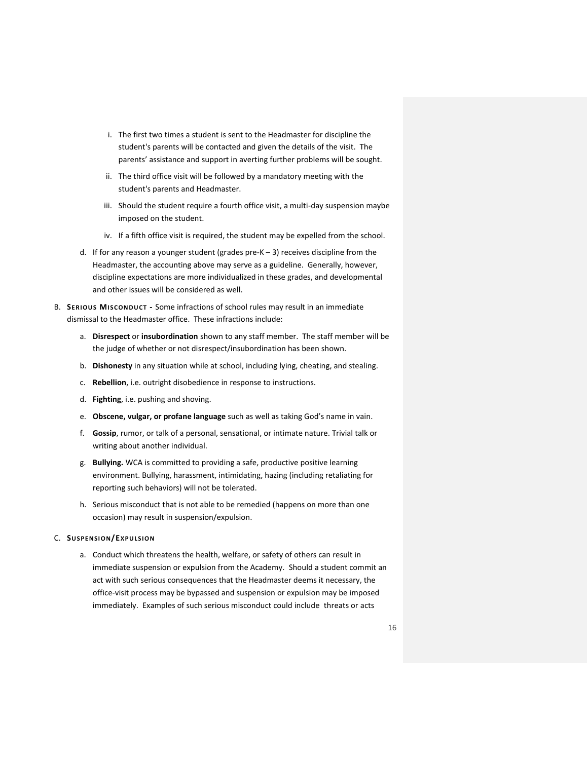i. The first two times a student is sent to the Headmaster for discipline the student's parents will be contacted and given the details of the visit. The parents' assistance and support in averting further problems will be sought.

ii. The third office visit will be followed by a mandatory meeting with the student's parents and Headmaster.

iii. Should the student require a fourth office visit, a multi-day suspension maybe imposed on the student.

iv. If a fifth office visit is required, the student may be expelled from the school.

d. If for any reason a younger student (grades pre-K – 3) receives discipline from the Headmaster, the accounting above may serve as a guideline. Generally, however, discipline expectations are more individualized in these grades, and developmental and other issues will be considered as well.

B. **SERIOUS MISCONDUCT -** Some infractions of school rules may result in an immediate dismissal to the Headmaster office. These infractions include:

a. **Disrespect** or **insubordination** shown to any staff member. The staff member will be the judge of whether or not disrespect/insubordination has been shown.

b. **Dishonesty** in any situation while at school, including lying, cheating, and stealing.

c. **Rebellion**, i.e. outright disobedience in response to instructions.

d. **Fighting**, i.e. pushing and shoving.

e. **Obscene, vulgar, or profane language** such as well as taking God's name in vain.

f. **Gossip**, rumor, or talk of a personal, sensational, or intimate nature. Trivial talk or writing about another individual.

g. **Bullying.** WCA is committed to providing a safe, productive positive learning environment. Bullying, harassment, intimidating, hazing (including retaliating for reporting such behaviors) will not be tolerated.

h. Serious misconduct that is not able to be remedied (happens on more than one occasion) may result in suspension/expulsion.

C. **SUSPENSION/EXPULSION**

a. Conduct which threatens the health, welfare, or safety of others can result in immediate suspension or expulsion from the Academy. Should a student commit an act with such serious consequences that the Headmaster deems it necessary, the office-visit process may be bypassed and suspension or expulsion may be imposed immediately. Examples of such serious misconduct could include threats or acts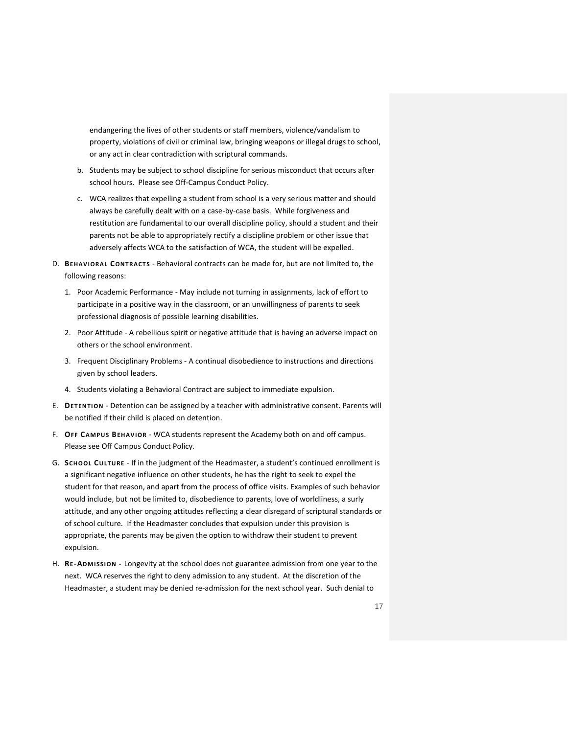endangering the lives of other students or staff members, violence/vandalism to property, violations of civil or criminal law, bringing weapons or illegal drugs to school, or any act in clear contradiction with scriptural commands.

b. Students may be subject to school discipline for serious misconduct that occurs after school hours. Please see Off-Campus Conduct Policy.

c. WCA realizes that expelling a student from school is a very serious matter and should always be carefully dealt with on a case-by-case basis. While forgiveness and restitution are fundamental to our overall discipline policy, should a student and their parents not be able to appropriately rectify a discipline problem or other issue that adversely affects WCA to the satisfaction of WCA, the student will be expelled.

D. **Behavioral Contracts** - Behavioral contracts can be made for, but are not limited to, the following reasons:

1. Poor Academic Performance - May include not turning in assignments, lack of effort to participate in a positive way in the classroom, or an unwillingness of parents to seek professional diagnosis of possible learning disabilities.
2. Poor Attitude - A rebellious spirit or negative attitude that is having an adverse impact on others or the school environment.
3. Frequent Disciplinary Problems - A continual disobedience to instructions and directions given by school leaders.
4. Students violating a Behavioral Contract are subject to immediate expulsion.

E. **Detention** - Detention can be assigned by a teacher with administrative consent. Parents will be notified if their child is placed on detention.

F. **Off Campus Behavior** - WCA students represent the Academy both on and off campus. Please see Off Campus Conduct Policy.

G. **School Culture** - If in the judgment of the Headmaster, a student's continued enrollment is a significant negative influence on other students, he has the right to seek to expel the student for that reason, and apart from the process of office visits. Examples of such behavior would include, but not be limited to, disobedience to parents, love of worldliness, a surly attitude, and any other ongoing attitudes reflecting a clear disregard of scriptural standards or of school culture. If the Headmaster concludes that expulsion under this provision is appropriate, the parents may be given the option to withdraw their student to prevent expulsion.

H. **Re-Admission -** Longevity at the school does not guarantee admission from one year to the next. WCA reserves the right to deny admission to any student. At the discretion of the Headmaster, a student may be denied re-admission for the next school year. Such denial to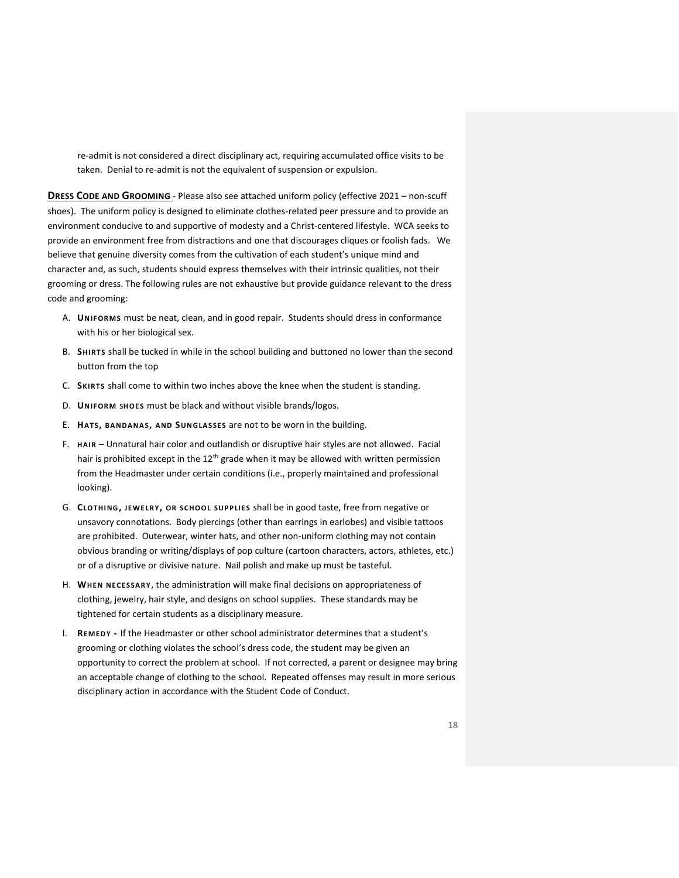re-admit is not considered a direct disciplinary act, requiring accumulated office visits to be taken. Denial to re-admit is not the equivalent of suspension or expulsion.

**DRESS CODE AND GROOMING** - Please also see attached uniform policy (effective 2021 – non-scuff shoes). The uniform policy is designed to eliminate clothes-related peer pressure and to provide an environment conducive to and supportive of modesty and a Christ-centered lifestyle. WCA seeks to provide an environment free from distractions and one that discourages cliques or foolish fads. We believe that genuine diversity comes from the cultivation of each student's unique mind and character and, as such, students should express themselves with their intrinsic qualities, not their grooming or dress. The following rules are not exhaustive but provide guidance relevant to the dress code and grooming:

A. **UNIFORMS** must be neat, clean, and in good repair. Students should dress in conformance with his or her biological sex.

B. **SHIRTS** shall be tucked in while in the school building and buttoned no lower than the second button from the top

C. **SKIRTS** shall come to within two inches above the knee when the student is standing.

D. **UNIFORM SHOES** must be black and without visible brands/logos.

E. **HATS, BANDANAS, AND SUNGLASSES** are not to be worn in the building.

F. **HAIR** – Unnatural hair color and outlandish or disruptive hair styles are not allowed. Facial hair is prohibited except in the 12th grade when it may be allowed with written permission from the Headmaster under certain conditions (i.e., properly maintained and professional looking).

G. **CLOTHING, JEWELRY, OR SCHOOL SUPPLIES** shall be in good taste, free from negative or unsavory connotations. Body piercings (other than earrings in earlobes) and visible tattoos are prohibited. Outerwear, winter hats, and other non-uniform clothing may not contain obvious branding or writing/displays of pop culture (cartoon characters, actors, athletes, etc.) or of a disruptive or divisive nature. Nail polish and make up must be tasteful.

H. **WHEN NECESSARY**, the administration will make final decisions on appropriateness of clothing, jewelry, hair style, and designs on school supplies. These standards may be tightened for certain students as a disciplinary measure.

I. **REMEDY -** If the Headmaster or other school administrator determines that a student's grooming or clothing violates the school's dress code, the student may be given an opportunity to correct the problem at school. If not corrected, a parent or designee may bring an acceptable change of clothing to the school. Repeated offenses may result in more serious disciplinary action in accordance with the Student Code of Conduct.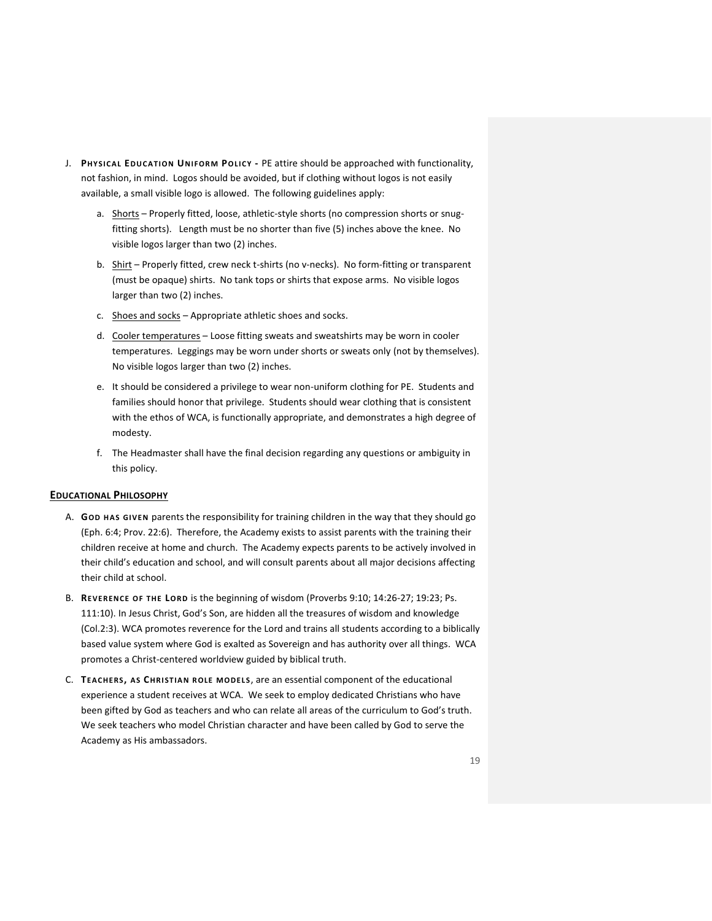J. **Physical Education Uniform Policy -** PE attire should be approached with functionality, not fashion, in mind. Logos should be avoided, but if clothing without logos is not easily available, a small visible logo is allowed. The following guidelines apply:

   a. <u>Shorts</u> – Properly fitted, loose, athletic-style shorts (no compression shorts or snug-fitting shorts). Length must be no shorter than five (5) inches above the knee. No visible logos larger than two (2) inches.

   b. <u>Shirt</u> – Properly fitted, crew neck t-shirts (no v-necks). No form-fitting or transparent (must be opaque) shirts. No tank tops or shirts that expose arms. No visible logos larger than two (2) inches.

   c. <u>Shoes and socks</u> – Appropriate athletic shoes and socks.

   d. <u>Cooler temperatures</u> – Loose fitting sweats and sweatshirts may be worn in cooler temperatures. Leggings may be worn under shorts or sweats only (not by themselves). No visible logos larger than two (2) inches.

   e. It should be considered a privilege to wear non-uniform clothing for PE. Students and families should honor that privilege. Students should wear clothing that is consistent with the ethos of WCA, is functionally appropriate, and demonstrates a high degree of modesty.

   f. The Headmaster shall have the final decision regarding any questions or ambiguity in this policy.

## Educational Philosophy

A. **God has given** parents the responsibility for training children in the way that they should go (Eph. 6:4; Prov. 22:6). Therefore, the Academy exists to assist parents with the training their children receive at home and church. The Academy expects parents to be actively involved in their child's education and school, and will consult parents about all major decisions affecting their child at school.

B. **Reverence of the Lord** is the beginning of wisdom (Proverbs 9:10; 14:26-27; 19:23; Ps. 111:10). In Jesus Christ, God's Son, are hidden all the treasures of wisdom and knowledge (Col.2:3). WCA promotes reverence for the Lord and trains all students according to a biblically based value system where God is exalted as Sovereign and has authority over all things. WCA promotes a Christ-centered worldview guided by biblical truth.

C. **Teachers, as Christian role models**, are an essential component of the educational experience a student receives at WCA. We seek to employ dedicated Christians who have been gifted by God as teachers and who can relate all areas of the curriculum to God's truth. We seek teachers who model Christian character and have been called by God to serve the Academy as His ambassadors.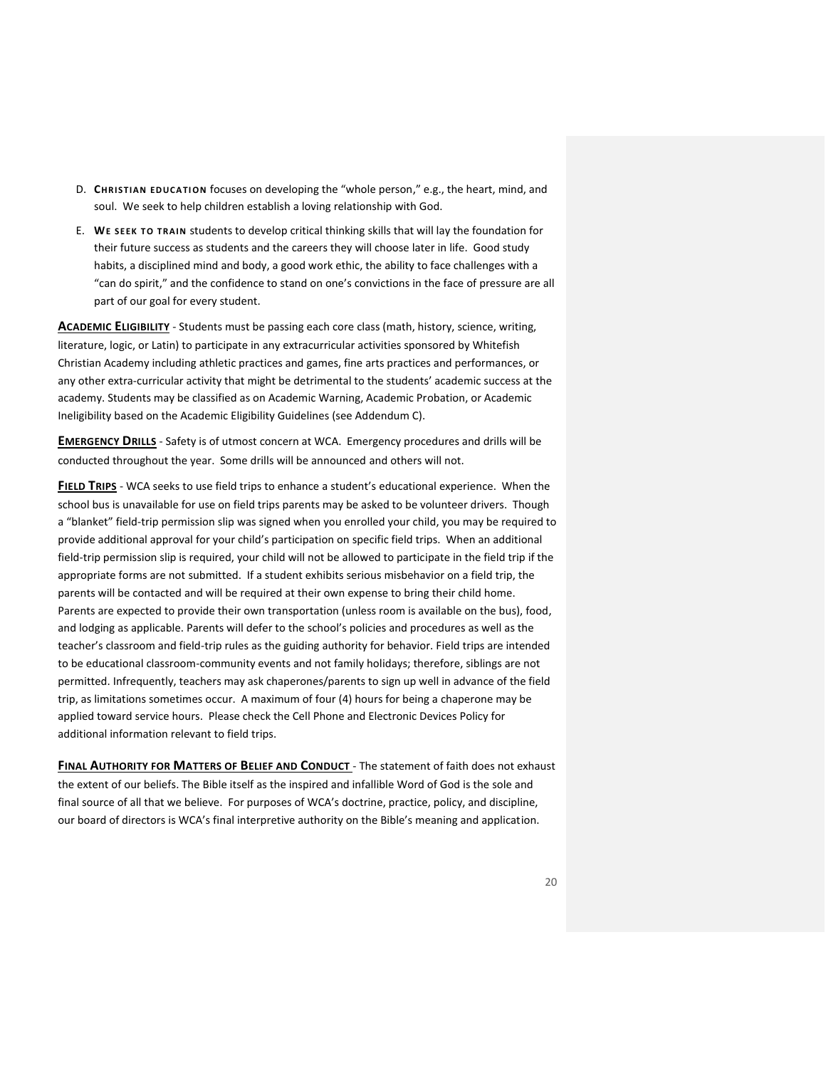D. **CHRISTIAN EDUCATION** focuses on developing the "whole person," e.g., the heart, mind, and soul. We seek to help children establish a loving relationship with God.

E. **WE SEEK TO TRAIN** students to develop critical thinking skills that will lay the foundation for their future success as students and the careers they will choose later in life. Good study habits, a disciplined mind and body, a good work ethic, the ability to face challenges with a "can do spirit," and the confidence to stand on one's convictions in the face of pressure are all part of our goal for every student.

**ACADEMIC ELIGIBILITY** - Students must be passing each core class (math, history, science, writing, literature, logic, or Latin) to participate in any extracurricular activities sponsored by Whitefish Christian Academy including athletic practices and games, fine arts practices and performances, or any other extra-curricular activity that might be detrimental to the students' academic success at the academy. Students may be classified as on Academic Warning, Academic Probation, or Academic Ineligibility based on the Academic Eligibility Guidelines (see Addendum C).

**EMERGENCY DRILLS** - Safety is of utmost concern at WCA. Emergency procedures and drills will be conducted throughout the year. Some drills will be announced and others will not.

**FIELD TRIPS** - WCA seeks to use field trips to enhance a student's educational experience. When the school bus is unavailable for use on field trips parents may be asked to be volunteer drivers. Though a "blanket" field-trip permission slip was signed when you enrolled your child, you may be required to provide additional approval for your child's participation on specific field trips. When an additional field-trip permission slip is required, your child will not be allowed to participate in the field trip if the appropriate forms are not submitted. If a student exhibits serious misbehavior on a field trip, the parents will be contacted and will be required at their own expense to bring their child home. Parents are expected to provide their own transportation (unless room is available on the bus), food, and lodging as applicable. Parents will defer to the school's policies and procedures as well as the teacher's classroom and field-trip rules as the guiding authority for behavior. Field trips are intended to be educational classroom-community events and not family holidays; therefore, siblings are not permitted. Infrequently, teachers may ask chaperones/parents to sign up well in advance of the field trip, as limitations sometimes occur. A maximum of four (4) hours for being a chaperone may be applied toward service hours. Please check the Cell Phone and Electronic Devices Policy for additional information relevant to field trips.

**FINAL AUTHORITY FOR MATTERS OF BELIEF AND CONDUCT** - The statement of faith does not exhaust the extent of our beliefs. The Bible itself as the inspired and infallible Word of God is the sole and final source of all that we believe. For purposes of WCA's doctrine, practice, policy, and discipline, our board of directors is WCA's final interpretive authority on the Bible's meaning and application.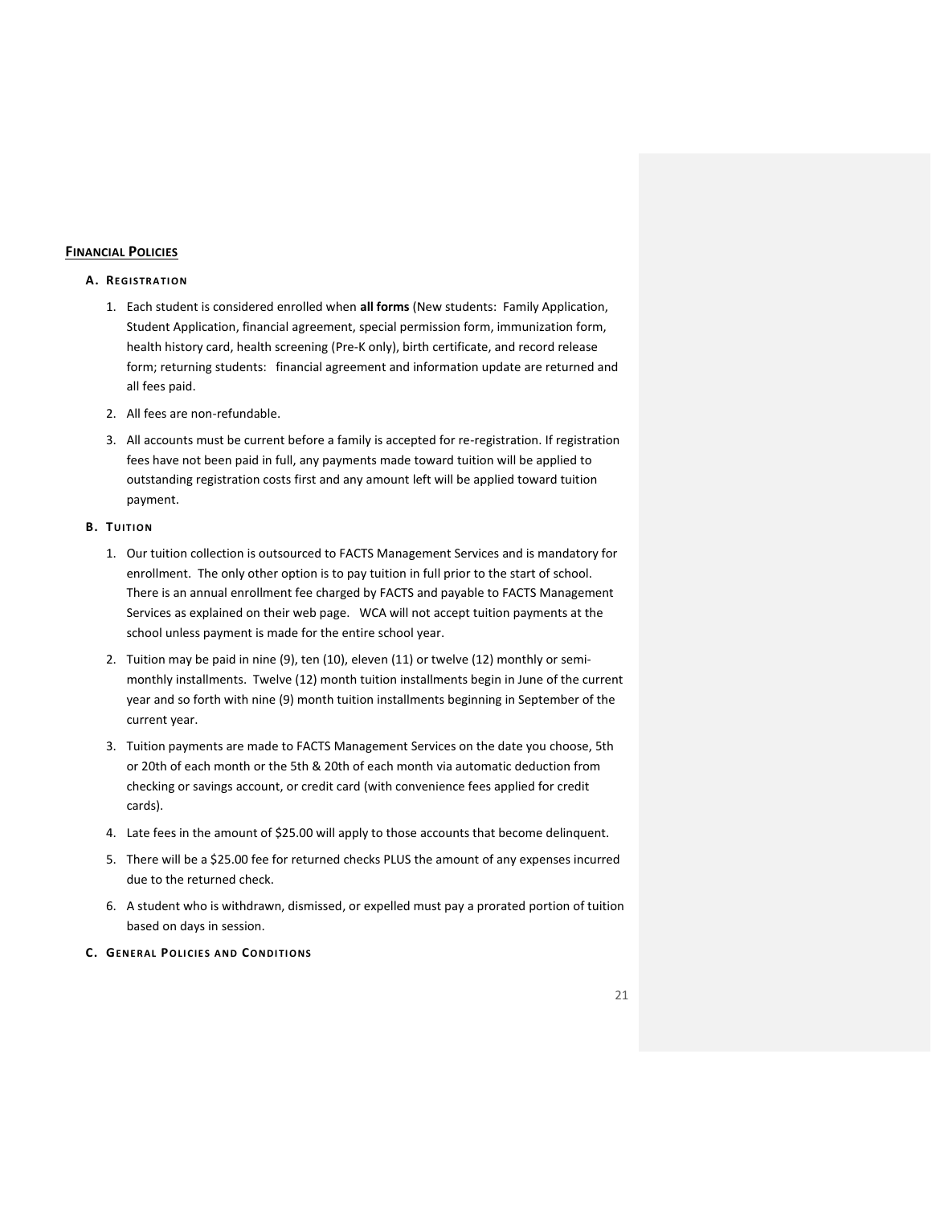## **FINANCIAL POLICIES**

### A. REGISTRATION

1. Each student is considered enrolled when **all forms** (New students: Family Application, Student Application, financial agreement, special permission form, immunization form, health history card, health screening (Pre-K only), birth certificate, and record release form; returning students: financial agreement and information update are returned and all fees paid.
2. All fees are non-refundable.
3. All accounts must be current before a family is accepted for re-registration. If registration fees have not been paid in full, any payments made toward tuition will be applied to outstanding registration costs first and any amount left will be applied toward tuition payment.

### B. TUITION

1. Our tuition collection is outsourced to FACTS Management Services and is mandatory for enrollment. The only other option is to pay tuition in full prior to the start of school. There is an annual enrollment fee charged by FACTS and payable to FACTS Management Services as explained on their web page. WCA will not accept tuition payments at the school unless payment is made for the entire school year.
2. Tuition may be paid in nine (9), ten (10), eleven (11) or twelve (12) monthly or semi-monthly installments. Twelve (12) month tuition installments begin in June of the current year and so forth with nine (9) month tuition installments beginning in September of the current year.
3. Tuition payments are made to FACTS Management Services on the date you choose, 5th or 20th of each month or the 5th & 20th of each month via automatic deduction from checking or savings account, or credit card (with convenience fees applied for credit cards).
4. Late fees in the amount of $25.00 will apply to those accounts that become delinquent.
5. There will be a $25.00 fee for returned checks PLUS the amount of any expenses incurred due to the returned check.
6. A student who is withdrawn, dismissed, or expelled must pay a prorated portion of tuition based on days in session.

### C. GENERAL POLICIES AND CONDITIONS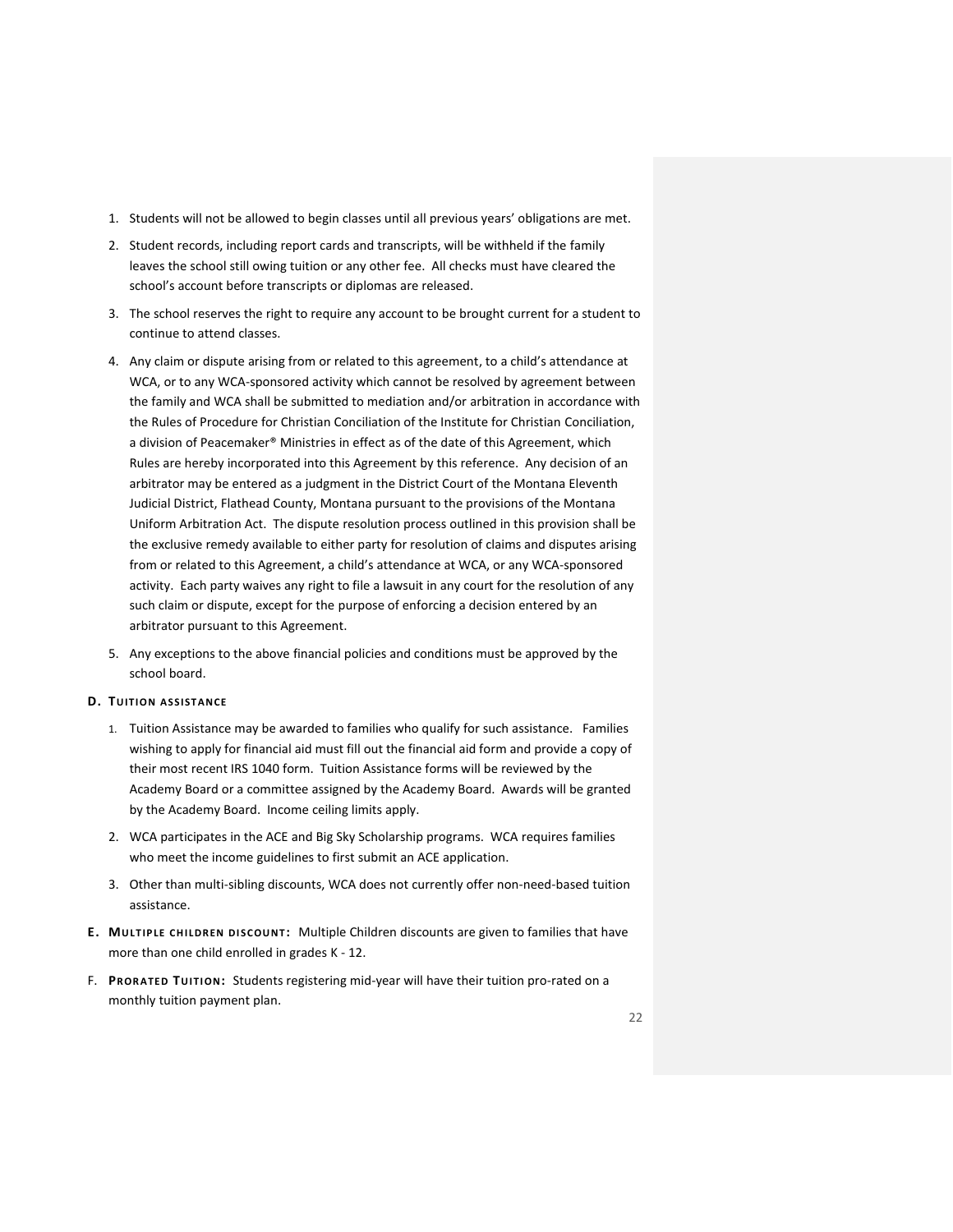1. Students will not be allowed to begin classes until all previous years' obligations are met.
2. Student records, including report cards and transcripts, will be withheld if the family leaves the school still owing tuition or any other fee. All checks must have cleared the school's account before transcripts or diplomas are released.
3. The school reserves the right to require any account to be brought current for a student to continue to attend classes.
4. Any claim or dispute arising from or related to this agreement, to a child's attendance at WCA, or to any WCA-sponsored activity which cannot be resolved by agreement between the family and WCA shall be submitted to mediation and/or arbitration in accordance with the Rules of Procedure for Christian Conciliation of the Institute for Christian Conciliation, a division of Peacemaker® Ministries in effect as of the date of this Agreement, which Rules are hereby incorporated into this Agreement by this reference. Any decision of an arbitrator may be entered as a judgment in the District Court of the Montana Eleventh Judicial District, Flathead County, Montana pursuant to the provisions of the Montana Uniform Arbitration Act. The dispute resolution process outlined in this provision shall be the exclusive remedy available to either party for resolution of claims and disputes arising from or related to this Agreement, a child's attendance at WCA, or any WCA-sponsored activity. Each party waives any right to file a lawsuit in any court for the resolution of any such claim or dispute, except for the purpose of enforcing a decision entered by an arbitrator pursuant to this Agreement.
5. Any exceptions to the above financial policies and conditions must be approved by the school board.

### D. Tuition assistance

1. Tuition Assistance may be awarded to families who qualify for such assistance. Families wishing to apply for financial aid must fill out the financial aid form and provide a copy of their most recent IRS 1040 form. Tuition Assistance forms will be reviewed by the Academy Board or a committee assigned by the Academy Board. Awards will be granted by the Academy Board. Income ceiling limits apply.
2. WCA participates in the ACE and Big Sky Scholarship programs. WCA requires families who meet the income guidelines to first submit an ACE application.
3. Other than multi-sibling discounts, WCA does not currently offer non-need-based tuition assistance.

**E. Multiple children discount:** Multiple Children discounts are given to families that have more than one child enrolled in grades K - 12.

**F. Prorated Tuition:** Students registering mid-year will have their tuition pro-rated on a monthly tuition payment plan.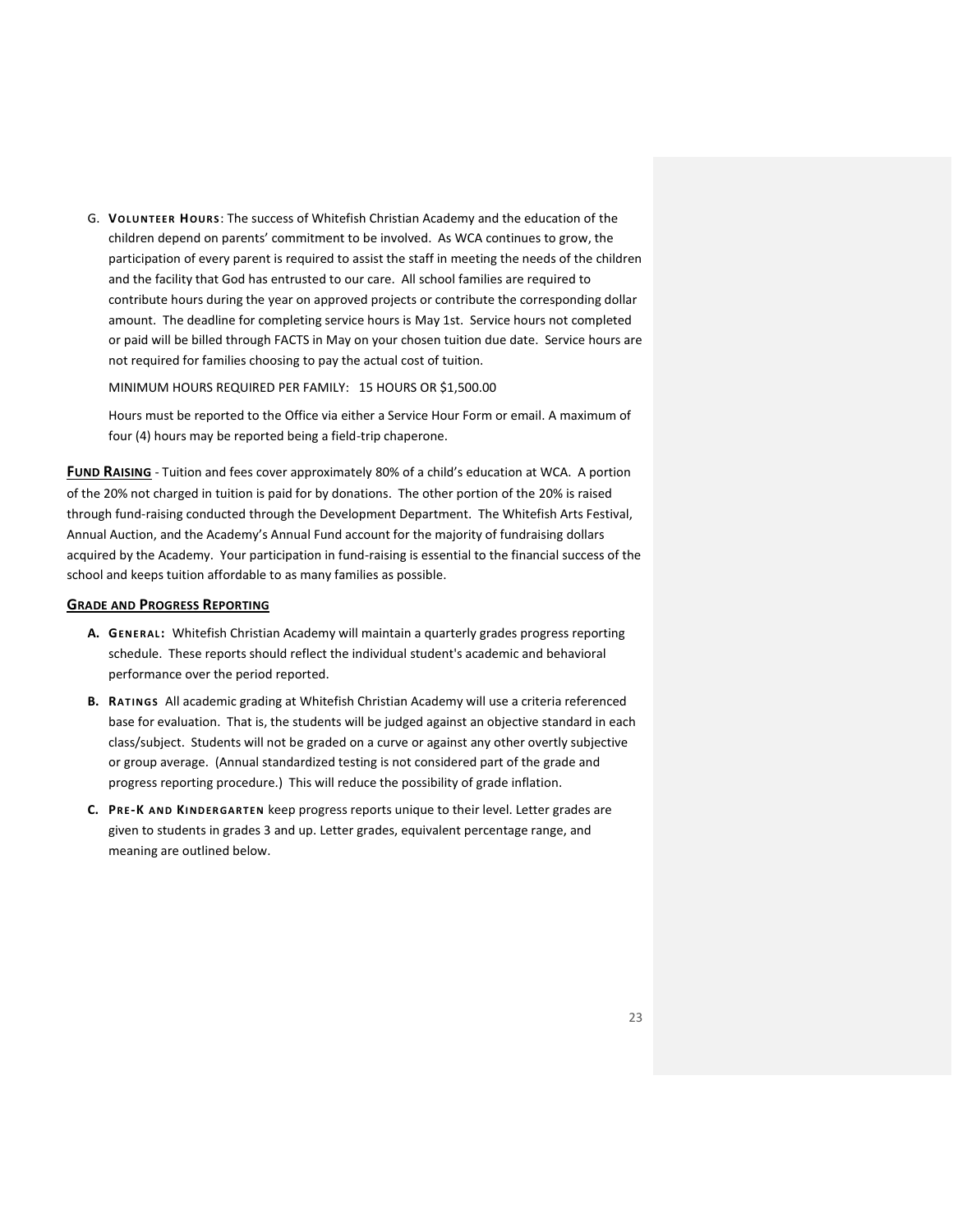G. **Volunteer Hours**: The success of Whitefish Christian Academy and the education of the children depend on parents' commitment to be involved. As WCA continues to grow, the participation of every parent is required to assist the staff in meeting the needs of the children and the facility that God has entrusted to our care. All school families are required to contribute hours during the year on approved projects or contribute the corresponding dollar amount. The deadline for completing service hours is May 1st. Service hours not completed or paid will be billed through FACTS in May on your chosen tuition due date. Service hours are not required for families choosing to pay the actual cost of tuition.

   MINIMUM HOURS REQUIRED PER FAMILY: 15 HOURS OR $1,500.00

   Hours must be reported to the Office via either a Service Hour Form or email. A maximum of four (4) hours may be reported being a field-trip chaperone.

**<u>Fund Raising</u>** - Tuition and fees cover approximately 80% of a child's education at WCA. A portion of the 20% not charged in tuition is paid for by donations. The other portion of the 20% is raised through fund-raising conducted through the Development Department. The Whitefish Arts Festival, Annual Auction, and the Academy's Annual Fund account for the majority of fundraising dollars acquired by the Academy. Your participation in fund-raising is essential to the financial success of the school and keeps tuition affordable to as many families as possible.

## <u>Grade and Progress Reporting</u>

**A. General:** Whitefish Christian Academy will maintain a quarterly grades progress reporting schedule. These reports should reflect the individual student's academic and behavioral performance over the period reported.

**B. Ratings** All academic grading at Whitefish Christian Academy will use a criteria referenced base for evaluation. That is, the students will be judged against an objective standard in each class/subject. Students will not be graded on a curve or against any other overtly subjective or group average. (Annual standardized testing is not considered part of the grade and progress reporting procedure.) This will reduce the possibility of grade inflation.

**C. Pre-K and Kindergarten** keep progress reports unique to their level. Letter grades are given to students in grades 3 and up. Letter grades, equivalent percentage range, and meaning are outlined below.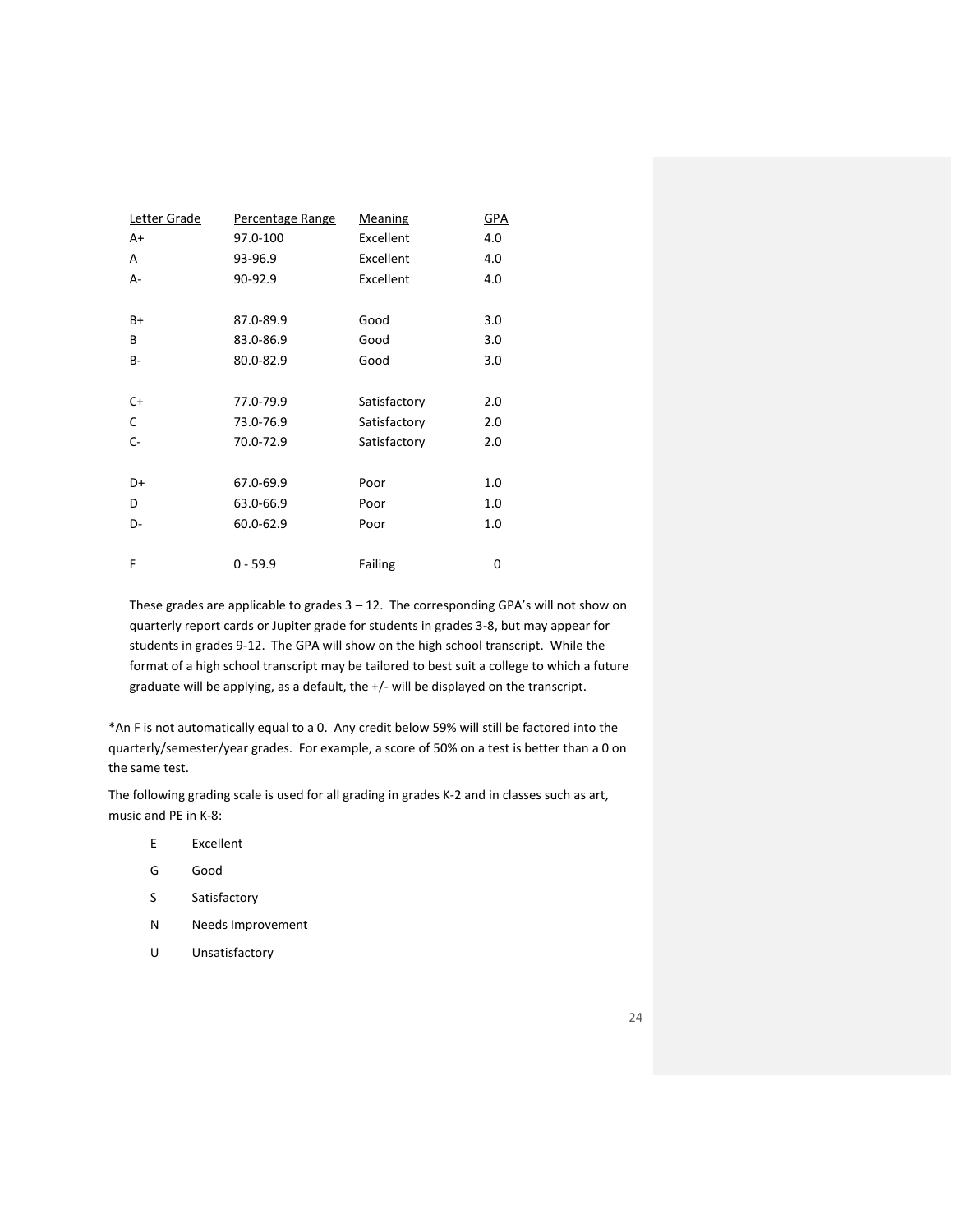| Letter Grade | Percentage Range | Meaning | GPA |
|---|---|---|---|
| A+ | 97.0-100 | Excellent | 4.0 |
| A | 93-96.9 | Excellent | 4.0 |
| A- | 90-92.9 | Excellent | 4.0 |
| B+ | 87.0-89.9 | Good | 3.0 |
| B | 83.0-86.9 | Good | 3.0 |
| B- | 80.0-82.9 | Good | 3.0 |
| C+ | 77.0-79.9 | Satisfactory | 2.0 |
| C | 73.0-76.9 | Satisfactory | 2.0 |
| C- | 70.0-72.9 | Satisfactory | 2.0 |
| D+ | 67.0-69.9 | Poor | 1.0 |
| D | 63.0-66.9 | Poor | 1.0 |
| D- | 60.0-62.9 | Poor | 1.0 |
| F | 0 - 59.9 | Failing | 0 |

These grades are applicable to grades 3 – 12. The corresponding GPA's will not show on quarterly report cards or Jupiter grade for students in grades 3-8, but may appear for students in grades 9-12. The GPA will show on the high school transcript. While the format of a high school transcript may be tailored to best suit a college to which a future graduate will be applying, as a default, the +/- will be displayed on the transcript.

*An F is not automatically equal to a 0. Any credit below 59% will still be factored into the quarterly/semester/year grades. For example, a score of 50% on a test is better than a 0 on the same test.

The following grading scale is used for all grading in grades K-2 and in classes such as art, music and PE in K-8:

- E Excellent
- G Good
- S Satisfactory
- N Needs Improvement
- U Unsatisfactory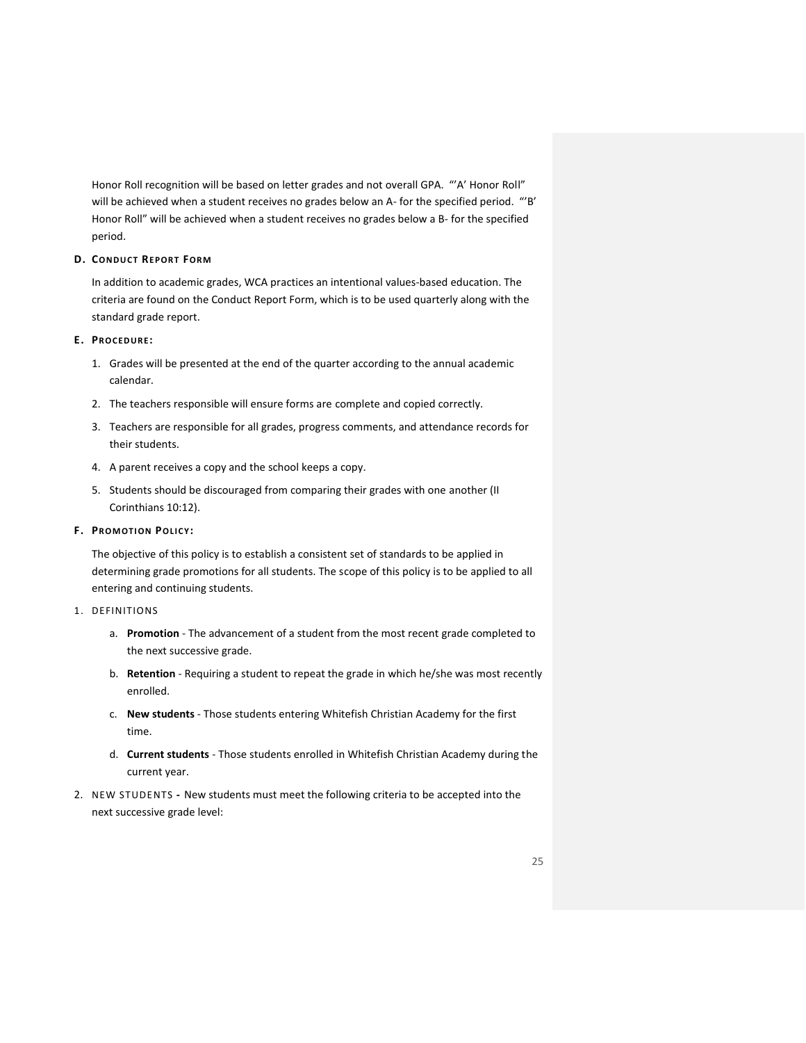Honor Roll recognition will be based on letter grades and not overall GPA. "'A' Honor Roll" will be achieved when a student receives no grades below an A- for the specified period. "'B' Honor Roll" will be achieved when a student receives no grades below a B- for the specified period.

### D. Conduct Report Form

In addition to academic grades, WCA practices an intentional values-based education. The criteria are found on the Conduct Report Form, which is to be used quarterly along with the standard grade report.

### E. Procedure:

1. Grades will be presented at the end of the quarter according to the annual academic calendar.
2. The teachers responsible will ensure forms are complete and copied correctly.
3. Teachers are responsible for all grades, progress comments, and attendance records for their students.
4. A parent receives a copy and the school keeps a copy.
5. Students should be discouraged from comparing their grades with one another (II Corinthians 10:12).

### F. Promotion Policy:

The objective of this policy is to establish a consistent set of standards to be applied in determining grade promotions for all students. The scope of this policy is to be applied to all entering and continuing students.

1. DEFINITIONS
   a. **Promotion** - The advancement of a student from the most recent grade completed to the next successive grade.
   b. **Retention** - Requiring a student to repeat the grade in which he/she was most recently enrolled.
   c. **New students** - Those students entering Whitefish Christian Academy for the first time.
   d. **Current students** - Those students enrolled in Whitefish Christian Academy during the current year.

2. NEW STUDENTS **-** New students must meet the following criteria to be accepted into the next successive grade level: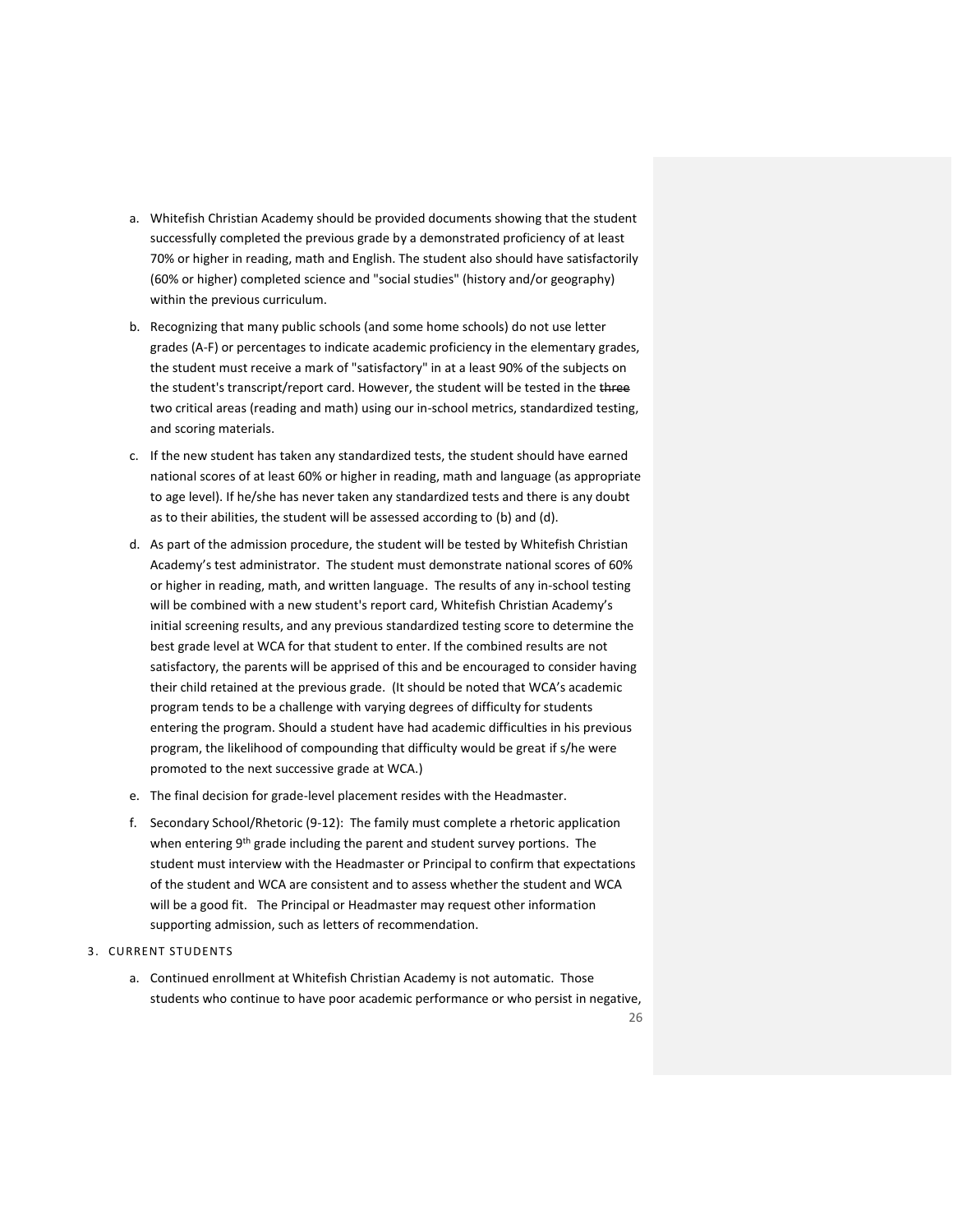a. Whitefish Christian Academy should be provided documents showing that the student successfully completed the previous grade by a demonstrated proficiency of at least 70% or higher in reading, math and English. The student also should have satisfactorily (60% or higher) completed science and "social studies" (history and/or geography) within the previous curriculum.

b. Recognizing that many public schools (and some home schools) do not use letter grades (A-F) or percentages to indicate academic proficiency in the elementary grades, the student must receive a mark of "satisfactory" in at a least 90% of the subjects on the student's transcript/report card. However, the student will be tested in the ~~three~~ two critical areas (reading and math) using our in-school metrics, standardized testing, and scoring materials.

c. If the new student has taken any standardized tests, the student should have earned national scores of at least 60% or higher in reading, math and language (as appropriate to age level). If he/she has never taken any standardized tests and there is any doubt as to their abilities, the student will be assessed according to (b) and (d).

d. As part of the admission procedure, the student will be tested by Whitefish Christian Academy's test administrator. The student must demonstrate national scores of 60% or higher in reading, math, and written language. The results of any in-school testing will be combined with a new student's report card, Whitefish Christian Academy's initial screening results, and any previous standardized testing score to determine the best grade level at WCA for that student to enter. If the combined results are not satisfactory, the parents will be apprised of this and be encouraged to consider having their child retained at the previous grade. (It should be noted that WCA's academic program tends to be a challenge with varying degrees of difficulty for students entering the program. Should a student have had academic difficulties in his previous program, the likelihood of compounding that difficulty would be great if s/he were promoted to the next successive grade at WCA.)

e. The final decision for grade-level placement resides with the Headmaster.

f. Secondary School/Rhetoric (9-12): The family must complete a rhetoric application when entering 9th grade including the parent and student survey portions. The student must interview with the Headmaster or Principal to confirm that expectations of the student and WCA are consistent and to assess whether the student and WCA will be a good fit. The Principal or Headmaster may request other information supporting admission, such as letters of recommendation.

3. CURRENT STUDENTS

a. Continued enrollment at Whitefish Christian Academy is not automatic. Those students who continue to have poor academic performance or who persist in negative,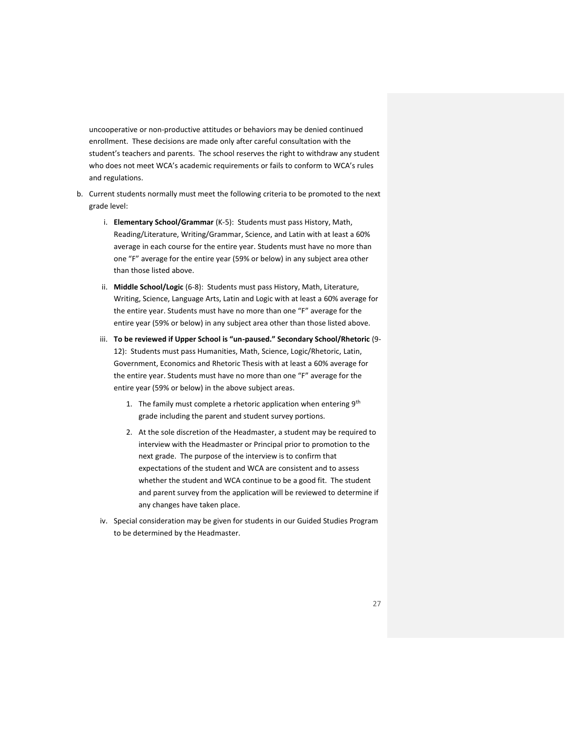uncooperative or non-productive attitudes or behaviors may be denied continued enrollment. These decisions are made only after careful consultation with the student's teachers and parents. The school reserves the right to withdraw any student who does not meet WCA's academic requirements or fails to conform to WCA's rules and regulations.

b. Current students normally must meet the following criteria to be promoted to the next grade level:

   i. **Elementary School/Grammar** (K-5): Students must pass History, Math, Reading/Literature, Writing/Grammar, Science, and Latin with at least a 60% average in each course for the entire year. Students must have no more than one "F" average for the entire year (59% or below) in any subject area other than those listed above.

   ii. **Middle School/Logic** (6-8): Students must pass History, Math, Literature, Writing, Science, Language Arts, Latin and Logic with at least a 60% average for the entire year. Students must have no more than one "F" average for the entire year (59% or below) in any subject area other than those listed above.

   iii. **To be reviewed if Upper School is "un-paused." Secondary School/Rhetoric** (9-12): Students must pass Humanities, Math, Science, Logic/Rhetoric, Latin, Government, Economics and Rhetoric Thesis with at least a 60% average for the entire year. Students must have no more than one "F" average for the entire year (59% or below) in the above subject areas.

      1. The family must complete a rhetoric application when entering 9th grade including the parent and student survey portions.

      2. At the sole discretion of the Headmaster, a student may be required to interview with the Headmaster or Principal prior to promotion to the next grade. The purpose of the interview is to confirm that expectations of the student and WCA are consistent and to assess whether the student and WCA continue to be a good fit. The student and parent survey from the application will be reviewed to determine if any changes have taken place.

   iv. Special consideration may be given for students in our Guided Studies Program to be determined by the Headmaster.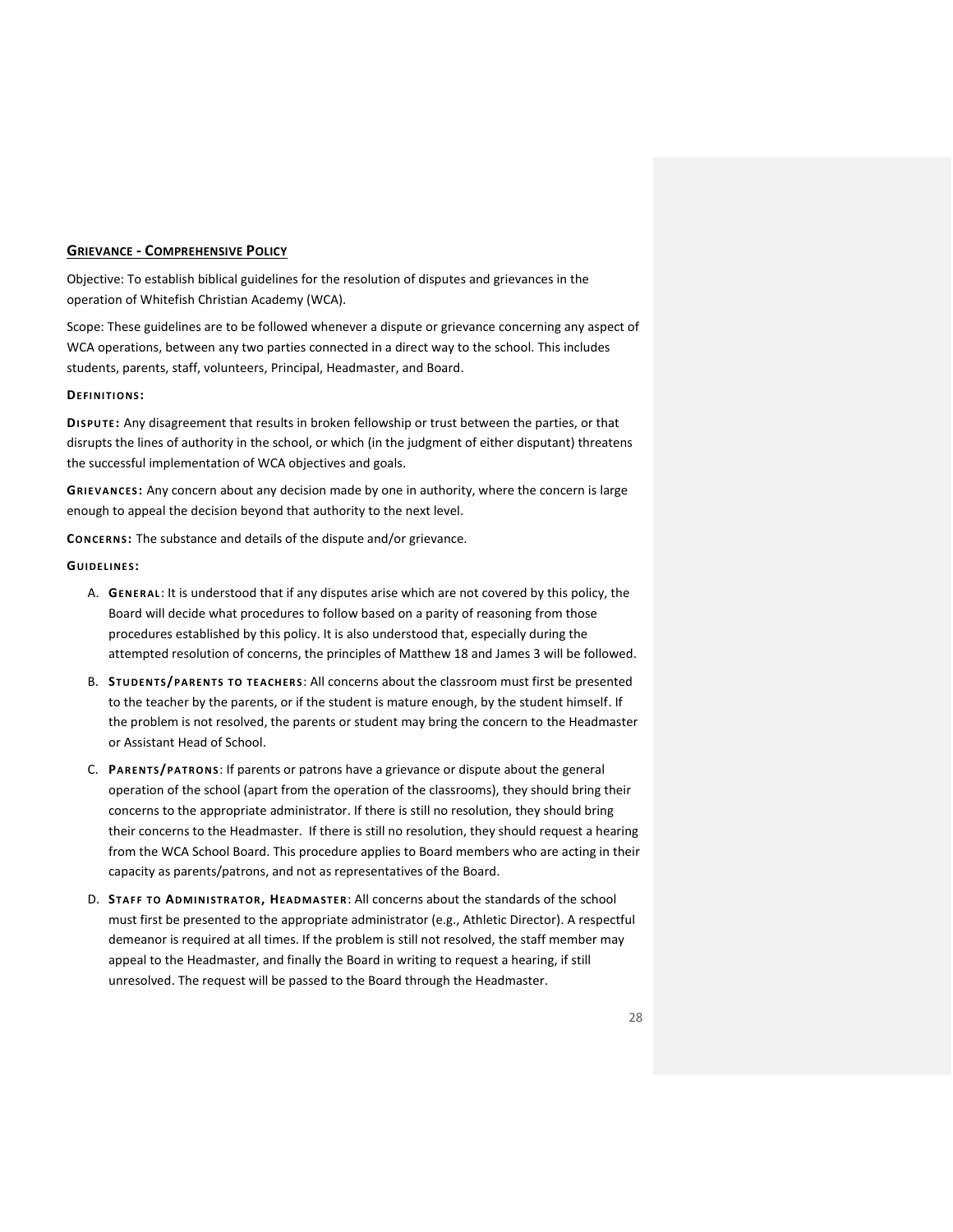## **GRIEVANCE - COMPREHENSIVE POLICY**

Objective: To establish biblical guidelines for the resolution of disputes and grievances in the operation of Whitefish Christian Academy (WCA).

Scope: These guidelines are to be followed whenever a dispute or grievance concerning any aspect of WCA operations, between any two parties connected in a direct way to the school. This includes students, parents, staff, volunteers, Principal, Headmaster, and Board.

### **DEFINITIONS:**

**DISPUTE:** Any disagreement that results in broken fellowship or trust between the parties, or that disrupts the lines of authority in the school, or which (in the judgment of either disputant) threatens the successful implementation of WCA objectives and goals.

**GRIEVANCES:** Any concern about any decision made by one in authority, where the concern is large enough to appeal the decision beyond that authority to the next level.

**CONCERNS:** The substance and details of the dispute and/or grievance.

### **GUIDELINES:**

A. **GENERAL**: It is understood that if any disputes arise which are not covered by this policy, the Board will decide what procedures to follow based on a parity of reasoning from those procedures established by this policy. It is also understood that, especially during the attempted resolution of concerns, the principles of Matthew 18 and James 3 will be followed.

B. **STUDENTS/PARENTS TO TEACHERS**: All concerns about the classroom must first be presented to the teacher by the parents, or if the student is mature enough, by the student himself. If the problem is not resolved, the parents or student may bring the concern to the Headmaster or Assistant Head of School.

C. **PARENTS/PATRONS**: If parents or patrons have a grievance or dispute about the general operation of the school (apart from the operation of the classrooms), they should bring their concerns to the appropriate administrator. If there is still no resolution, they should bring their concerns to the Headmaster. If there is still no resolution, they should request a hearing from the WCA School Board. This procedure applies to Board members who are acting in their capacity as parents/patrons, and not as representatives of the Board.

D. **STAFF TO ADMINISTRATOR, HEADMASTER**: All concerns about the standards of the school must first be presented to the appropriate administrator (e.g., Athletic Director). A respectful demeanor is required at all times. If the problem is still not resolved, the staff member may appeal to the Headmaster, and finally the Board in writing to request a hearing, if still unresolved. The request will be passed to the Board through the Headmaster.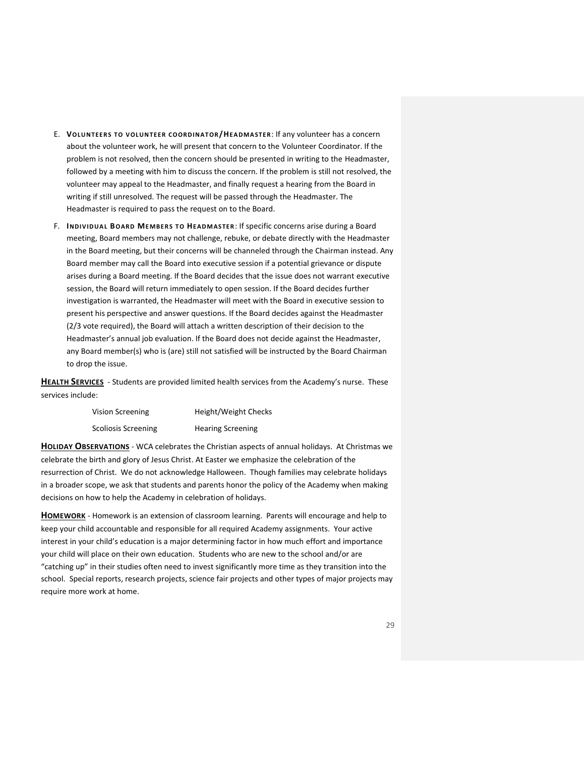E. **VOLUNTEERS TO VOLUNTEER COORDINATOR/HEADMASTER**: If any volunteer has a concern about the volunteer work, he will present that concern to the Volunteer Coordinator. If the problem is not resolved, then the concern should be presented in writing to the Headmaster, followed by a meeting with him to discuss the concern. If the problem is still not resolved, the volunteer may appeal to the Headmaster, and finally request a hearing from the Board in writing if still unresolved. The request will be passed through the Headmaster. The Headmaster is required to pass the request on to the Board.

F. **INDIVIDUAL BOARD MEMBERS TO HEADMASTER**: If specific concerns arise during a Board meeting, Board members may not challenge, rebuke, or debate directly with the Headmaster in the Board meeting, but their concerns will be channeled through the Chairman instead. Any Board member may call the Board into executive session if a potential grievance or dispute arises during a Board meeting. If the Board decides that the issue does not warrant executive session, the Board will return immediately to open session. If the Board decides further investigation is warranted, the Headmaster will meet with the Board in executive session to present his perspective and answer questions. If the Board decides against the Headmaster (2/3 vote required), the Board will attach a written description of their decision to the Headmaster's annual job evaluation. If the Board does not decide against the Headmaster, any Board member(s) who is (are) still not satisfied will be instructed by the Board Chairman to drop the issue.

**HEALTH SERVICES** - Students are provided limited health services from the Academy's nurse. These services include:

| | |
|---|---|
| Vision Screening | Height/Weight Checks |
| Scoliosis Screening | Hearing Screening |

**HOLIDAY OBSERVATIONS** - WCA celebrates the Christian aspects of annual holidays. At Christmas we celebrate the birth and glory of Jesus Christ. At Easter we emphasize the celebration of the resurrection of Christ. We do not acknowledge Halloween. Though families may celebrate holidays in a broader scope, we ask that students and parents honor the policy of the Academy when making decisions on how to help the Academy in celebration of holidays.

**HOMEWORK** - Homework is an extension of classroom learning. Parents will encourage and help to keep your child accountable and responsible for all required Academy assignments. Your active interest in your child's education is a major determining factor in how much effort and importance your child will place on their own education. Students who are new to the school and/or are "catching up" in their studies often need to invest significantly more time as they transition into the school. Special reports, research projects, science fair projects and other types of major projects may require more work at home.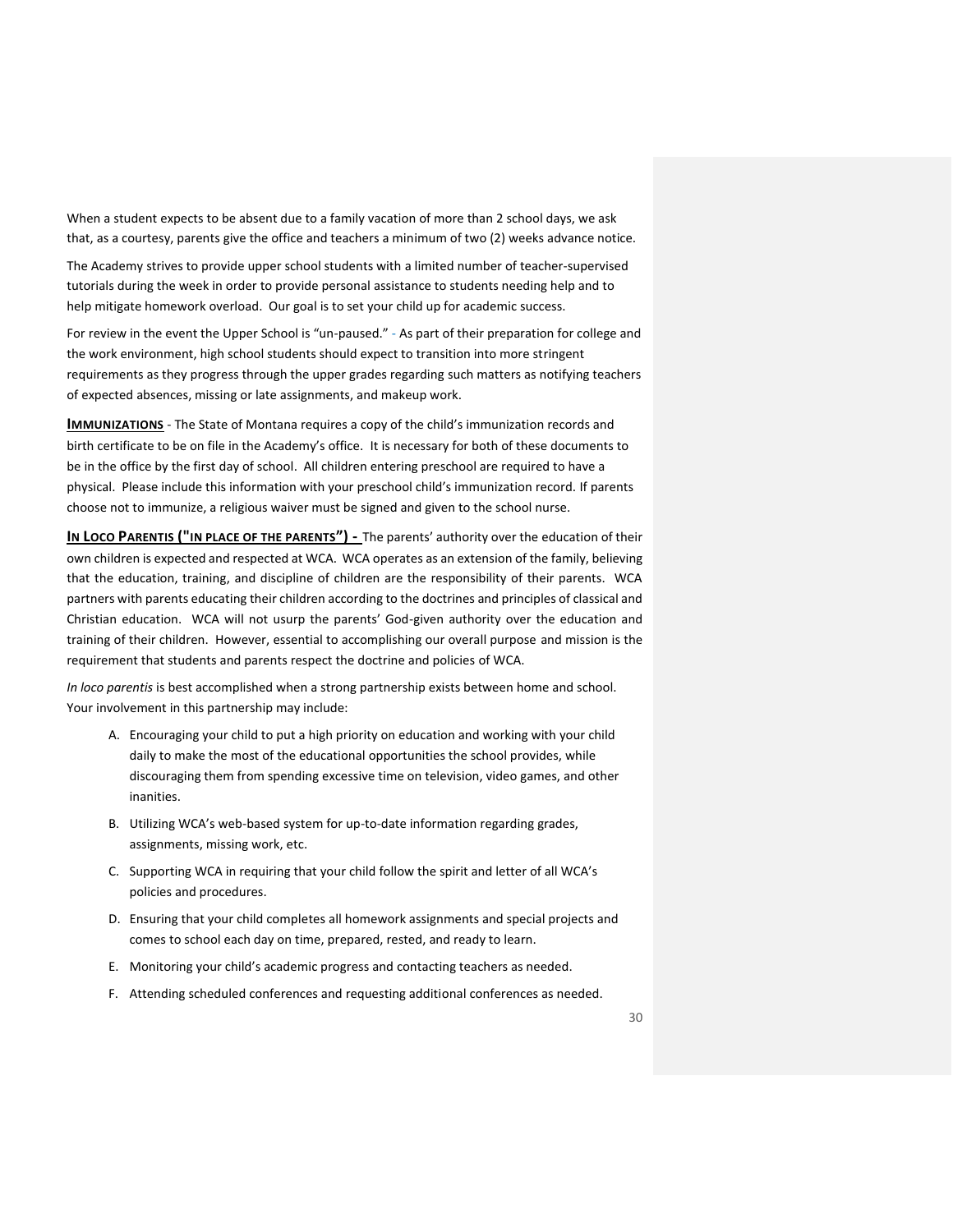When a student expects to be absent due to a family vacation of more than 2 school days, we ask that, as a courtesy, parents give the office and teachers a minimum of two (2) weeks advance notice.

The Academy strives to provide upper school students with a limited number of teacher-supervised tutorials during the week in order to provide personal assistance to students needing help and to help mitigate homework overload. Our goal is to set your child up for academic success.

For review in the event the Upper School is "un-paused." - As part of their preparation for college and the work environment, high school students should expect to transition into more stringent requirements as they progress through the upper grades regarding such matters as notifying teachers of expected absences, missing or late assignments, and makeup work.

**IMMUNIZATIONS** - The State of Montana requires a copy of the child's immunization records and birth certificate to be on file in the Academy's office. It is necessary for both of these documents to be in the office by the first day of school. All children entering preschool are required to have a physical. Please include this information with your preschool child's immunization record. If parents choose not to immunize, a religious waiver must be signed and given to the school nurse.

**IN LOCO PARENTIS ("IN PLACE OF THE PARENTS") -** The parents' authority over the education of their own children is expected and respected at WCA. WCA operates as an extension of the family, believing that the education, training, and discipline of children are the responsibility of their parents. WCA partners with parents educating their children according to the doctrines and principles of classical and Christian education. WCA will not usurp the parents' God-given authority over the education and training of their children. However, essential to accomplishing our overall purpose and mission is the requirement that students and parents respect the doctrine and policies of WCA.

*In loco parentis* is best accomplished when a strong partnership exists between home and school. Your involvement in this partnership may include:

A. Encouraging your child to put a high priority on education and working with your child daily to make the most of the educational opportunities the school provides, while discouraging them from spending excessive time on television, video games, and other inanities.
B. Utilizing WCA's web-based system for up-to-date information regarding grades, assignments, missing work, etc.
C. Supporting WCA in requiring that your child follow the spirit and letter of all WCA's policies and procedures.
D. Ensuring that your child completes all homework assignments and special projects and comes to school each day on time, prepared, rested, and ready to learn.
E. Monitoring your child's academic progress and contacting teachers as needed.
F. Attending scheduled conferences and requesting additional conferences as needed.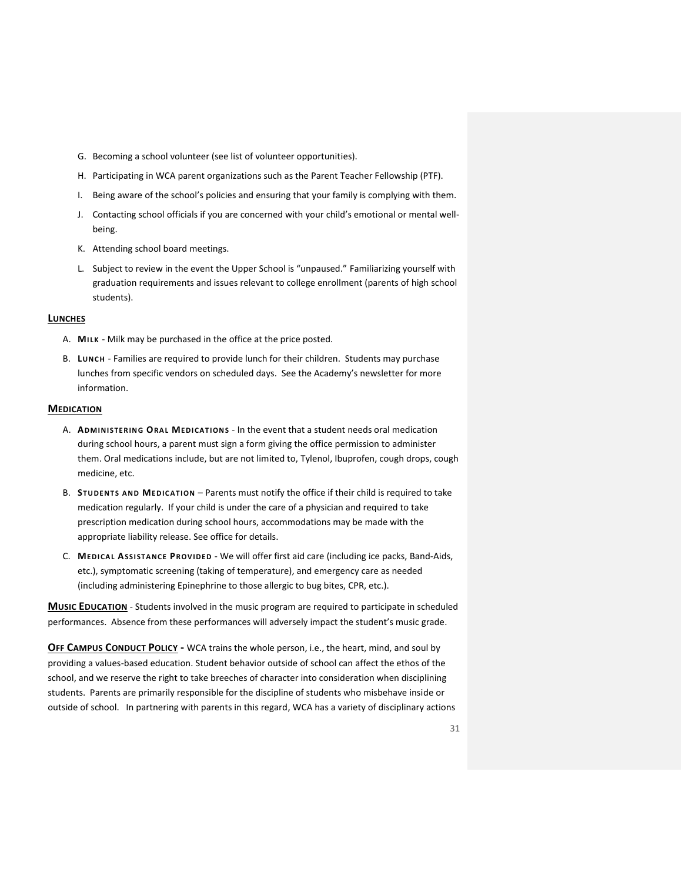G. Becoming a school volunteer (see list of volunteer opportunities).

H. Participating in WCA parent organizations such as the Parent Teacher Fellowship (PTF).

I. Being aware of the school's policies and ensuring that your family is complying with them.

J. Contacting school officials if you are concerned with your child's emotional or mental well-being.

K. Attending school board meetings.

L. Subject to review in the event the Upper School is "unpaused." Familiarizing yourself with graduation requirements and issues relevant to college enrollment (parents of high school students).

### LUNCHES

A. **MILK** - Milk may be purchased in the office at the price posted.

B. **LUNCH** - Families are required to provide lunch for their children. Students may purchase lunches from specific vendors on scheduled days. See the Academy's newsletter for more information.

### MEDICATION

A. **ADMINISTERING ORAL MEDICATIONS** - In the event that a student needs oral medication during school hours, a parent must sign a form giving the office permission to administer them. Oral medications include, but are not limited to, Tylenol, Ibuprofen, cough drops, cough medicine, etc.

B. **STUDENTS AND MEDICATION** – Parents must notify the office if their child is required to take medication regularly. If your child is under the care of a physician and required to take prescription medication during school hours, accommodations may be made with the appropriate liability release. See office for details.

C. **MEDICAL ASSISTANCE PROVIDED** - We will offer first aid care (including ice packs, Band-Aids, etc.), symptomatic screening (taking of temperature), and emergency care as needed (including administering Epinephrine to those allergic to bug bites, CPR, etc.).

**MUSIC EDUCATION** - Students involved in the music program are required to participate in scheduled performances. Absence from these performances will adversely impact the student's music grade.

**OFF CAMPUS CONDUCT POLICY -** WCA trains the whole person, i.e., the heart, mind, and soul by providing a values-based education. Student behavior outside of school can affect the ethos of the school, and we reserve the right to take breeches of character into consideration when disciplining students. Parents are primarily responsible for the discipline of students who misbehave inside or outside of school. In partnering with parents in this regard, WCA has a variety of disciplinary actions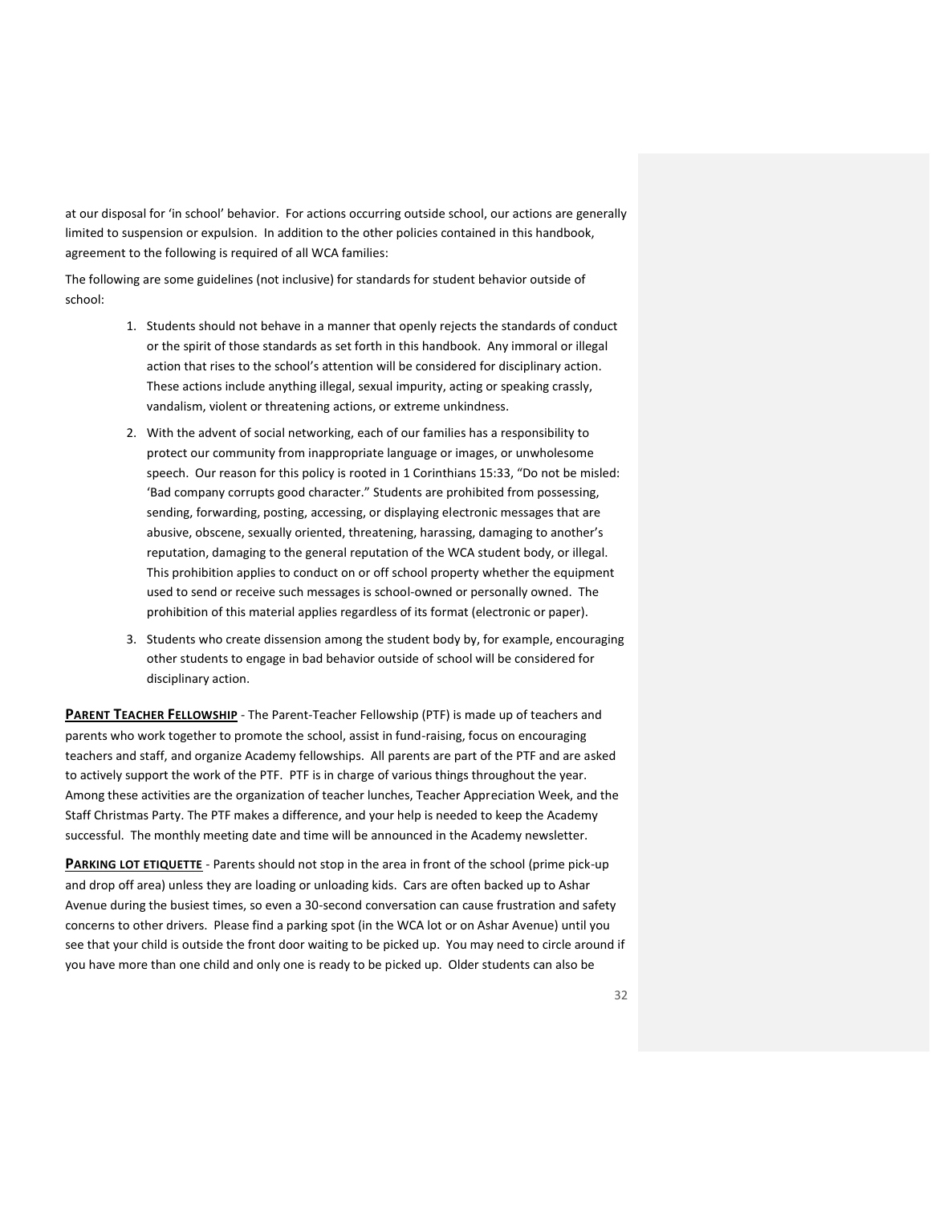at our disposal for 'in school' behavior. For actions occurring outside school, our actions are generally limited to suspension or expulsion. In addition to the other policies contained in this handbook, agreement to the following is required of all WCA families:

The following are some guidelines (not inclusive) for standards for student behavior outside of school:

1. Students should not behave in a manner that openly rejects the standards of conduct or the spirit of those standards as set forth in this handbook. Any immoral or illegal action that rises to the school's attention will be considered for disciplinary action. These actions include anything illegal, sexual impurity, acting or speaking crassly, vandalism, violent or threatening actions, or extreme unkindness.
2. With the advent of social networking, each of our families has a responsibility to protect our community from inappropriate language or images, or unwholesome speech. Our reason for this policy is rooted in 1 Corinthians 15:33, "Do not be misled: 'Bad company corrupts good character." Students are prohibited from possessing, sending, forwarding, posting, accessing, or displaying electronic messages that are abusive, obscene, sexually oriented, threatening, harassing, damaging to another's reputation, damaging to the general reputation of the WCA student body, or illegal. This prohibition applies to conduct on or off school property whether the equipment used to send or receive such messages is school-owned or personally owned. The prohibition of this material applies regardless of its format (electronic or paper).
3. Students who create dissension among the student body by, for example, encouraging other students to engage in bad behavior outside of school will be considered for disciplinary action.

**PARENT TEACHER FELLOWSHIP** - The Parent-Teacher Fellowship (PTF) is made up of teachers and parents who work together to promote the school, assist in fund-raising, focus on encouraging teachers and staff, and organize Academy fellowships. All parents are part of the PTF and are asked to actively support the work of the PTF. PTF is in charge of various things throughout the year. Among these activities are the organization of teacher lunches, Teacher Appreciation Week, and the Staff Christmas Party. The PTF makes a difference, and your help is needed to keep the Academy successful. The monthly meeting date and time will be announced in the Academy newsletter.

**PARKING LOT ETIQUETTE** - Parents should not stop in the area in front of the school (prime pick-up and drop off area) unless they are loading or unloading kids. Cars are often backed up to Ashar Avenue during the busiest times, so even a 30-second conversation can cause frustration and safety concerns to other drivers. Please find a parking spot (in the WCA lot or on Ashar Avenue) until you see that your child is outside the front door waiting to be picked up. You may need to circle around if you have more than one child and only one is ready to be picked up. Older students can also be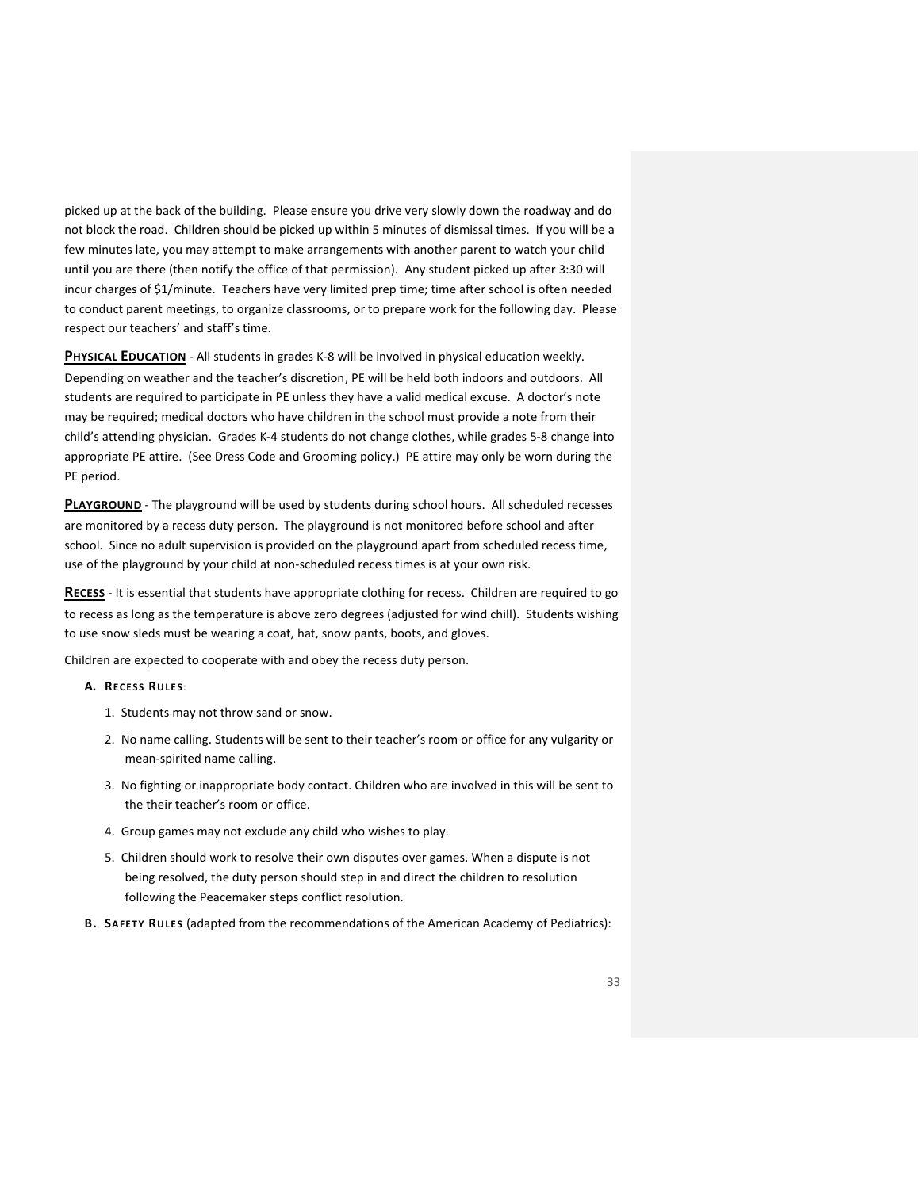picked up at the back of the building. Please ensure you drive very slowly down the roadway and do not block the road. Children should be picked up within 5 minutes of dismissal times. If you will be a few minutes late, you may attempt to make arrangements with another parent to watch your child until you are there (then notify the office of that permission). Any student picked up after 3:30 will incur charges of $1/minute. Teachers have very limited prep time; time after school is often needed to conduct parent meetings, to organize classrooms, or to prepare work for the following day. Please respect our teachers' and staff's time.

**PHYSICAL EDUCATION** - All students in grades K-8 will be involved in physical education weekly. Depending on weather and the teacher's discretion, PE will be held both indoors and outdoors. All students are required to participate in PE unless they have a valid medical excuse. A doctor's note may be required; medical doctors who have children in the school must provide a note from their child's attending physician. Grades K-4 students do not change clothes, while grades 5-8 change into appropriate PE attire. (See Dress Code and Grooming policy.) PE attire may only be worn during the PE period.

**PLAYGROUND** - The playground will be used by students during school hours. All scheduled recesses are monitored by a recess duty person. The playground is not monitored before school and after school. Since no adult supervision is provided on the playground apart from scheduled recess time, use of the playground by your child at non-scheduled recess times is at your own risk.

**RECESS** - It is essential that students have appropriate clothing for recess. Children are required to go to recess as long as the temperature is above zero degrees (adjusted for wind chill). Students wishing to use snow sleds must be wearing a coat, hat, snow pants, boots, and gloves.

Children are expected to cooperate with and obey the recess duty person.

**A. RECESS RULES**:

1. Students may not throw sand or snow.
2. No name calling. Students will be sent to their teacher's room or office for any vulgarity or mean-spirited name calling.
3. No fighting or inappropriate body contact. Children who are involved in this will be sent to the their teacher's room or office.
4. Group games may not exclude any child who wishes to play.
5. Children should work to resolve their own disputes over games. When a dispute is not being resolved, the duty person should step in and direct the children to resolution following the Peacemaker steps conflict resolution.

**B. SAFETY RULES** (adapted from the recommendations of the American Academy of Pediatrics):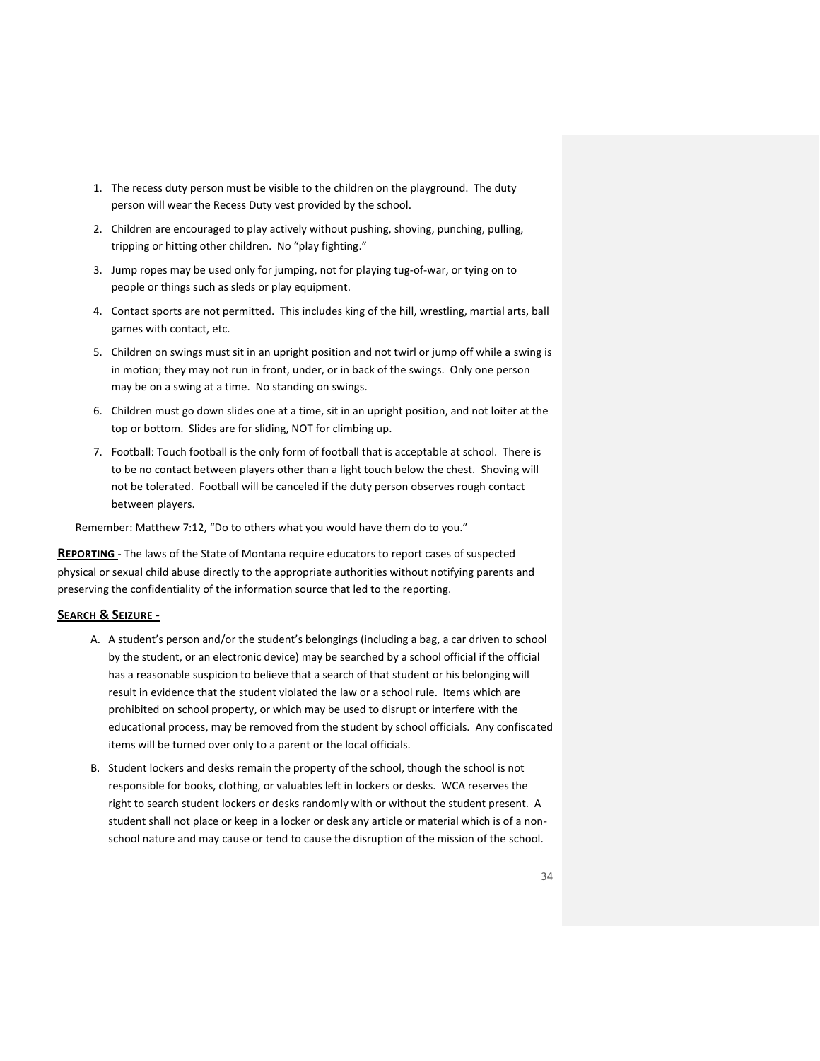1. The recess duty person must be visible to the children on the playground. The duty person will wear the Recess Duty vest provided by the school.
2. Children are encouraged to play actively without pushing, shoving, punching, pulling, tripping or hitting other children. No "play fighting."
3. Jump ropes may be used only for jumping, not for playing tug-of-war, or tying on to people or things such as sleds or play equipment.
4. Contact sports are not permitted. This includes king of the hill, wrestling, martial arts, ball games with contact, etc.
5. Children on swings must sit in an upright position and not twirl or jump off while a swing is in motion; they may not run in front, under, or in back of the swings. Only one person may be on a swing at a time. No standing on swings.
6. Children must go down slides one at a time, sit in an upright position, and not loiter at the top or bottom. Slides are for sliding, NOT for climbing up.
7. Football: Touch football is the only form of football that is acceptable at school. There is to be no contact between players other than a light touch below the chest. Shoving will not be tolerated. Football will be canceled if the duty person observes rough contact between players.

Remember: Matthew 7:12, "Do to others what you would have them do to you."

**REPORTING** - The laws of the State of Montana require educators to report cases of suspected physical or sexual child abuse directly to the appropriate authorities without notifying parents and preserving the confidentiality of the information source that led to the reporting.

**SEARCH & SEIZURE -**

A. A student's person and/or the student's belongings (including a bag, a car driven to school by the student, or an electronic device) may be searched by a school official if the official has a reasonable suspicion to believe that a search of that student or his belonging will result in evidence that the student violated the law or a school rule. Items which are prohibited on school property, or which may be used to disrupt or interfere with the educational process, may be removed from the student by school officials. Any confiscated items will be turned over only to a parent or the local officials.

B. Student lockers and desks remain the property of the school, though the school is not responsible for books, clothing, or valuables left in lockers or desks. WCA reserves the right to search student lockers or desks randomly with or without the student present. A student shall not place or keep in a locker or desk any article or material which is of a non-school nature and may cause or tend to cause the disruption of the mission of the school.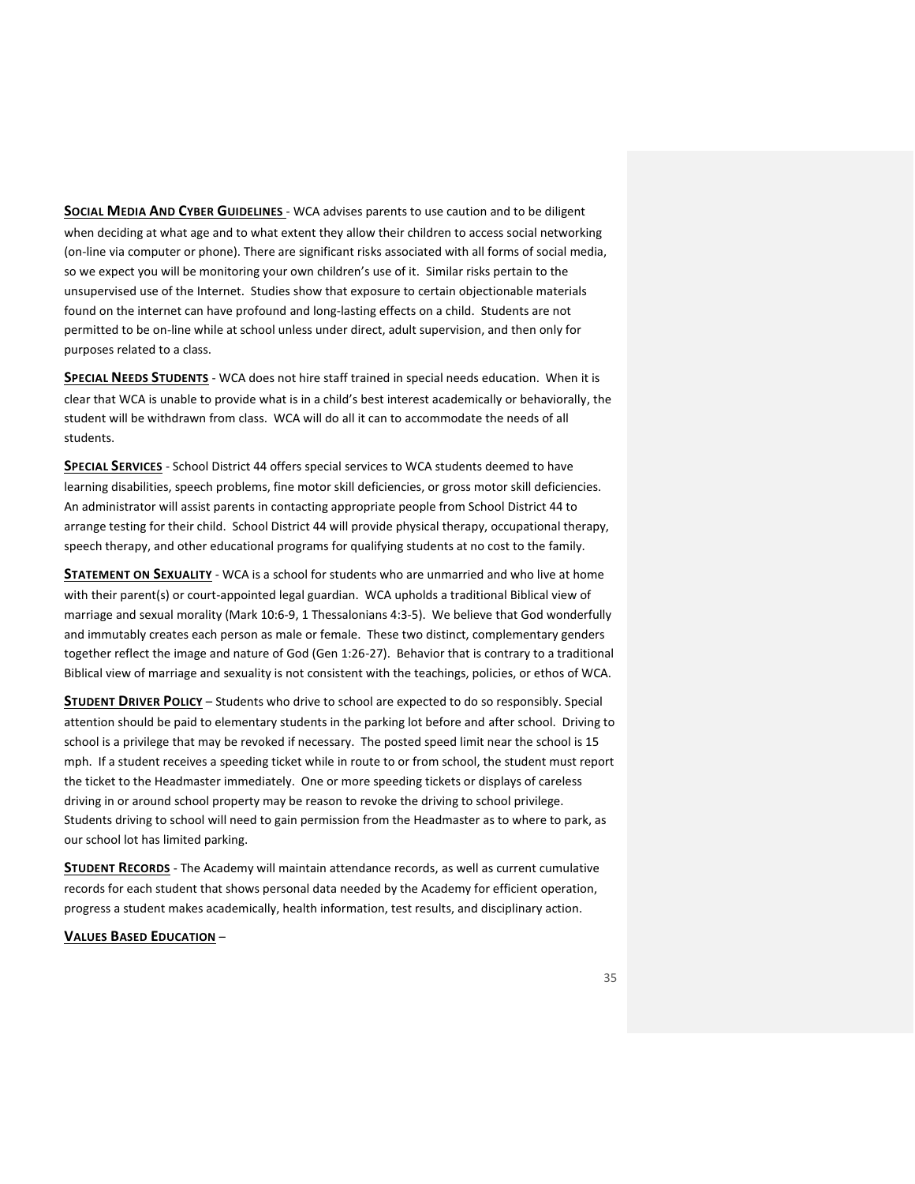**SOCIAL MEDIA AND CYBER GUIDELINES** - WCA advises parents to use caution and to be diligent when deciding at what age and to what extent they allow their children to access social networking (on-line via computer or phone). There are significant risks associated with all forms of social media, so we expect you will be monitoring your own children's use of it. Similar risks pertain to the unsupervised use of the Internet. Studies show that exposure to certain objectionable materials found on the internet can have profound and long-lasting effects on a child. Students are not permitted to be on-line while at school unless under direct, adult supervision, and then only for purposes related to a class.

**SPECIAL NEEDS STUDENTS** - WCA does not hire staff trained in special needs education. When it is clear that WCA is unable to provide what is in a child's best interest academically or behaviorally, the student will be withdrawn from class. WCA will do all it can to accommodate the needs of all students.

**SPECIAL SERVICES** - School District 44 offers special services to WCA students deemed to have learning disabilities, speech problems, fine motor skill deficiencies, or gross motor skill deficiencies. An administrator will assist parents in contacting appropriate people from School District 44 to arrange testing for their child. School District 44 will provide physical therapy, occupational therapy, speech therapy, and other educational programs for qualifying students at no cost to the family.

**STATEMENT ON SEXUALITY** - WCA is a school for students who are unmarried and who live at home with their parent(s) or court-appointed legal guardian. WCA upholds a traditional Biblical view of marriage and sexual morality (Mark 10:6-9, 1 Thessalonians 4:3-5). We believe that God wonderfully and immutably creates each person as male or female. These two distinct, complementary genders together reflect the image and nature of God (Gen 1:26-27). Behavior that is contrary to a traditional Biblical view of marriage and sexuality is not consistent with the teachings, policies, or ethos of WCA.

**STUDENT DRIVER POLICY** – Students who drive to school are expected to do so responsibly. Special attention should be paid to elementary students in the parking lot before and after school. Driving to school is a privilege that may be revoked if necessary. The posted speed limit near the school is 15 mph. If a student receives a speeding ticket while in route to or from school, the student must report the ticket to the Headmaster immediately. One or more speeding tickets or displays of careless driving in or around school property may be reason to revoke the driving to school privilege. Students driving to school will need to gain permission from the Headmaster as to where to park, as our school lot has limited parking.

**STUDENT RECORDS** - The Academy will maintain attendance records, as well as current cumulative records for each student that shows personal data needed by the Academy for efficient operation, progress a student makes academically, health information, test results, and disciplinary action.

**VALUES BASED EDUCATION** –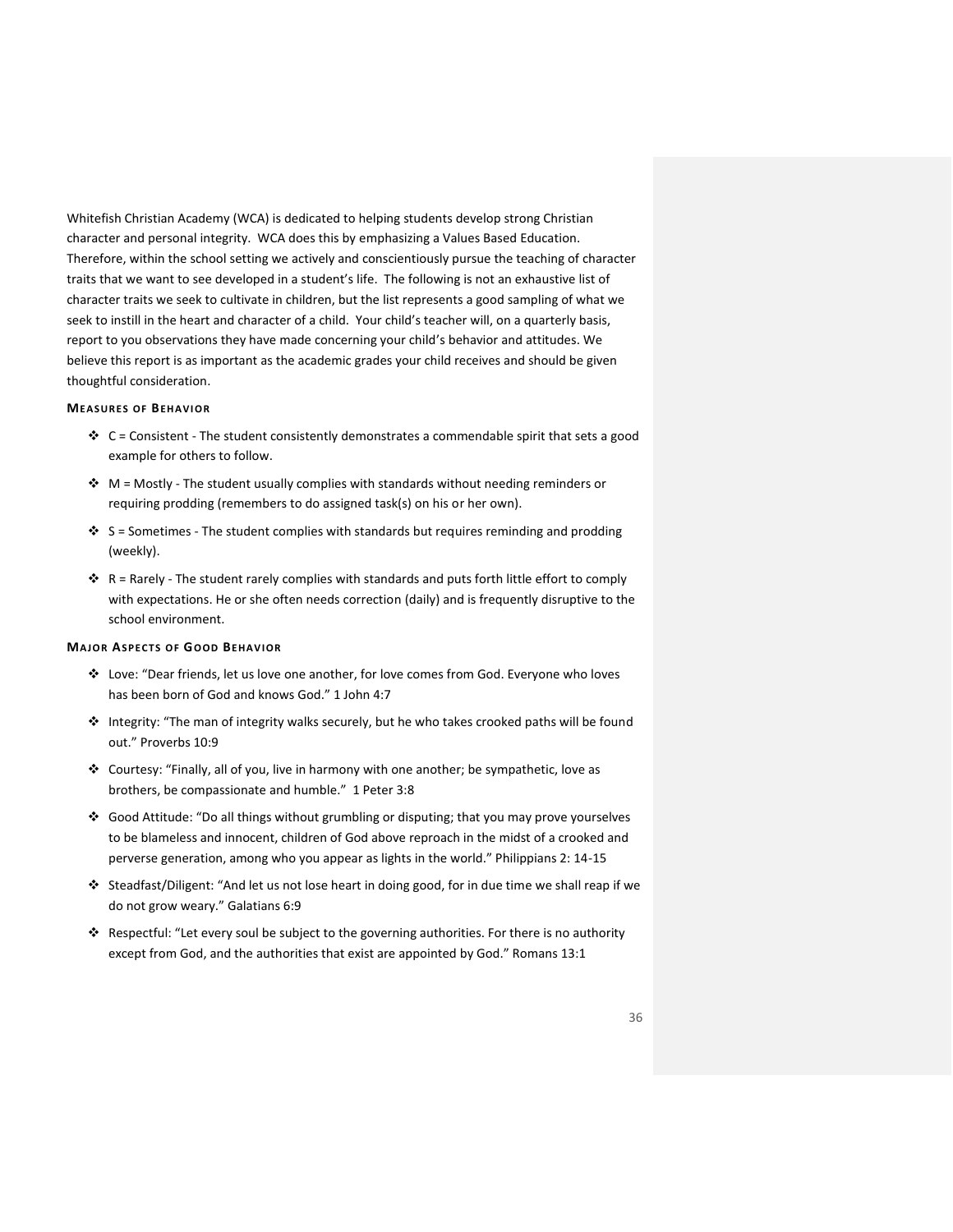Whitefish Christian Academy (WCA) is dedicated to helping students develop strong Christian character and personal integrity. WCA does this by emphasizing a Values Based Education. Therefore, within the school setting we actively and conscientiously pursue the teaching of character traits that we want to see developed in a student's life. The following is not an exhaustive list of character traits we seek to cultivate in children, but the list represents a good sampling of what we seek to instill in the heart and character of a child. Your child's teacher will, on a quarterly basis, report to you observations they have made concerning your child's behavior and attitudes. We believe this report is as important as the academic grades your child receives and should be given thoughtful consideration.

#### MEASURES OF BEHAVIOR

- C = Consistent - The student consistently demonstrates a commendable spirit that sets a good example for others to follow.
- M = Mostly - The student usually complies with standards without needing reminders or requiring prodding (remembers to do assigned task(s) on his or her own).
- S = Sometimes - The student complies with standards but requires reminding and prodding (weekly).
- R = Rarely - The student rarely complies with standards and puts forth little effort to comply with expectations. He or she often needs correction (daily) and is frequently disruptive to the school environment.

#### MAJOR ASPECTS OF GOOD BEHAVIOR

- Love: "Dear friends, let us love one another, for love comes from God. Everyone who loves has been born of God and knows God." 1 John 4:7
- Integrity: "The man of integrity walks securely, but he who takes crooked paths will be found out." Proverbs 10:9
- Courtesy: "Finally, all of you, live in harmony with one another; be sympathetic, love as brothers, be compassionate and humble." 1 Peter 3:8
- Good Attitude: "Do all things without grumbling or disputing; that you may prove yourselves to be blameless and innocent, children of God above reproach in the midst of a crooked and perverse generation, among who you appear as lights in the world." Philippians 2: 14-15
- Steadfast/Diligent: "And let us not lose heart in doing good, for in due time we shall reap if we do not grow weary." Galatians 6:9
- Respectful: "Let every soul be subject to the governing authorities. For there is no authority except from God, and the authorities that exist are appointed by God." Romans 13:1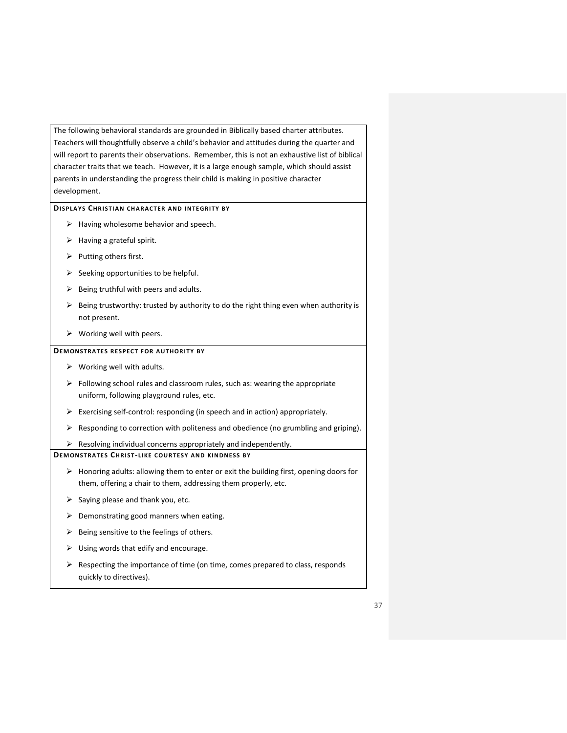The following behavioral standards are grounded in Biblically based charter attributes. Teachers will thoughtfully observe a child's behavior and attitudes during the quarter and will report to parents their observations. Remember, this is not an exhaustive list of biblical character traits that we teach. However, it is a large enough sample, which should assist parents in understanding the progress their child is making in positive character development.

**DISPLAYS CHRISTIAN CHARACTER AND INTEGRITY BY**

- Having wholesome behavior and speech.
- Having a grateful spirit.
- Putting others first.
- Seeking opportunities to be helpful.
- Being truthful with peers and adults.
- Being trustworthy: trusted by authority to do the right thing even when authority is not present.
- Working well with peers.

**DEMONSTRATES RESPECT FOR AUTHORITY BY**

- Working well with adults.
- Following school rules and classroom rules, such as: wearing the appropriate uniform, following playground rules, etc.
- Exercising self-control: responding (in speech and in action) appropriately.
- Responding to correction with politeness and obedience (no grumbling and griping).
- Resolving individual concerns appropriately and independently.

**DEMONSTRATES CHRIST-LIKE COURTESY AND KINDNESS BY**

- Honoring adults: allowing them to enter or exit the building first, opening doors for them, offering a chair to them, addressing them properly, etc.
- Saying please and thank you, etc.
- Demonstrating good manners when eating.
- Being sensitive to the feelings of others.
- Using words that edify and encourage.
- Respecting the importance of time (on time, comes prepared to class, responds quickly to directives).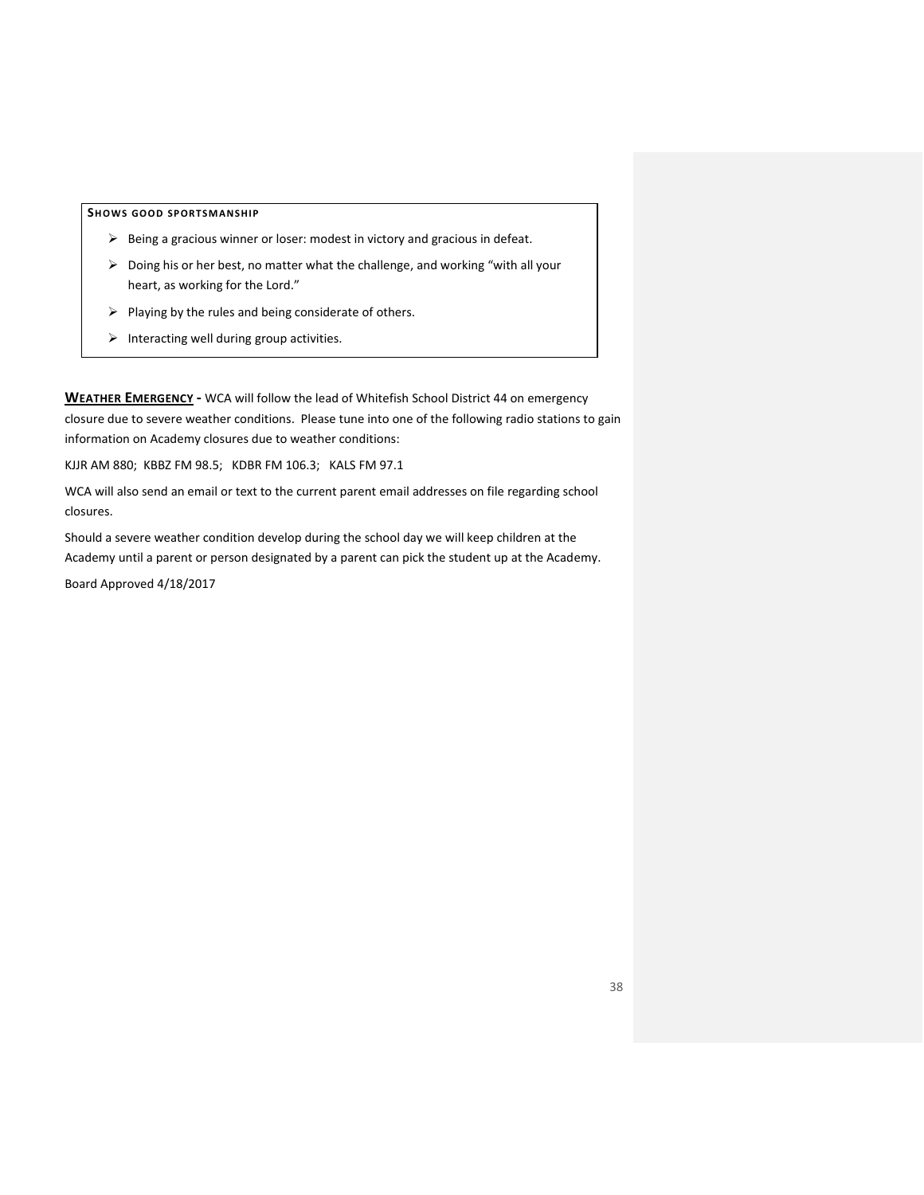**Shows good sportsmanship**

- Being a gracious winner or loser: modest in victory and gracious in defeat.
- Doing his or her best, no matter what the challenge, and working "with all your heart, as working for the Lord."
- Playing by the rules and being considerate of others.
- Interacting well during group activities.

**Weather Emergency -** WCA will follow the lead of Whitefish School District 44 on emergency closure due to severe weather conditions. Please tune into one of the following radio stations to gain information on Academy closures due to weather conditions:

KJJR AM 880; KBBZ FM 98.5; KDBR FM 106.3; KALS FM 97.1

WCA will also send an email or text to the current parent email addresses on file regarding school closures.

Should a severe weather condition develop during the school day we will keep children at the Academy until a parent or person designated by a parent can pick the student up at the Academy.

Board Approved 4/18/2017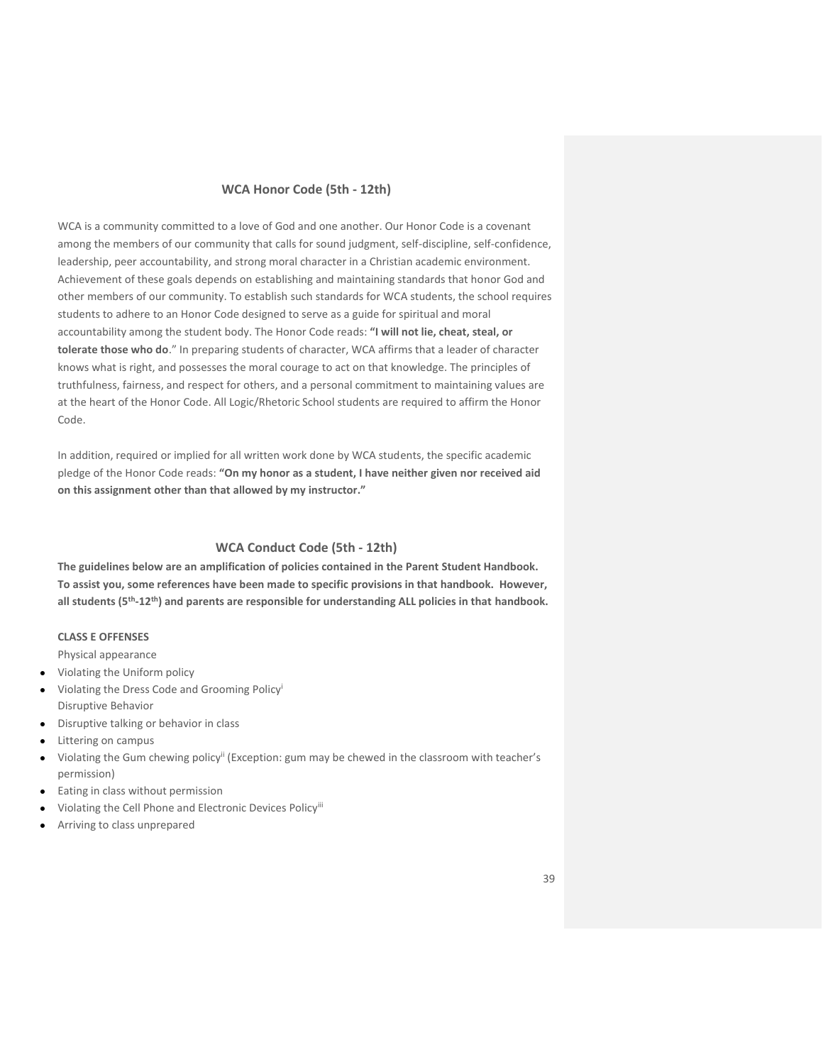## WCA Honor Code (5th - 12th)

WCA is a community committed to a love of God and one another. Our Honor Code is a covenant among the members of our community that calls for sound judgment, self-discipline, self-confidence, leadership, peer accountability, and strong moral character in a Christian academic environment. Achievement of these goals depends on establishing and maintaining standards that honor God and other members of our community. To establish such standards for WCA students, the school requires students to adhere to an Honor Code designed to serve as a guide for spiritual and moral accountability among the student body. The Honor Code reads: **"I will not lie, cheat, steal, or tolerate those who do**." In preparing students of character, WCA affirms that a leader of character knows what is right, and possesses the moral courage to act on that knowledge. The principles of truthfulness, fairness, and respect for others, and a personal commitment to maintaining values are at the heart of the Honor Code. All Logic/Rhetoric School students are required to affirm the Honor Code.

In addition, required or implied for all written work done by WCA students, the specific academic pledge of the Honor Code reads: **"On my honor as a student, I have neither given nor received aid on this assignment other than that allowed by my instructor."**

## WCA Conduct Code (5th - 12th)

**The guidelines below are an amplification of policies contained in the Parent Student Handbook. To assist you, some references have been made to specific provisions in that handbook. However, all students (5th-12th) and parents are responsible for understanding ALL policies in that handbook.**

**CLASS E OFFENSES**

Physical appearance

- Violating the Uniform policy
- Violating the Dress Code and Grooming Policy[i]

Disruptive Behavior

- Disruptive talking or behavior in class
- Littering on campus
- Violating the Gum chewing policy[ii] (Exception: gum may be chewed in the classroom with teacher's permission)
- Eating in class without permission
- Violating the Cell Phone and Electronic Devices Policy[iii]
- Arriving to class unprepared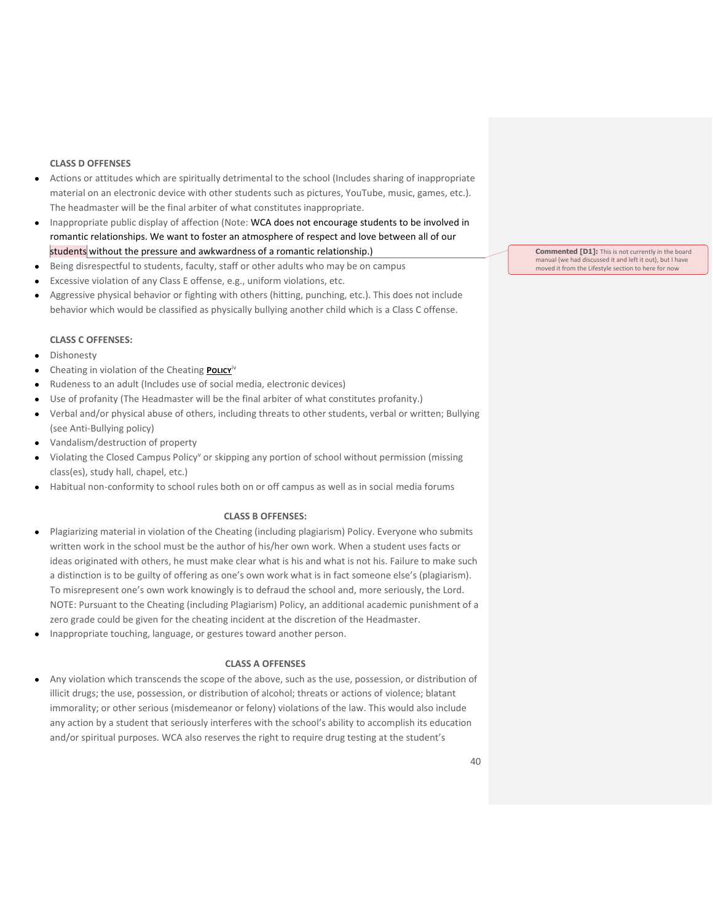**CLASS D OFFENSES**

- Actions or attitudes which are spiritually detrimental to the school (Includes sharing of inappropriate material on an electronic device with other students such as pictures, YouTube, music, games, etc.). The headmaster will be the final arbiter of what constitutes inappropriate.
- Inappropriate public display of affection (Note: WCA does not encourage students to be involved in romantic relationships. We want to foster an atmosphere of respect and love between all of our students without the pressure and awkwardness of a romantic relationship.)
- Being disrespectful to students, faculty, staff or other adults who may be on campus
- Excessive violation of any Class E offense, e.g., uniform violations, etc.
- Aggressive physical behavior or fighting with others (hitting, punching, etc.). This does not include behavior which would be classified as physically bullying another child which is a Class C offense.

> **Commented [D1]:** This is not currently in the board manual (we had discussed it and left it out), but I have moved it from the Lifestyle section to here for now

**CLASS C OFFENSES:**

- Dishonesty
- Cheating in violation of the Cheating **Policy**[iv]
- Rudeness to an adult (Includes use of social media, electronic devices)
- Use of profanity (The Headmaster will be the final arbiter of what constitutes profanity.)
- Verbal and/or physical abuse of others, including threats to other students, verbal or written; Bullying (see Anti-Bullying policy)
- Vandalism/destruction of property
- Violating the Closed Campus Policy[v] or skipping any portion of school without permission (missing class(es), study hall, chapel, etc.)
- Habitual non-conformity to school rules both on or off campus as well as in social media forums

**CLASS B OFFENSES:**

- Plagiarizing material in violation of the Cheating (including plagiarism) Policy. Everyone who submits written work in the school must be the author of his/her own work. When a student uses facts or ideas originated with others, he must make clear what is his and what is not his. Failure to make such a distinction is to be guilty of offering as one's own work what is in fact someone else's (plagiarism). To misrepresent one's own work knowingly is to defraud the school and, more seriously, the Lord. NOTE: Pursuant to the Cheating (including Plagiarism) Policy, an additional academic punishment of a zero grade could be given for the cheating incident at the discretion of the Headmaster.
- Inappropriate touching, language, or gestures toward another person.

**CLASS A OFFENSES**

- Any violation which transcends the scope of the above, such as the use, possession, or distribution of illicit drugs; the use, possession, or distribution of alcohol; threats or actions of violence; blatant immorality; or other serious (misdemeanor or felony) violations of the law. This would also include any action by a student that seriously interferes with the school's ability to accomplish its education and/or spiritual purposes. WCA also reserves the right to require drug testing at the student's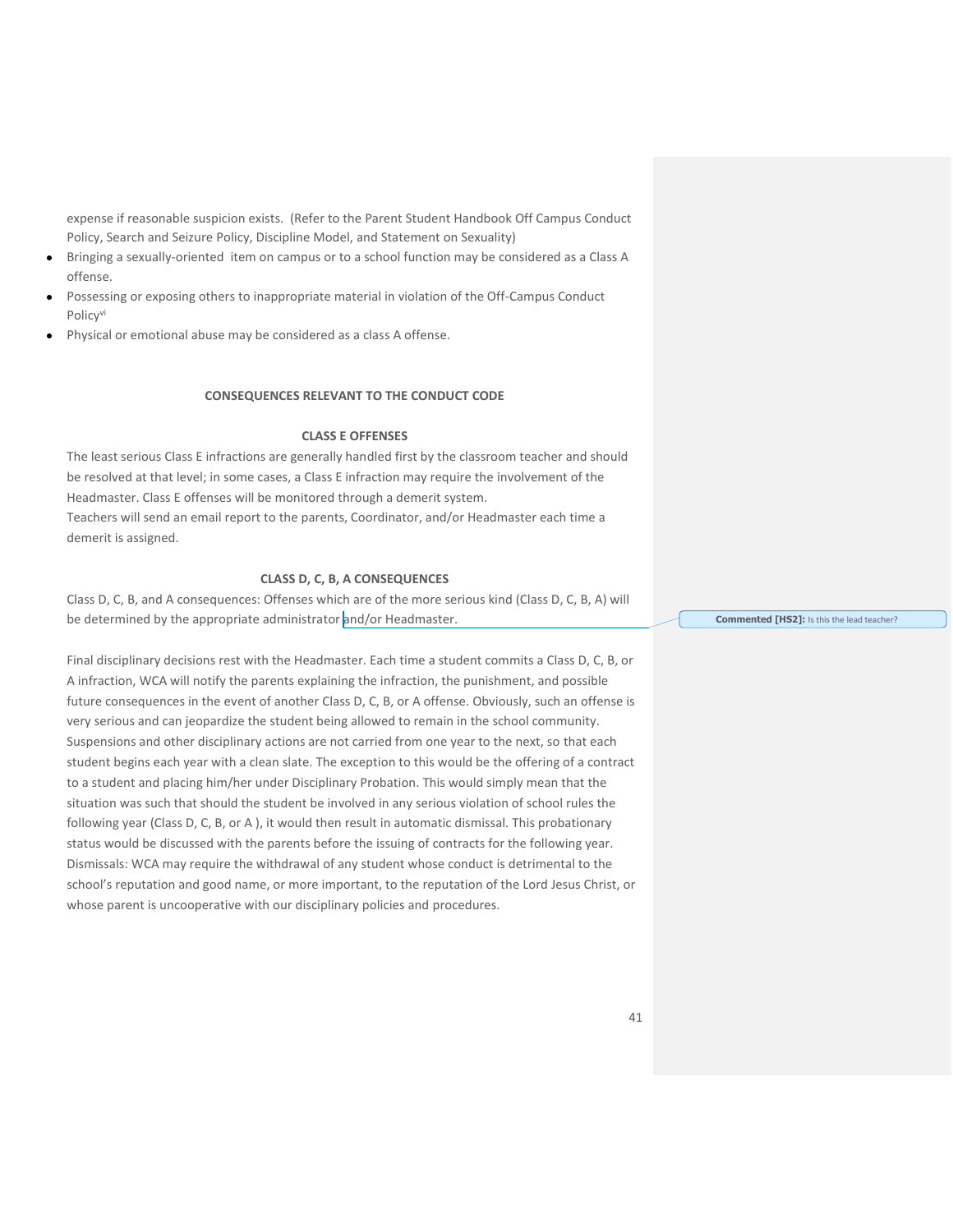expense if reasonable suspicion exists. (Refer to the Parent Student Handbook Off Campus Conduct Policy, Search and Seizure Policy, Discipline Model, and Statement on Sexuality)

- Bringing a sexually-oriented item on campus or to a school function may be considered as a Class A offense.
- Possessing or exposing others to inappropriate material in violation of the Off-Campus Conduct Policy[vi]
- Physical or emotional abuse may be considered as a class A offense.

## CONSEQUENCES RELEVANT TO THE CONDUCT CODE

### CLASS E OFFENSES

The least serious Class E infractions are generally handled first by the classroom teacher and should be resolved at that level; in some cases, a Class E infraction may require the involvement of the Headmaster. Class E offenses will be monitored through a demerit system.

Teachers will send an email report to the parents, Coordinator, and/or Headmaster each time a demerit is assigned.

### CLASS D, C, B, A CONSEQUENCES

Class D, C, B, and A consequences: Offenses which are of the more serious kind (Class D, C, B, A) will be determined by the appropriate administrator and/or Headmaster.

**Commented [HS2]:** Is this the lead teacher?

Final disciplinary decisions rest with the Headmaster. Each time a student commits a Class D, C, B, or A infraction, WCA will notify the parents explaining the infraction, the punishment, and possible future consequences in the event of another Class D, C, B, or A offense. Obviously, such an offense is very serious and can jeopardize the student being allowed to remain in the school community. Suspensions and other disciplinary actions are not carried from one year to the next, so that each student begins each year with a clean slate. The exception to this would be the offering of a contract to a student and placing him/her under Disciplinary Probation. This would simply mean that the situation was such that should the student be involved in any serious violation of school rules the following year (Class D, C, B, or A ), it would then result in automatic dismissal. This probationary status would be discussed with the parents before the issuing of contracts for the following year. Dismissals: WCA may require the withdrawal of any student whose conduct is detrimental to the school's reputation and good name, or more important, to the reputation of the Lord Jesus Christ, or whose parent is uncooperative with our disciplinary policies and procedures.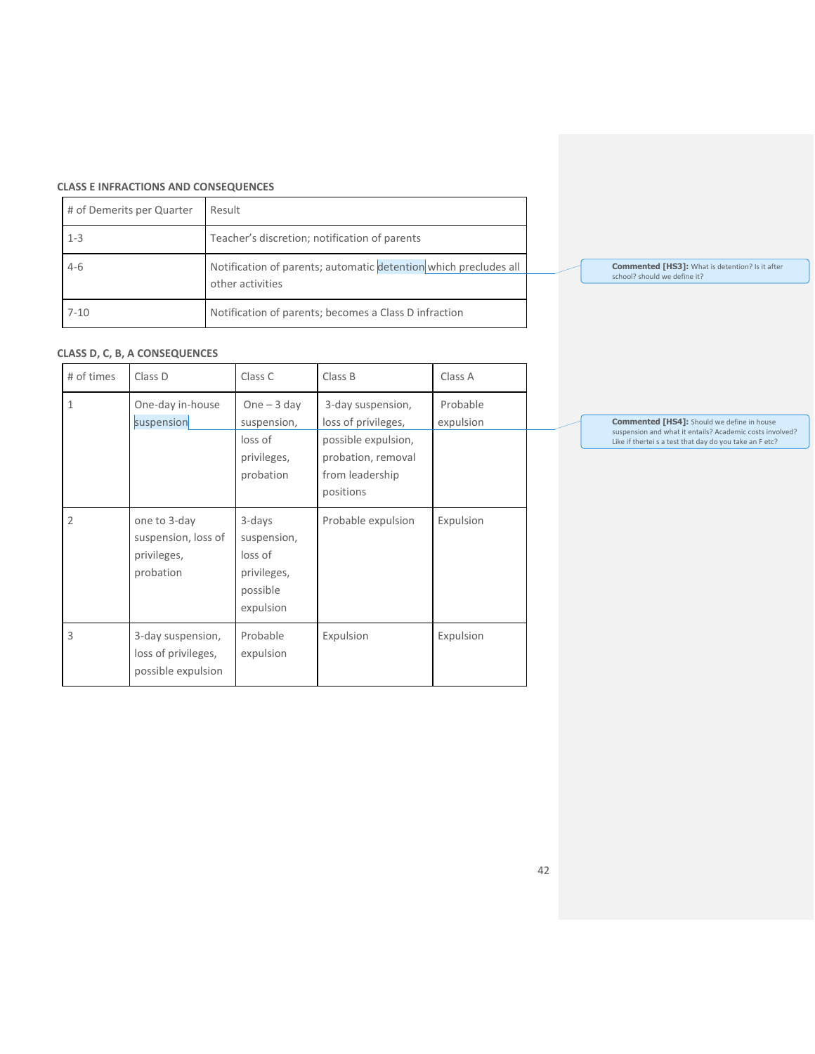**CLASS E INFRACTIONS AND CONSEQUENCES**

| # of Demerits per Quarter | Result |
|---|---|
| 1-3 | Teacher's discretion; notification of parents |
| 4-6 | Notification of parents; automatic detention which precludes all other activities |
| 7-10 | Notification of parents; becomes a Class D infraction |

**CLASS D, C, B, A CONSEQUENCES**

| # of times | Class D | Class C | Class B | Class A |
|---|---|---|---|---|
| 1 | One-day in-house suspension | One – 3 day suspension, loss of privileges, probation | 3-day suspension, loss of privileges, possible expulsion, probation, removal from leadership positions | Probable expulsion |
| 2 | one to 3-day suspension, loss of privileges, probation | 3-days suspension, loss of privileges, possible expulsion | Probable expulsion | Expulsion |
| 3 | 3-day suspension, loss of privileges, possible expulsion | Probable expulsion | Expulsion | Expulsion |

**Commented [HS3]:** What is detention? Is it after school? should we define it?

**Commented [HS4]:** Should we define in house suspension and what it entails? Academic costs involved? Like if thertei s a test that day do you take an F etc?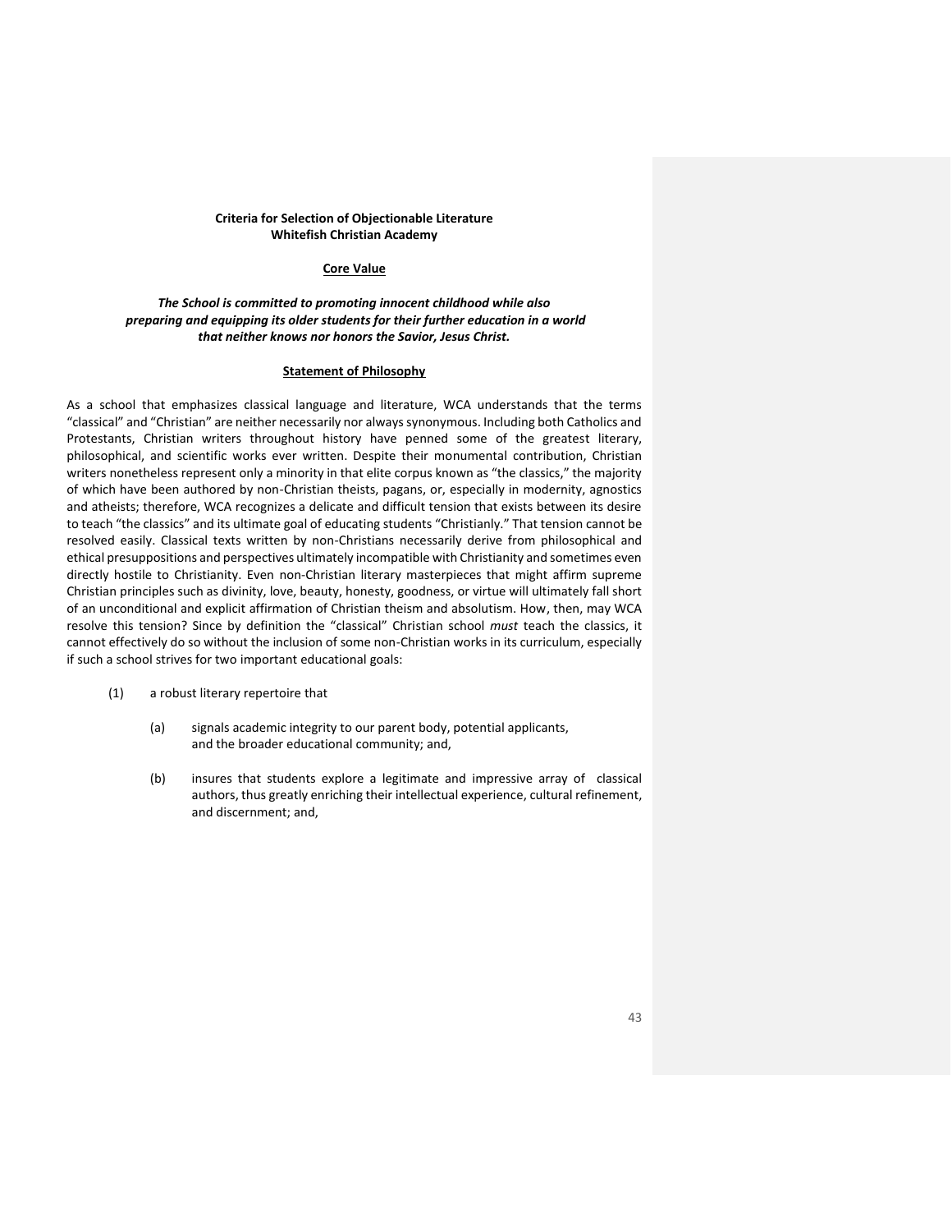**Criteria for Selection of Objectionable Literature**
**Whitefish Christian Academy**

**Core Value**

***The School is committed to promoting innocent childhood while also preparing and equipping its older students for their further education in a world that neither knows nor honors the Savior, Jesus Christ.***

**Statement of Philosophy**

As a school that emphasizes classical language and literature, WCA understands that the terms "classical" and "Christian" are neither necessarily nor always synonymous. Including both Catholics and Protestants, Christian writers throughout history have penned some of the greatest literary, philosophical, and scientific works ever written. Despite their monumental contribution, Christian writers nonetheless represent only a minority in that elite corpus known as "the classics," the majority of which have been authored by non-Christian theists, pagans, or, especially in modernity, agnostics and atheists; therefore, WCA recognizes a delicate and difficult tension that exists between its desire to teach "the classics" and its ultimate goal of educating students "Christianly." That tension cannot be resolved easily. Classical texts written by non-Christians necessarily derive from philosophical and ethical presuppositions and perspectives ultimately incompatible with Christianity and sometimes even directly hostile to Christianity. Even non-Christian literary masterpieces that might affirm supreme Christian principles such as divinity, love, beauty, honesty, goodness, or virtue will ultimately fall short of an unconditional and explicit affirmation of Christian theism and absolutism. How, then, may WCA resolve this tension? Since by definition the "classical" Christian school *must* teach the classics, it cannot effectively do so without the inclusion of some non-Christian works in its curriculum, especially if such a school strives for two important educational goals:

(1) a robust literary repertoire that

  (a) signals academic integrity to our parent body, potential applicants, and the broader educational community; and,

  (b) insures that students explore a legitimate and impressive array of classical authors, thus greatly enriching their intellectual experience, cultural refinement, and discernment; and,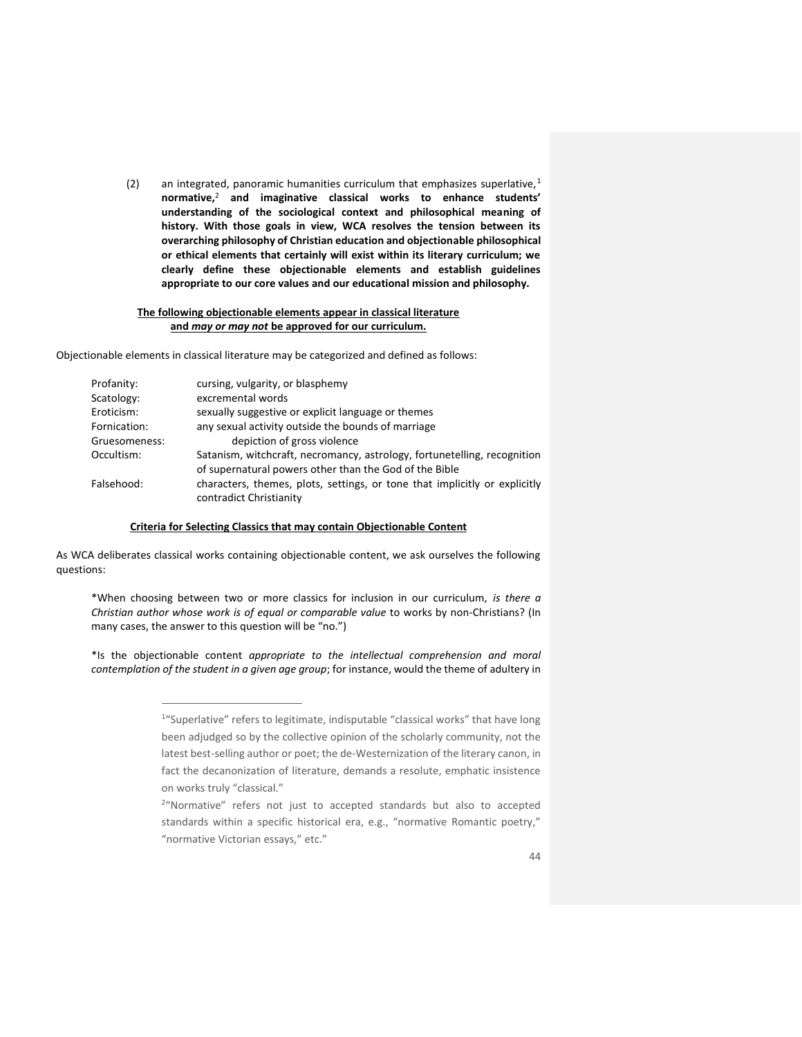(2) an integrated, panoramic humanities curriculum that emphasizes superlative,[1] **normative,[2] and imaginative classical works to enhance students' understanding of the sociological context and philosophical meaning of history. With those goals in view, WCA resolves the tension between its overarching philosophy of Christian education and objectionable philosophical or ethical elements that certainly will exist within its literary curriculum; we clearly define these objectionable elements and establish guidelines appropriate to our core values and our educational mission and philosophy.**

**<u>The following objectionable elements appear in classical literature and *may or may not* be approved for our curriculum.</u>**

Objectionable elements in classical literature may be categorized and defined as follows:

| | |
|---|---|
| Profanity: | cursing, vulgarity, or blasphemy |
| Scatology: | excremental words |
| Eroticism: | sexually suggestive or explicit language or themes |
| Fornication: | any sexual activity outside the bounds of marriage |
| Gruesomeness: | depiction of gross violence |
| Occultism: | Satanism, witchcraft, necromancy, astrology, fortunetelling, recognition of supernatural powers other than the God of the Bible |
| Falsehood: | characters, themes, plots, settings, or tone that implicitly or explicitly contradict Christianity |

**<u>Criteria for Selecting Classics that may contain Objectionable Content</u>**

As WCA deliberates classical works containing objectionable content, we ask ourselves the following questions:

*When choosing between two or more classics for inclusion in our curriculum, *is there a Christian author whose work is of equal or comparable value* to works by non-Christians? (In many cases, the answer to this question will be "no.")

*Is the objectionable content *appropriate to the intellectual comprehension and moral contemplation of the student in a given age group*; for instance, would the theme of adultery in

---

[1]"Superlative" refers to legitimate, indisputable "classical works" that have long been adjudged so by the collective opinion of the scholarly community, not the latest best-selling author or poet; the de-Westernization of the literary canon, in fact the decanonization of literature, demands a resolute, emphatic insistence on works truly "classical."

[2]"Normative" refers not just to accepted standards but also to accepted standards within a specific historical era, e.g., "normative Romantic poetry," "normative Victorian essays," etc."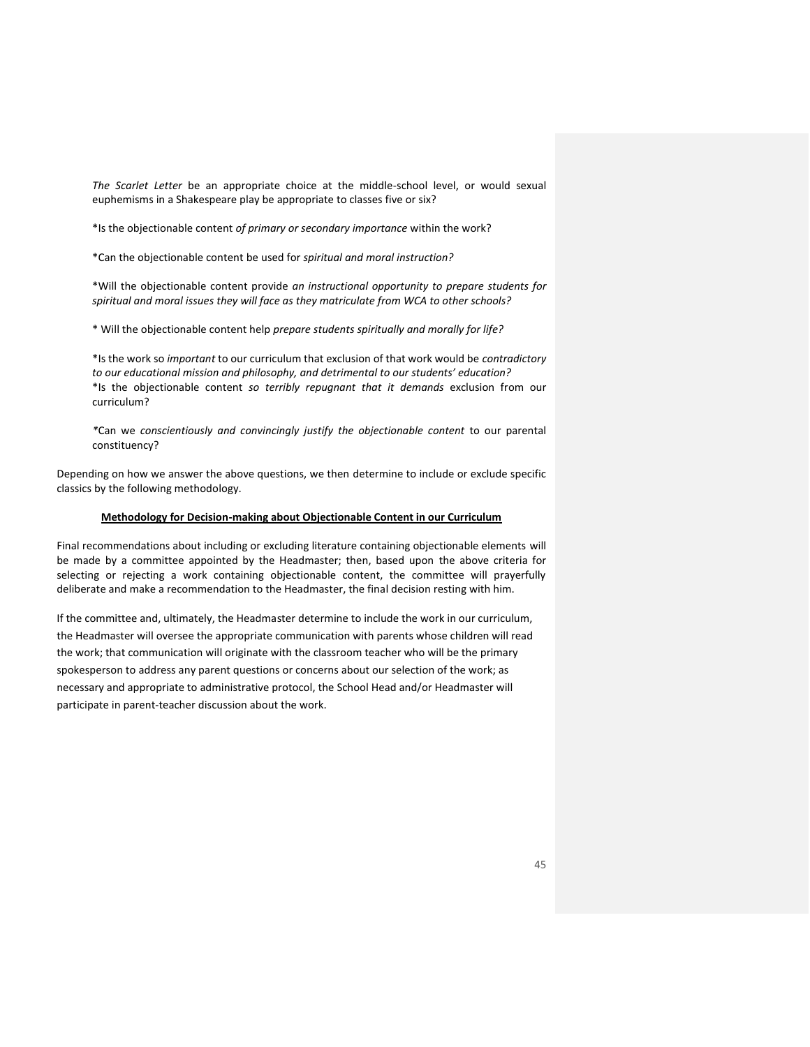*The Scarlet Letter* be an appropriate choice at the middle-school level, or would sexual euphemisms in a Shakespeare play be appropriate to classes five or six?

*Is the objectionable content *of primary or secondary importance* within the work?

*Can the objectionable content be used for *spiritual and moral instruction?*

*Will the objectionable content provide *an instructional opportunity to prepare students for spiritual and moral issues they will face as they matriculate from WCA to other schools?*

* Will the objectionable content help *prepare students spiritually and morally for life?*

*Is the work so *important* to our curriculum that exclusion of that work would be *contradictory to our educational mission and philosophy, and detrimental to our students' education?*
*Is the objectionable content *so terribly repugnant that it demands* exclusion from our curriculum?

*Can we *conscientiously and convincingly justify the objectionable content* to our parental constituency?

Depending on how we answer the above questions, we then determine to include or exclude specific classics by the following methodology.

**Methodology for Decision-making about Objectionable Content in our Curriculum**

Final recommendations about including or excluding literature containing objectionable elements will be made by a committee appointed by the Headmaster; then, based upon the above criteria for selecting or rejecting a work containing objectionable content, the committee will prayerfully deliberate and make a recommendation to the Headmaster, the final decision resting with him.

If the committee and, ultimately, the Headmaster determine to include the work in our curriculum, the Headmaster will oversee the appropriate communication with parents whose children will read the work; that communication will originate with the classroom teacher who will be the primary spokesperson to address any parent questions or concerns about our selection of the work; as necessary and appropriate to administrative protocol, the School Head and/or Headmaster will participate in parent-teacher discussion about the work.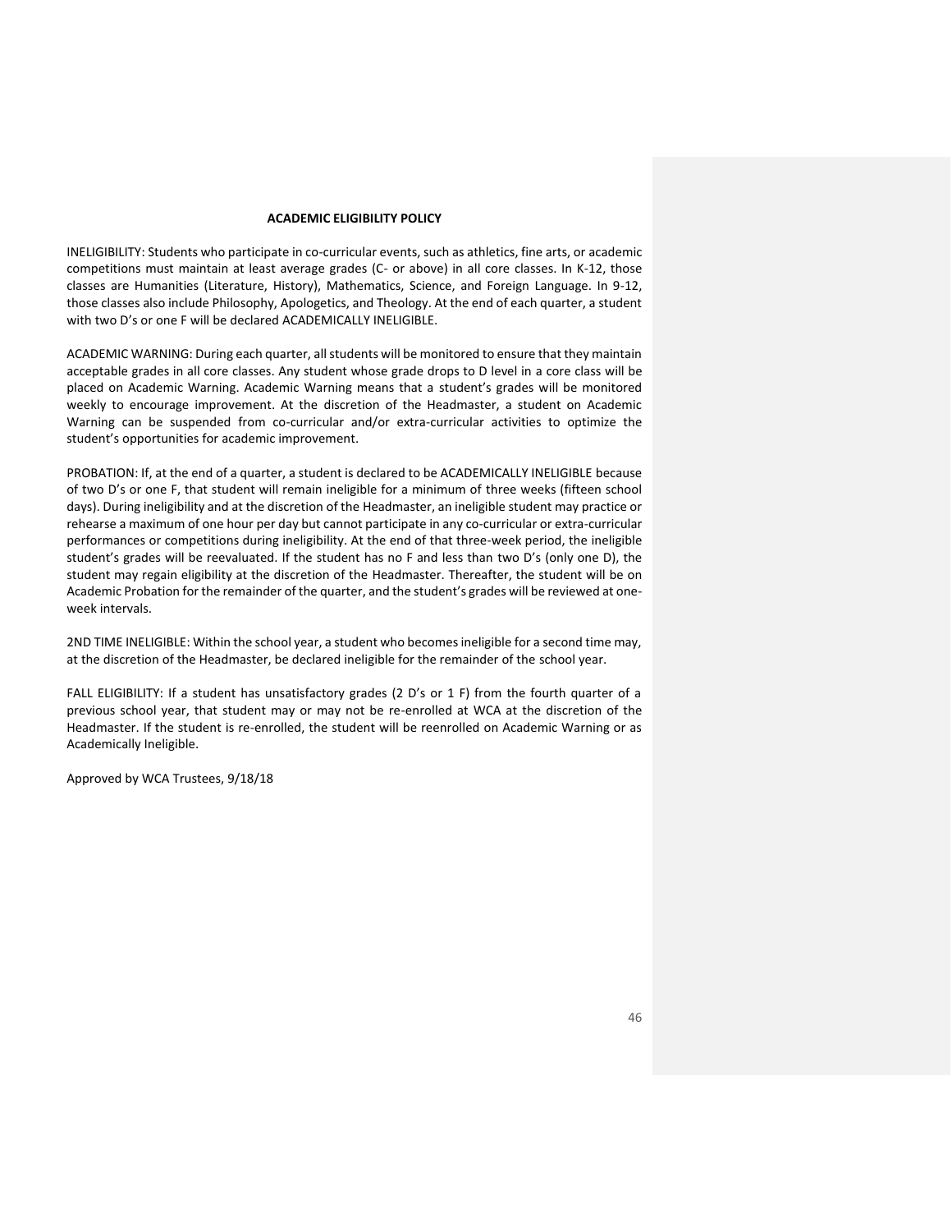## ACADEMIC ELIGIBILITY POLICY

INELIGIBILITY: Students who participate in co-curricular events, such as athletics, fine arts, or academic competitions must maintain at least average grades (C- or above) in all core classes. In K-12, those classes are Humanities (Literature, History), Mathematics, Science, and Foreign Language. In 9-12, those classes also include Philosophy, Apologetics, and Theology. At the end of each quarter, a student with two D's or one F will be declared ACADEMICALLY INELIGIBLE.

ACADEMIC WARNING: During each quarter, all students will be monitored to ensure that they maintain acceptable grades in all core classes. Any student whose grade drops to D level in a core class will be placed on Academic Warning. Academic Warning means that a student's grades will be monitored weekly to encourage improvement. At the discretion of the Headmaster, a student on Academic Warning can be suspended from co-curricular and/or extra-curricular activities to optimize the student's opportunities for academic improvement.

PROBATION: If, at the end of a quarter, a student is declared to be ACADEMICALLY INELIGIBLE because of two D's or one F, that student will remain ineligible for a minimum of three weeks (fifteen school days). During ineligibility and at the discretion of the Headmaster, an ineligible student may practice or rehearse a maximum of one hour per day but cannot participate in any co-curricular or extra-curricular performances or competitions during ineligibility. At the end of that three-week period, the ineligible student's grades will be reevaluated. If the student has no F and less than two D's (only one D), the student may regain eligibility at the discretion of the Headmaster. Thereafter, the student will be on Academic Probation for the remainder of the quarter, and the student's grades will be reviewed at one-week intervals.

2ND TIME INELIGIBLE: Within the school year, a student who becomes ineligible for a second time may, at the discretion of the Headmaster, be declared ineligible for the remainder of the school year.

FALL ELIGIBILITY: If a student has unsatisfactory grades (2 D's or 1 F) from the fourth quarter of a previous school year, that student may or may not be re-enrolled at WCA at the discretion of the Headmaster. If the student is re-enrolled, the student will be reenrolled on Academic Warning or as Academically Ineligible.

Approved by WCA Trustees, 9/18/18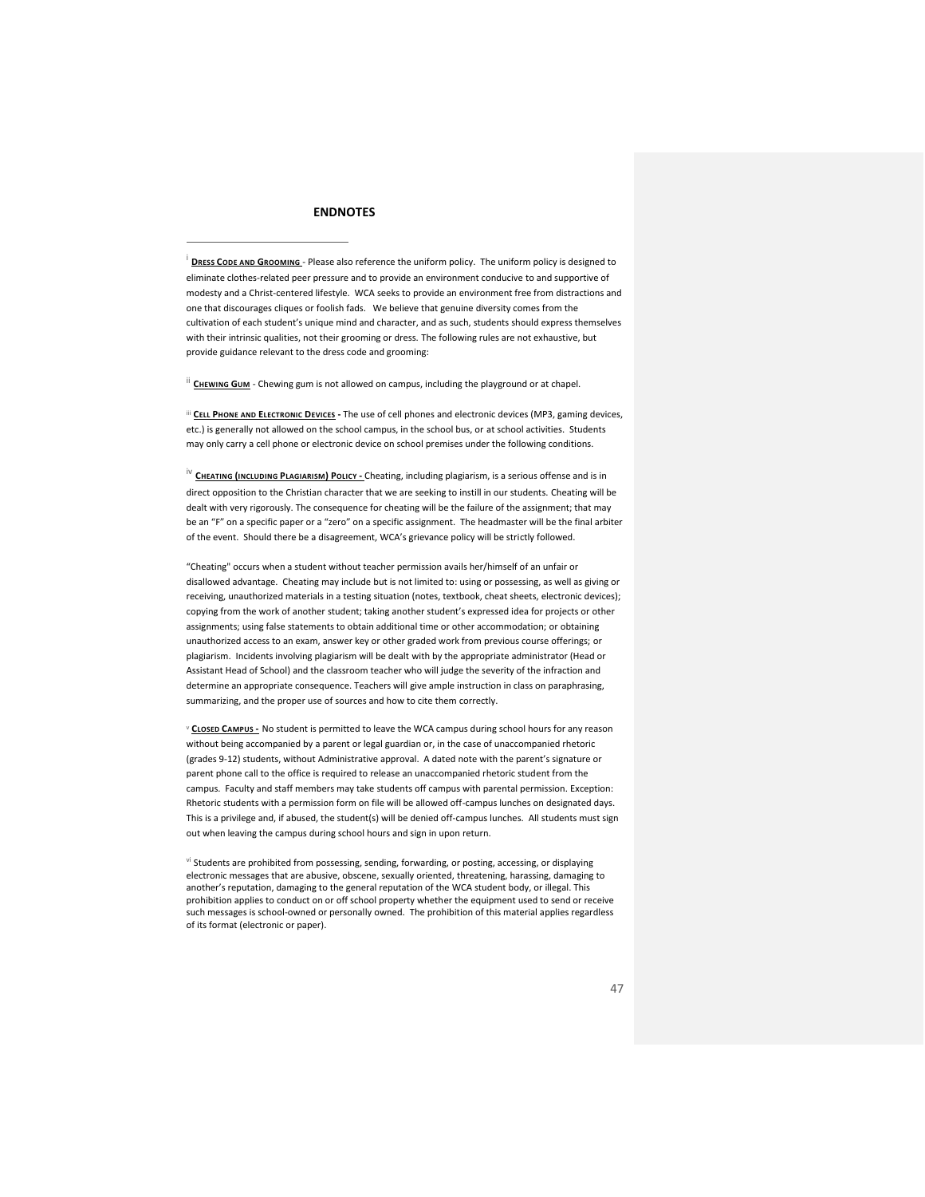## ENDNOTES

---

[i] **DRESS CODE AND GROOMING** - Please also reference the uniform policy. The uniform policy is designed to eliminate clothes-related peer pressure and to provide an environment conducive to and supportive of modesty and a Christ-centered lifestyle. WCA seeks to provide an environment free from distractions and one that discourages cliques or foolish fads. We believe that genuine diversity comes from the cultivation of each student's unique mind and character, and as such, students should express themselves with their intrinsic qualities, not their grooming or dress. The following rules are not exhaustive, but provide guidance relevant to the dress code and grooming:

[ii] **CHEWING GUM** - Chewing gum is not allowed on campus, including the playground or at chapel.

[iii] **CELL PHONE AND ELECTRONIC DEVICES** - The use of cell phones and electronic devices (MP3, gaming devices, etc.) is generally not allowed on the school campus, in the school bus, or at school activities. Students may only carry a cell phone or electronic device on school premises under the following conditions.

[iv] **CHEATING (INCLUDING PLAGIARISM) POLICY** - Cheating, including plagiarism, is a serious offense and is in direct opposition to the Christian character that we are seeking to instill in our students. Cheating will be dealt with very rigorously. The consequence for cheating will be the failure of the assignment; that may be an "F" on a specific paper or a "zero" on a specific assignment. The headmaster will be the final arbiter of the event. Should there be a disagreement, WCA's grievance policy will be strictly followed.

"Cheating" occurs when a student without teacher permission avails her/himself of an unfair or disallowed advantage. Cheating may include but is not limited to: using or possessing, as well as giving or receiving, unauthorized materials in a testing situation (notes, textbook, cheat sheets, electronic devices); copying from the work of another student; taking another student's expressed idea for projects or other assignments; using false statements to obtain additional time or other accommodation; or obtaining unauthorized access to an exam, answer key or other graded work from previous course offerings; or plagiarism. Incidents involving plagiarism will be dealt with by the appropriate administrator (Head or Assistant Head of School) and the classroom teacher who will judge the severity of the infraction and determine an appropriate consequence. Teachers will give ample instruction in class on paraphrasing, summarizing, and the proper use of sources and how to cite them correctly.

[v] **CLOSED CAMPUS** - No student is permitted to leave the WCA campus during school hours for any reason without being accompanied by a parent or legal guardian or, in the case of unaccompanied rhetoric (grades 9-12) students, without Administrative approval. A dated note with the parent's signature or parent phone call to the office is required to release an unaccompanied rhetoric student from the campus. Faculty and staff members may take students off campus with parental permission. Exception: Rhetoric students with a permission form on file will be allowed off-campus lunches on designated days. This is a privilege and, if abused, the student(s) will be denied off-campus lunches. All students must sign out when leaving the campus during school hours and sign in upon return.

[vi] Students are prohibited from possessing, sending, forwarding, or posting, accessing, or displaying electronic messages that are abusive, obscene, sexually oriented, threatening, harassing, damaging to another's reputation, damaging to the general reputation of the WCA student body, or illegal. This prohibition applies to conduct on or off school property whether the equipment used to send or receive such messages is school-owned or personally owned. The prohibition of this material applies regardless of its format (electronic or paper).